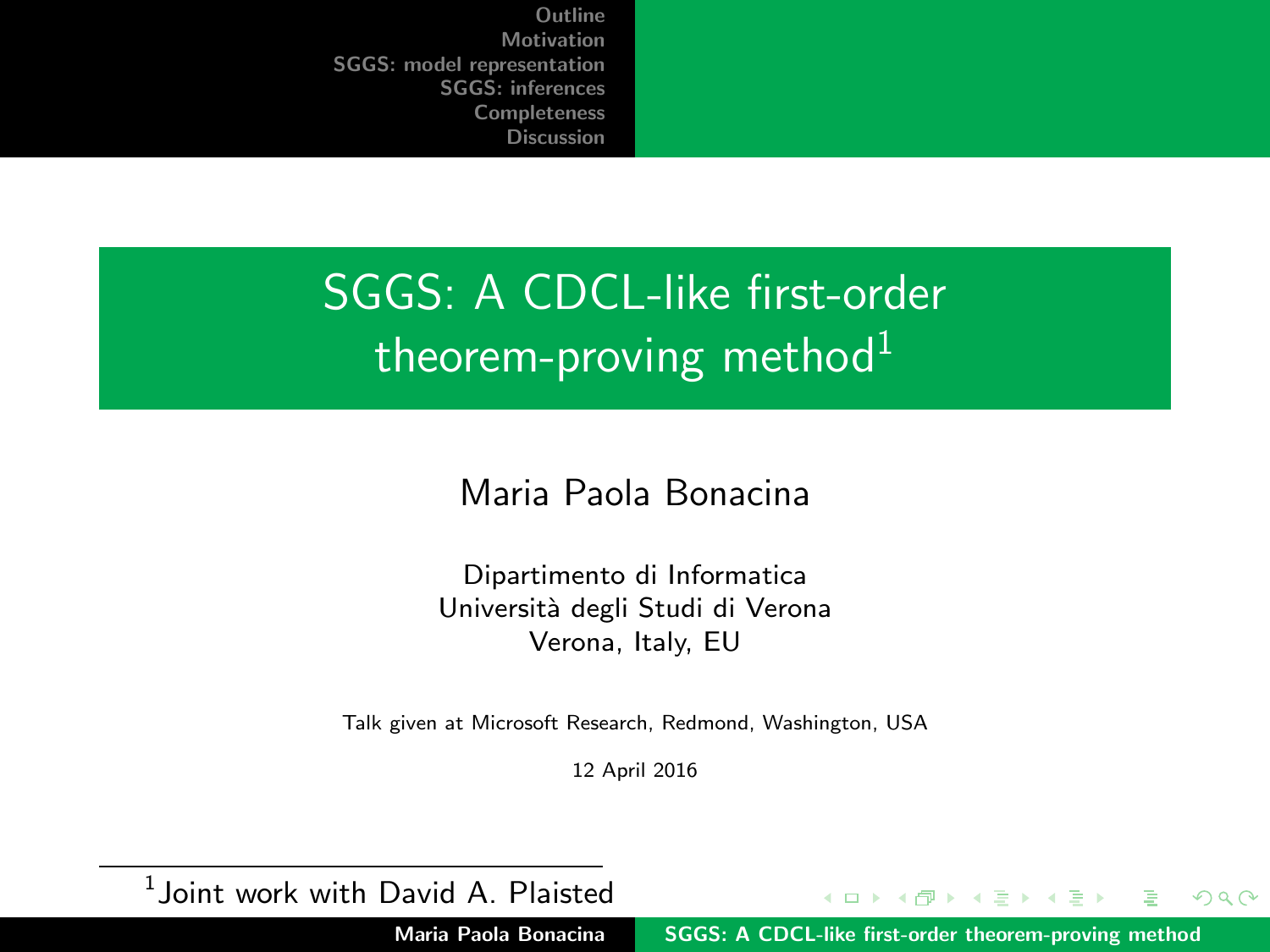# SGGS: A CDCL-like first-order theorem-proving method[1]

Maria Paola Bonacina

Dipartimento di Informatica
Università degli Studi di Verona
Verona, Italy, EU

Talk given at Microsoft Research, Redmond, Washington, USA

12 April 2016

[1] Joint work with David A. Plaisted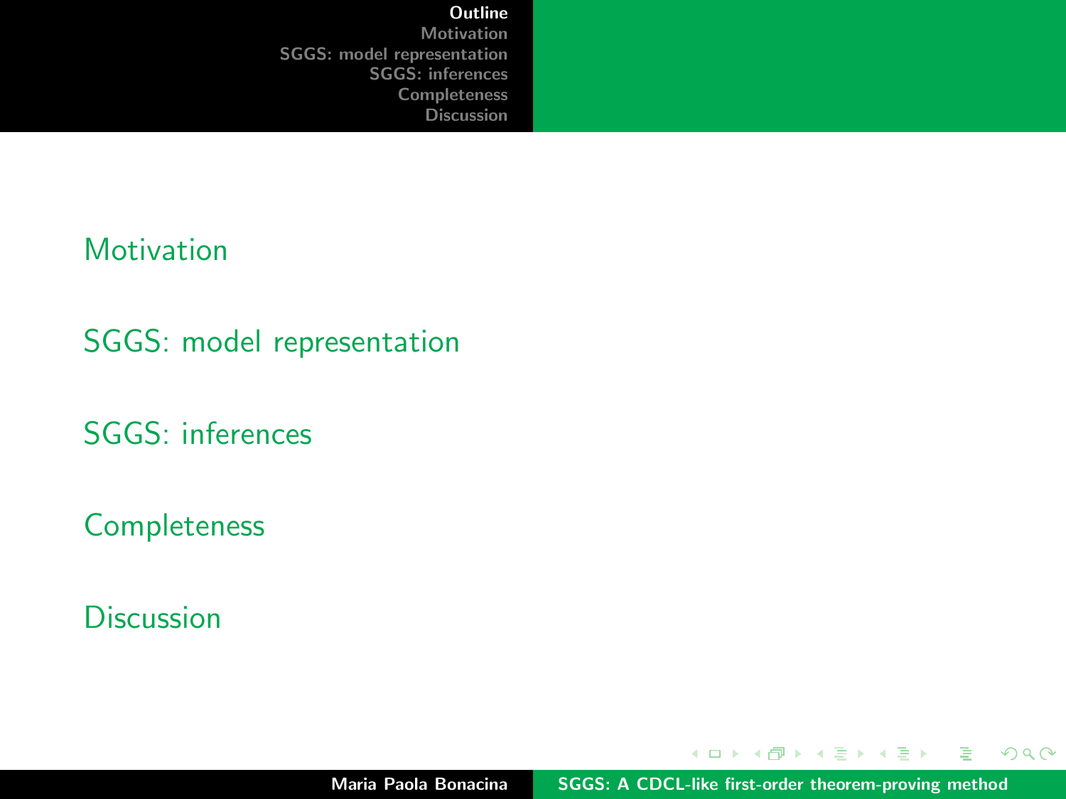Motivation

SGGS: model representation

SGGS: inferences

Completeness

Discussion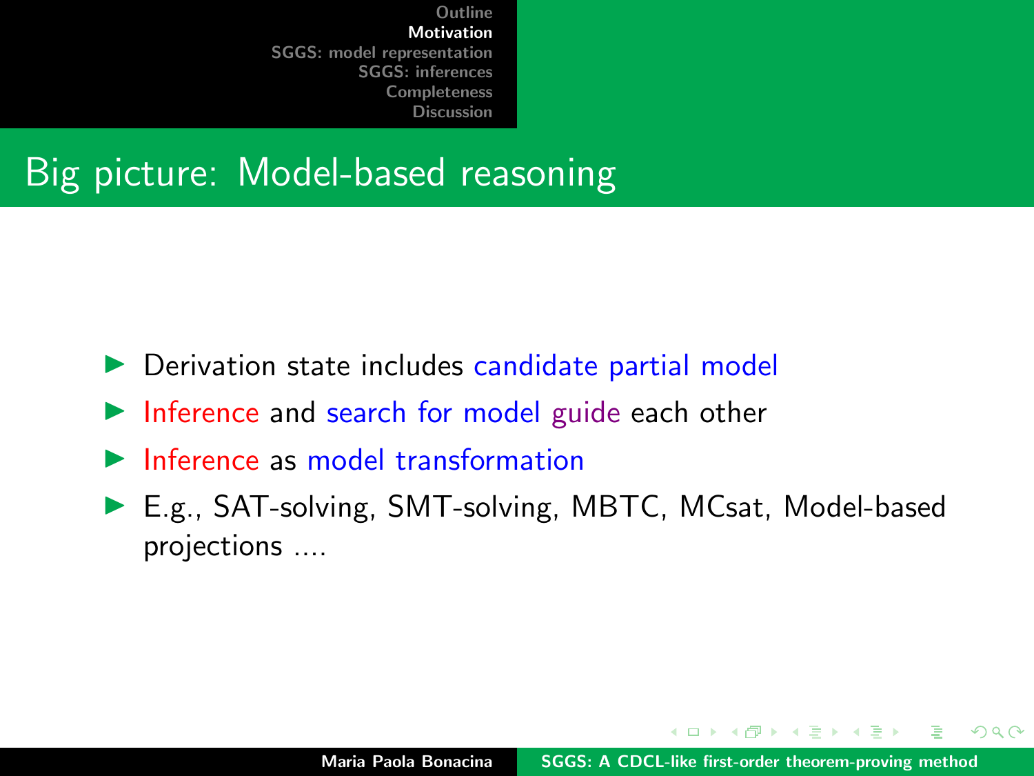## Big picture: Model-based reasoning

- Derivation state includes candidate partial model
- Inference and search for model guide each other
- Inference as model transformation
- E.g., SAT-solving, SMT-solving, MBTC, MCsat, Model-based projections ....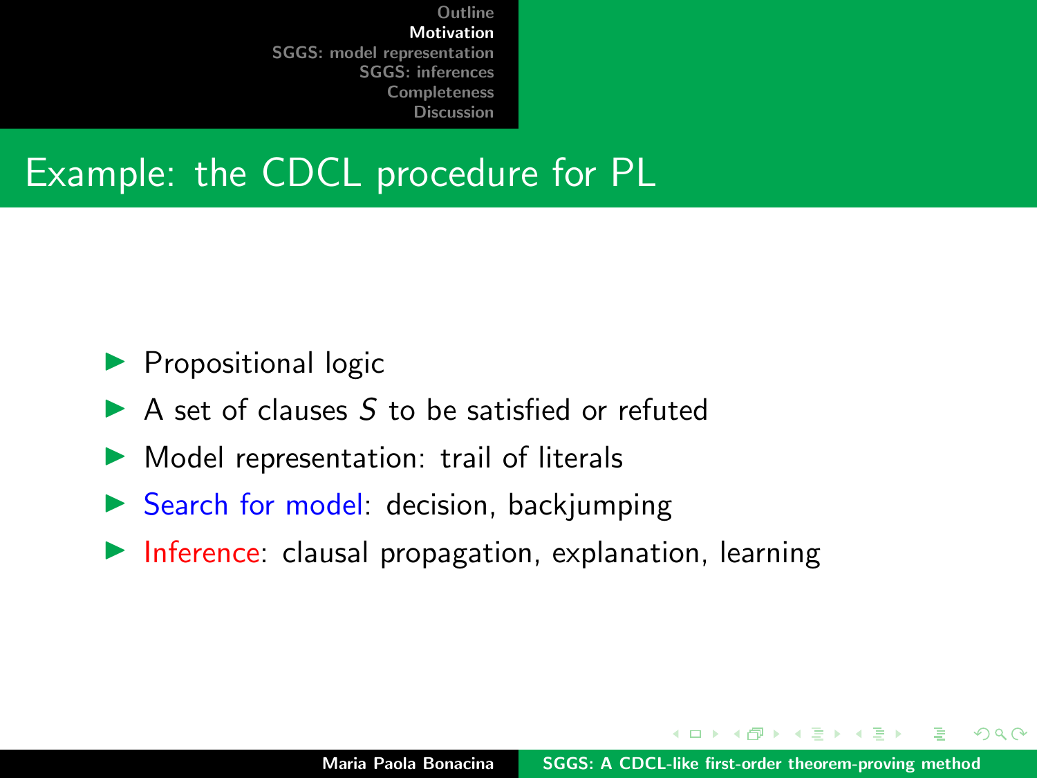## Example: the CDCL procedure for PL

- Propositional logic
- A set of clauses $S$ to be satisfied or refuted
- Model representation: trail of literals
- Search for model: decision, backjumping
- Inference: clausal propagation, explanation, learning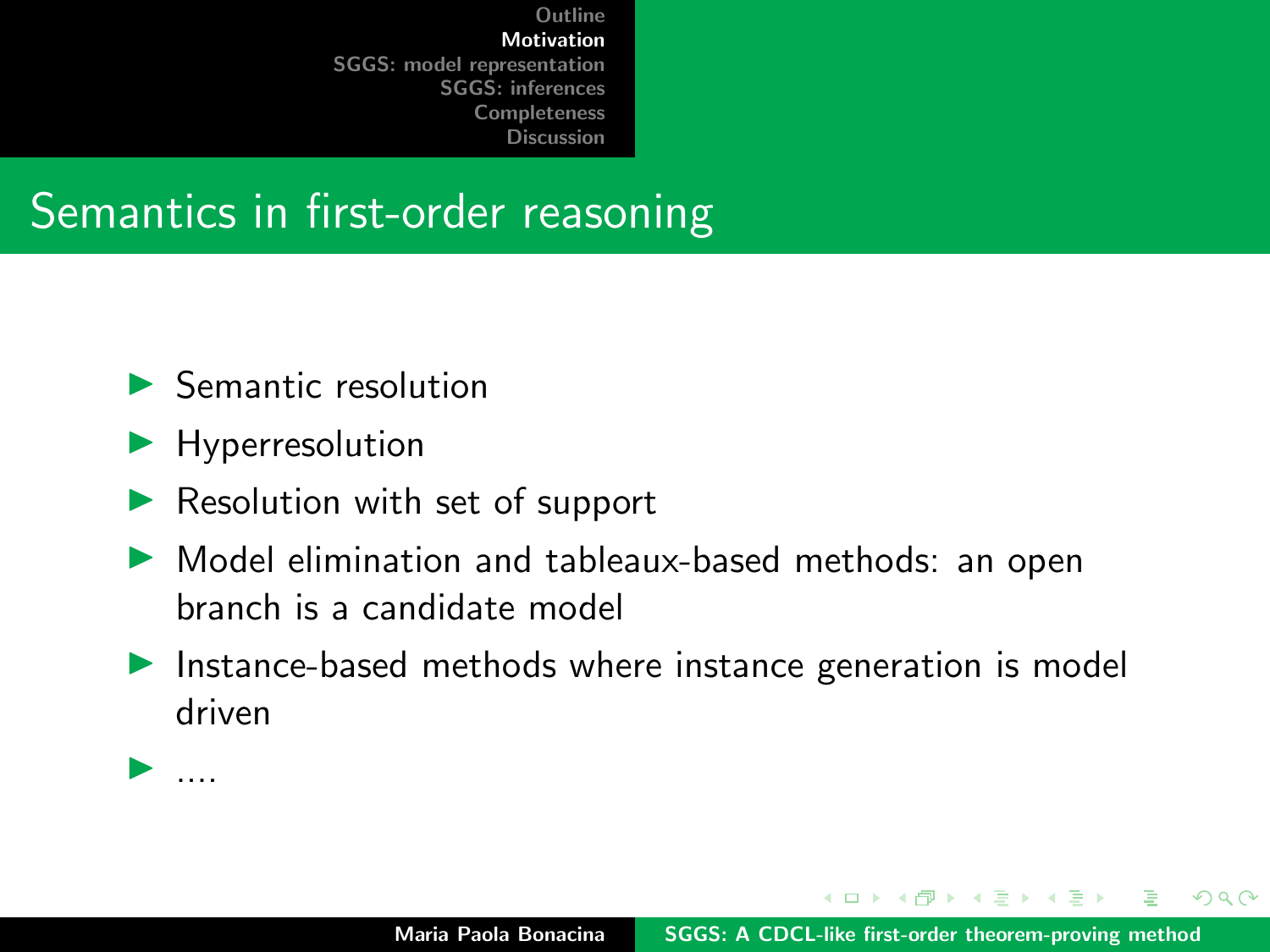# Semantics in first-order reasoning

- Semantic resolution
- Hyperresolution
- Resolution with set of support
- Model elimination and tableaux-based methods: an open branch is a candidate model
- Instance-based methods where instance generation is model driven
- ....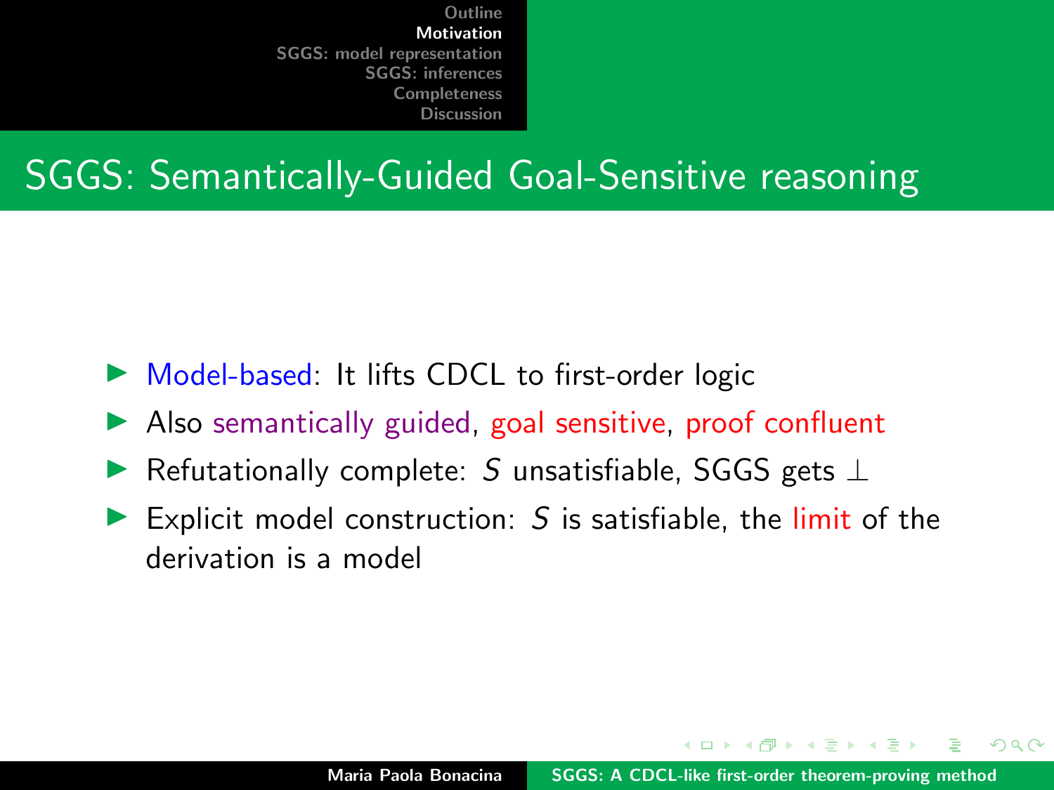# SGGS: Semantically-Guided Goal-Sensitive reasoning

- Model-based: It lifts CDCL to first-order logic
- Also semantically guided, goal sensitive, proof confluent
- Refutationally complete: $S$ unsatisfiable, SGGS gets $\perp$
- Explicit model construction: $S$ is satisfiable, the limit of the derivation is a model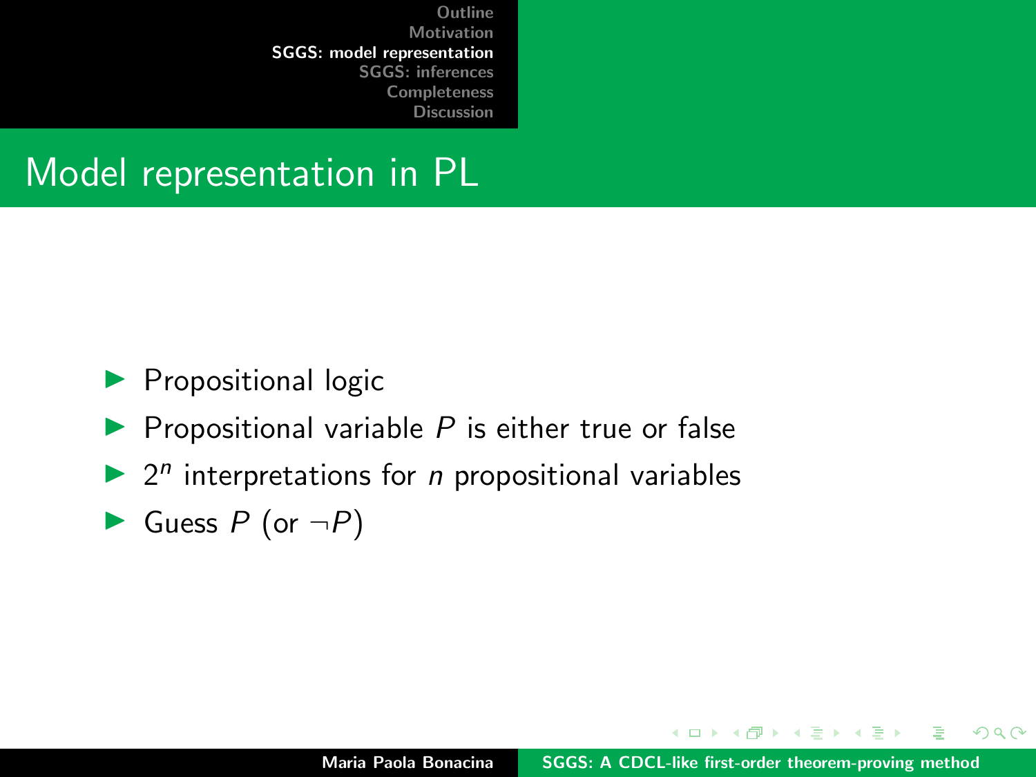# Model representation in PL

- Propositional logic
- Propositional variable $P$ is either true or false
- $2^n$ interpretations for $n$ propositional variables
- Guess $P$ (or $\neg P$)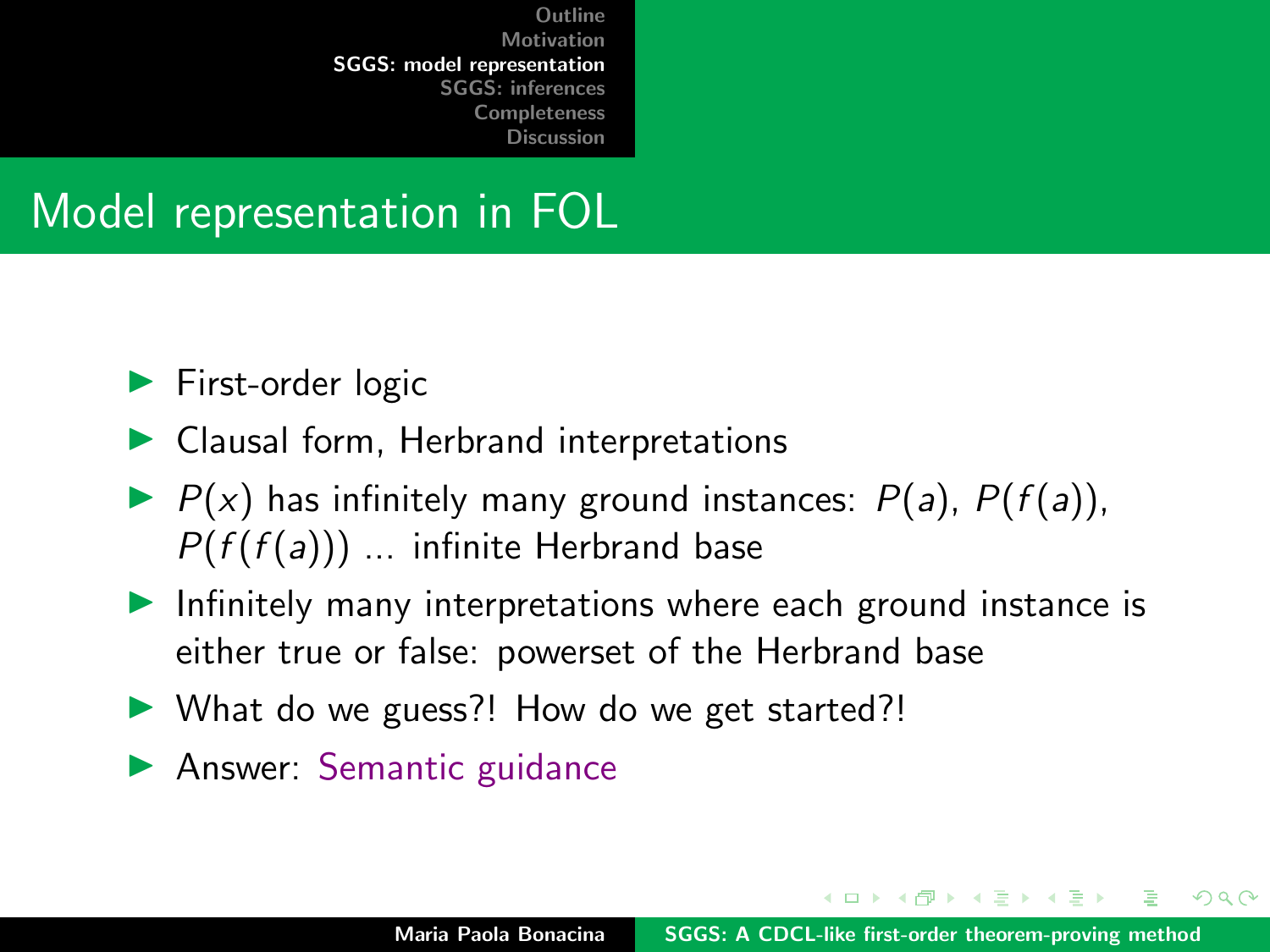# Model representation in FOL

- First-order logic
- Clausal form, Herbrand interpretations
- $P(x)$ has infinitely many ground instances: $P(a)$, $P(f(a))$, $P(f(f(a)))$ ... infinite Herbrand base
- Infinitely many interpretations where each ground instance is either true or false: powerset of the Herbrand base
- What do we guess?! How do we get started?!
- Answer: Semantic guidance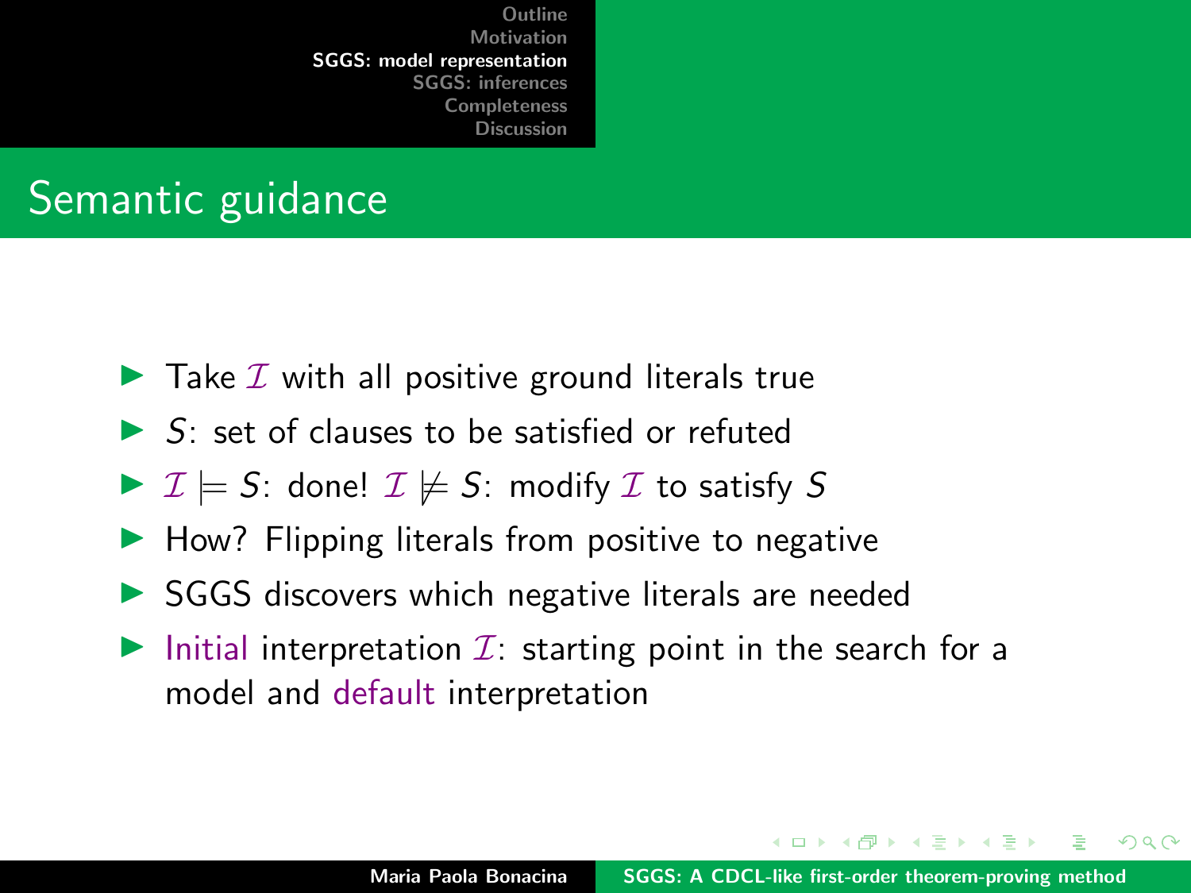# Semantic guidance

- Take $\mathcal{I}$ with all positive ground literals true
- $S$: set of clauses to be satisfied or refuted
- $\mathcal{I} \models S$: done! $\mathcal{I} \not\models S$: modify $\mathcal{I}$ to satisfy $S$
- How? Flipping literals from positive to negative
- SGGS discovers which negative literals are needed
- Initial interpretation $\mathcal{I}$: starting point in the search for a model and default interpretation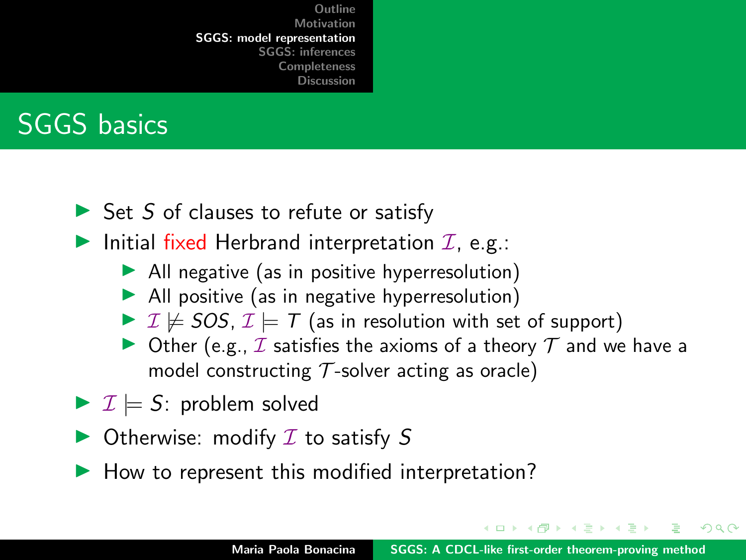## SGGS basics

- Set $S$ of clauses to refute or satisfy
- Initial fixed Herbrand interpretation $\mathcal{I}$, e.g.:
  - All negative (as in positive hyperresolution)
  - All positive (as in negative hyperresolution)
  - $\mathcal{I} \not\models SOS$, $\mathcal{I} \models T$ (as in resolution with set of support)
  - Other (e.g., $\mathcal{I}$ satisfies the axioms of a theory $\mathcal{T}$ and we have a model constructing $\mathcal{T}$-solver acting as oracle)
- $\mathcal{I} \models S$: problem solved
- Otherwise: modify $\mathcal{I}$ to satisfy $S$
- How to represent this modified interpretation?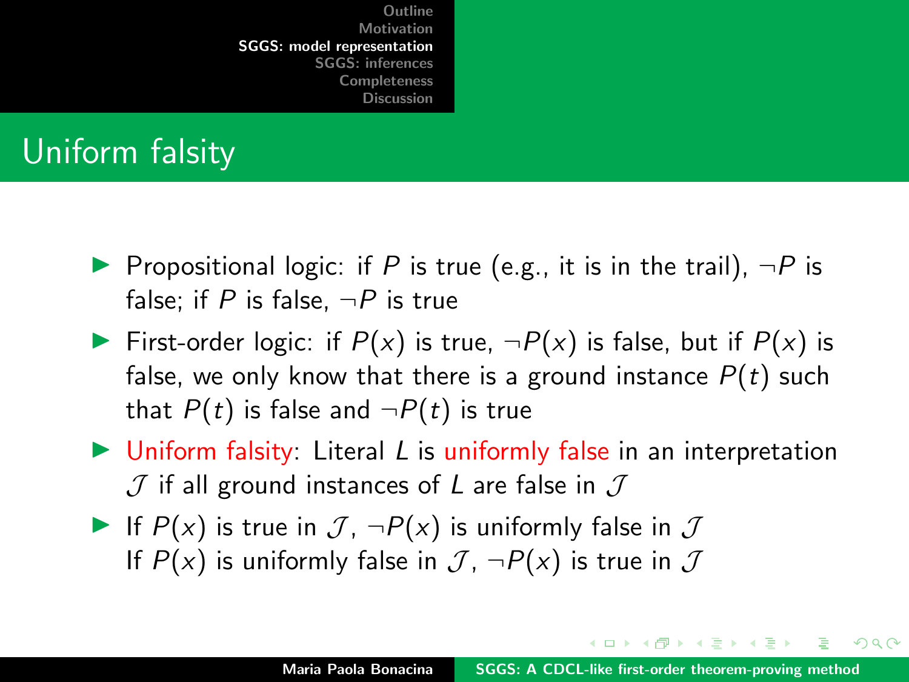# Uniform falsity

- Propositional logic: if $P$ is true (e.g., it is in the trail), $\neg P$ is false; if $P$ is false, $\neg P$ is true
- First-order logic: if $P(x)$ is true, $\neg P(x)$ is false, but if $P(x)$ is false, we only know that there is a ground instance $P(t)$ such that $P(t)$ is false and $\neg P(t)$ is true
- Uniform falsity: Literal $L$ is uniformly false in an interpretation $\mathcal{J}$ if all ground instances of $L$ are false in $\mathcal{J}$
- If $P(x)$ is true in $\mathcal{J}$, $\neg P(x)$ is uniformly false in $\mathcal{J}$
  If $P(x)$ is uniformly false in $\mathcal{J}$, $\neg P(x)$ is true in $\mathcal{J}$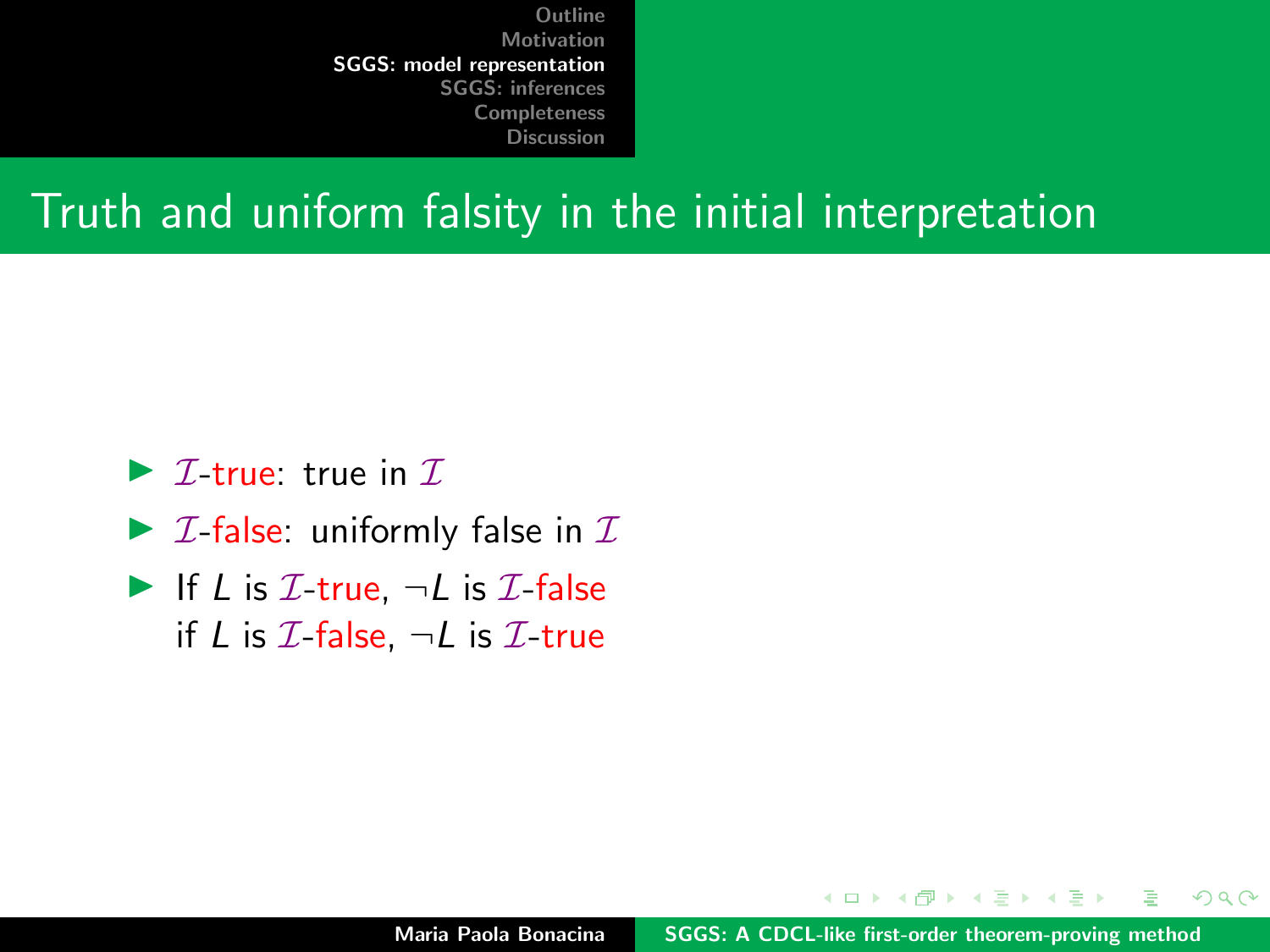## Truth and uniform falsity in the initial interpretation

- $\mathcal{I}$-true: true in $\mathcal{I}$
- $\mathcal{I}$-false: uniformly false in $\mathcal{I}$
- If $L$ is $\mathcal{I}$-true, $\neg L$ is $\mathcal{I}$-false
  if $L$ is $\mathcal{I}$-false, $\neg L$ is $\mathcal{I}$-true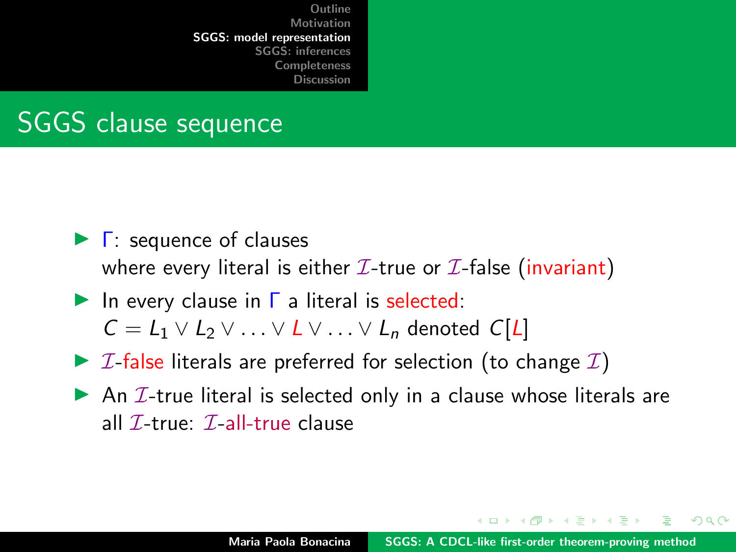# SGGS clause sequence

- $\Gamma$: sequence of clauses
  where every literal is either $\mathcal{I}$-true or $\mathcal{I}$-false (invariant)
- In every clause in $\Gamma$ a literal is selected:
  $C = L_1 \vee L_2 \vee \ldots \vee L \vee \ldots \vee L_n$ denoted $C[L]$
- $\mathcal{I}$-false literals are preferred for selection (to change $\mathcal{I}$)
- An $\mathcal{I}$-true literal is selected only in a clause whose literals are all $\mathcal{I}$-true: $\mathcal{I}$-all-true clause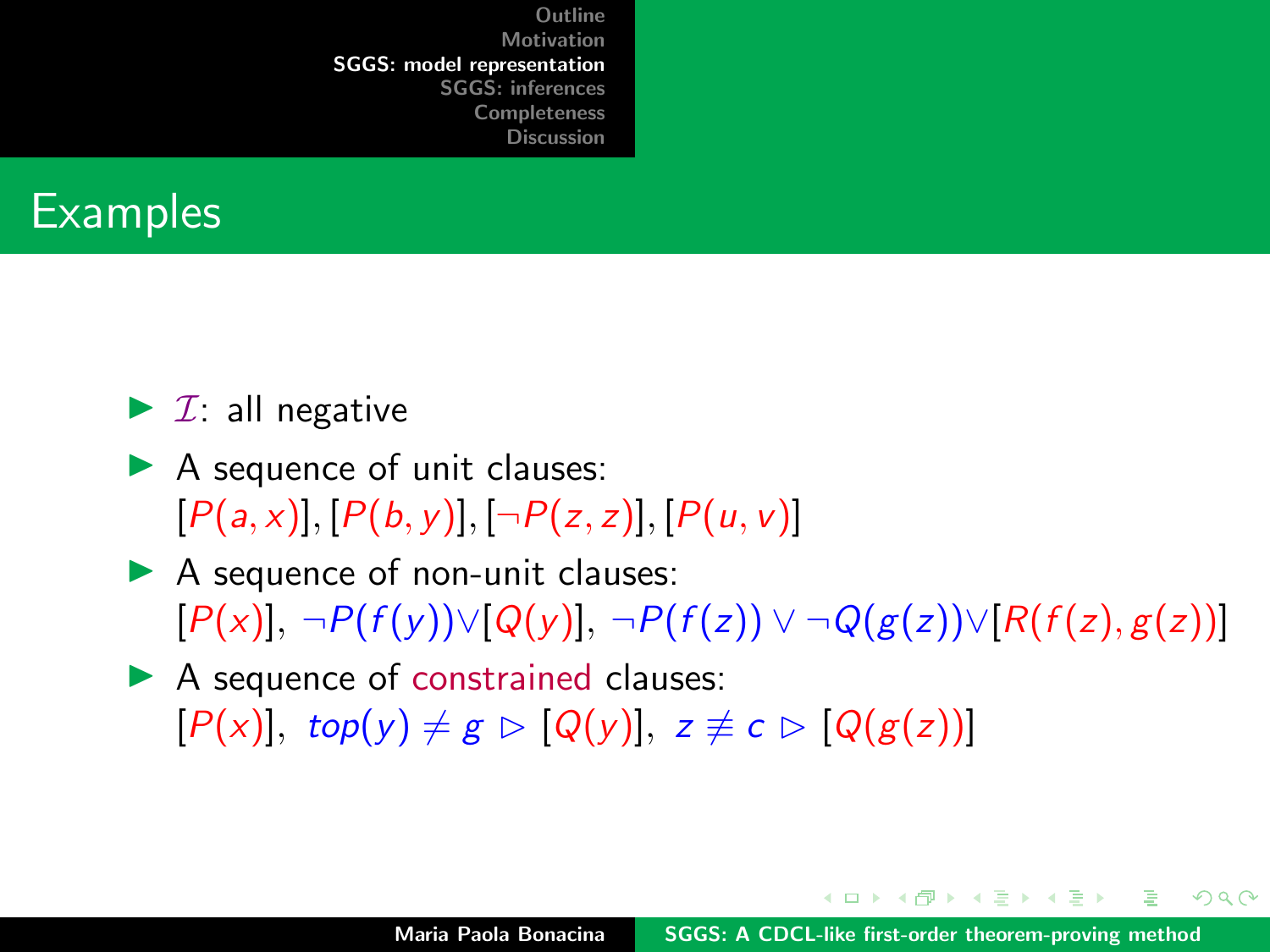# Examples

- $\mathcal{I}$: all negative
- A sequence of unit clauses:
  $[P(a,x)], [P(b,y)], [\neg P(z,z)], [P(u,v)]$
- A sequence of non-unit clauses:
  $[P(x)],\ \neg P(f(y)) \vee [Q(y)],\ \neg P(f(z)) \vee \neg Q(g(z)) \vee [R(f(z), g(z))]$
- A sequence of constrained clauses:
  $[P(x)],\ top(y) \neq g \rhd [Q(y)],\ z \not\equiv c \rhd [Q(g(z))]$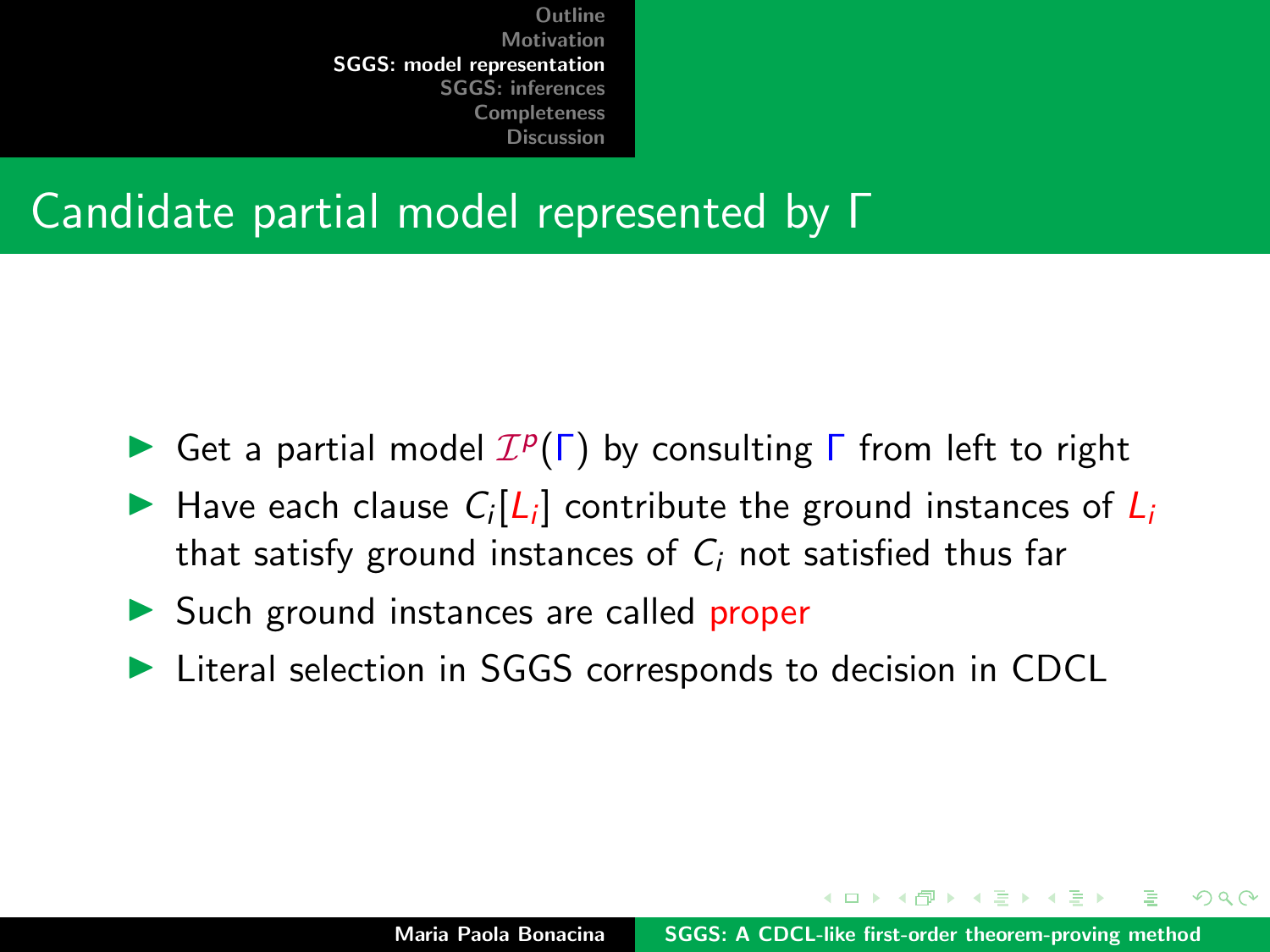## Candidate partial model represented by $\Gamma$

- Get a partial model $\mathcal{I}^p(\Gamma)$ by consulting $\Gamma$ from left to right
- Have each clause $C_i[L_i]$ contribute the ground instances of $L_i$ that satisfy ground instances of $C_i$ not satisfied thus far
- Such ground instances are called proper
- Literal selection in SGGS corresponds to decision in CDCL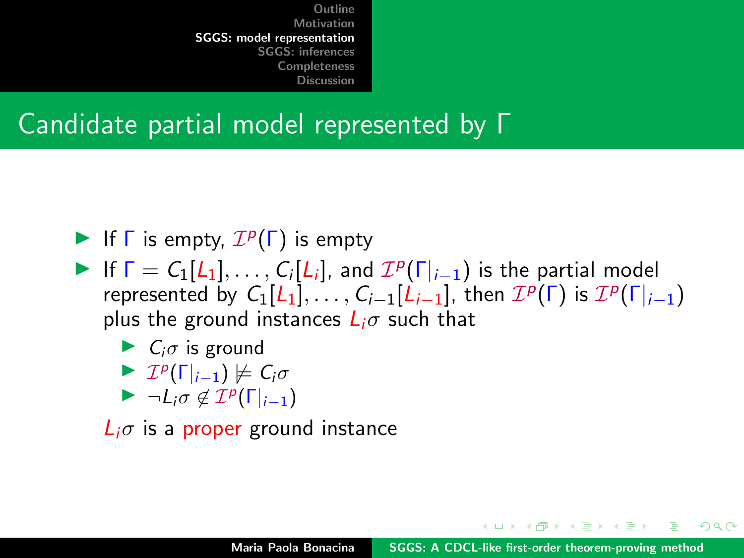# Candidate partial model represented by $\Gamma$

- If $\Gamma$ is empty, $\mathcal{I}^p(\Gamma)$ is empty
- If $\Gamma = C_1[L_1], \ldots, C_i[L_i]$, and $\mathcal{I}^p(\Gamma|_{i-1})$ is the partial model represented by $C_1[L_1], \ldots, C_{i-1}[L_{i-1}]$, then $\mathcal{I}^p(\Gamma)$ is $\mathcal{I}^p(\Gamma|_{i-1})$ plus the ground instances $L_i\sigma$ such that
  - $C_i\sigma$ is ground
  - $\mathcal{I}^p(\Gamma|_{i-1}) \not\models C_i\sigma$
  - $\neg L_i\sigma \notin \mathcal{I}^p(\Gamma|_{i-1})$

  $L_i\sigma$ is a proper ground instance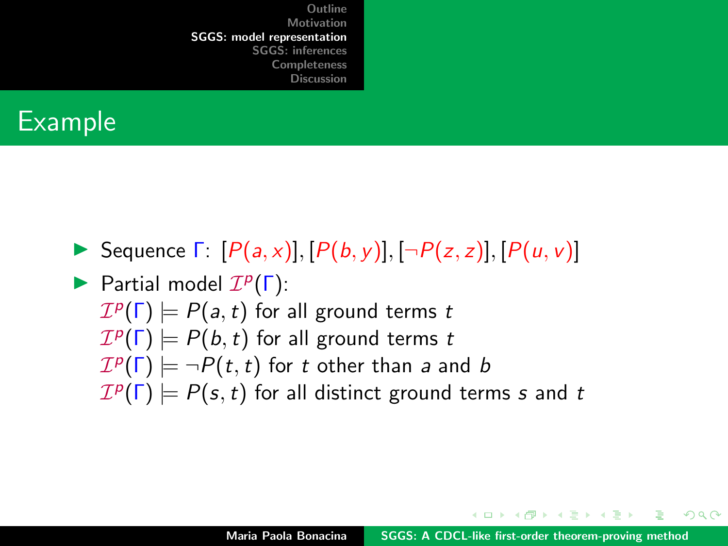# Example

- Sequence $\Gamma$: $[P(a,x)], [P(b,y)], [\neg P(z,z)], [P(u,v)]$
- Partial model $\mathcal{I}^p(\Gamma)$:
  $\mathcal{I}^p(\Gamma) \models P(a,t)$ for all ground terms $t$
  $\mathcal{I}^p(\Gamma) \models P(b,t)$ for all ground terms $t$
  $\mathcal{I}^p(\Gamma) \models \neg P(t,t)$ for $t$ other than $a$ and $b$
  $\mathcal{I}^p(\Gamma) \models P(s,t)$ for all distinct ground terms $s$ and $t$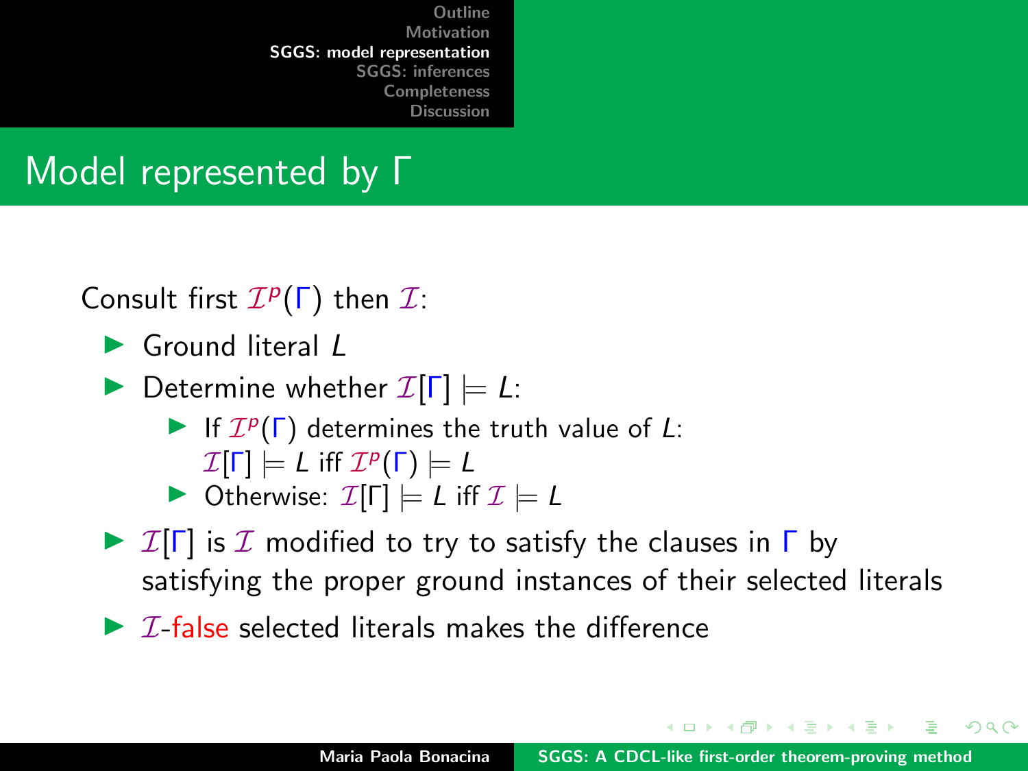# Model represented by $\Gamma$

Consult first $\mathcal{I}^p(\Gamma)$ then $\mathcal{I}$:

- Ground literal $L$
- Determine whether $\mathcal{I}[\Gamma] \models L$:
  - If $\mathcal{I}^p(\Gamma)$ determines the truth value of $L$: $\mathcal{I}[\Gamma] \models L$ iff $\mathcal{I}^p(\Gamma) \models L$
  - Otherwise: $\mathcal{I}[\Gamma] \models L$ iff $\mathcal{I} \models L$
- $\mathcal{I}[\Gamma]$ is $\mathcal{I}$ modified to try to satisfy the clauses in $\Gamma$ by satisfying the proper ground instances of their selected literals
- $\mathcal{I}$-false selected literals makes the difference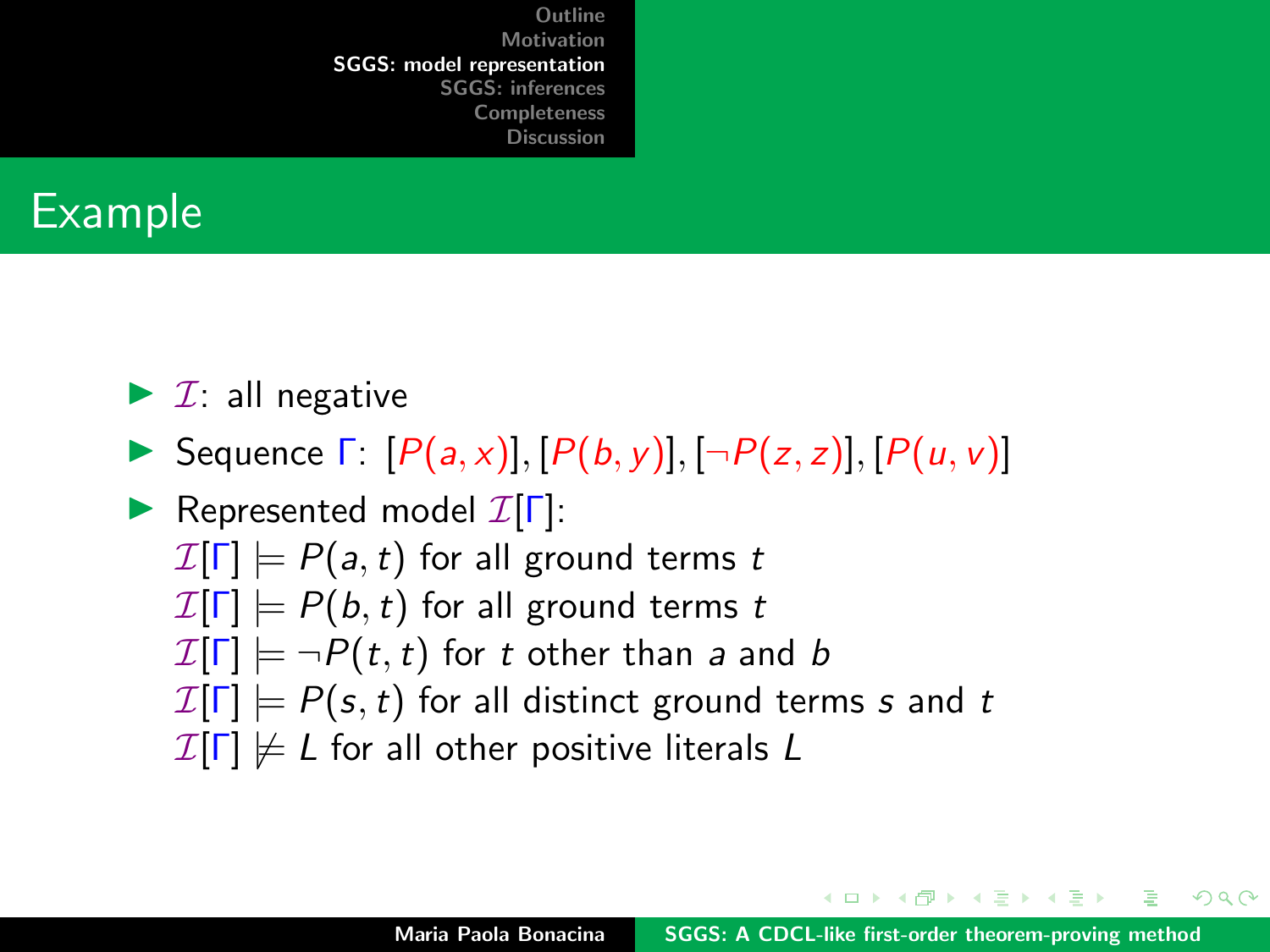# Example

- $\mathcal{I}$: all negative
- Sequence $\Gamma$: $[P(a,x)], [P(b,y)], [\neg P(z,z)], [P(u,v)]$
- Represented model $\mathcal{I}[\Gamma]$:
  $\mathcal{I}[\Gamma] \models P(a,t)$ for all ground terms $t$
  $\mathcal{I}[\Gamma] \models P(b,t)$ for all ground terms $t$
  $\mathcal{I}[\Gamma] \models \neg P(t,t)$ for $t$ other than $a$ and $b$
  $\mathcal{I}[\Gamma] \models P(s,t)$ for all distinct ground terms $s$ and $t$
  $\mathcal{I}[\Gamma] \not\models L$ for all other positive literals $L$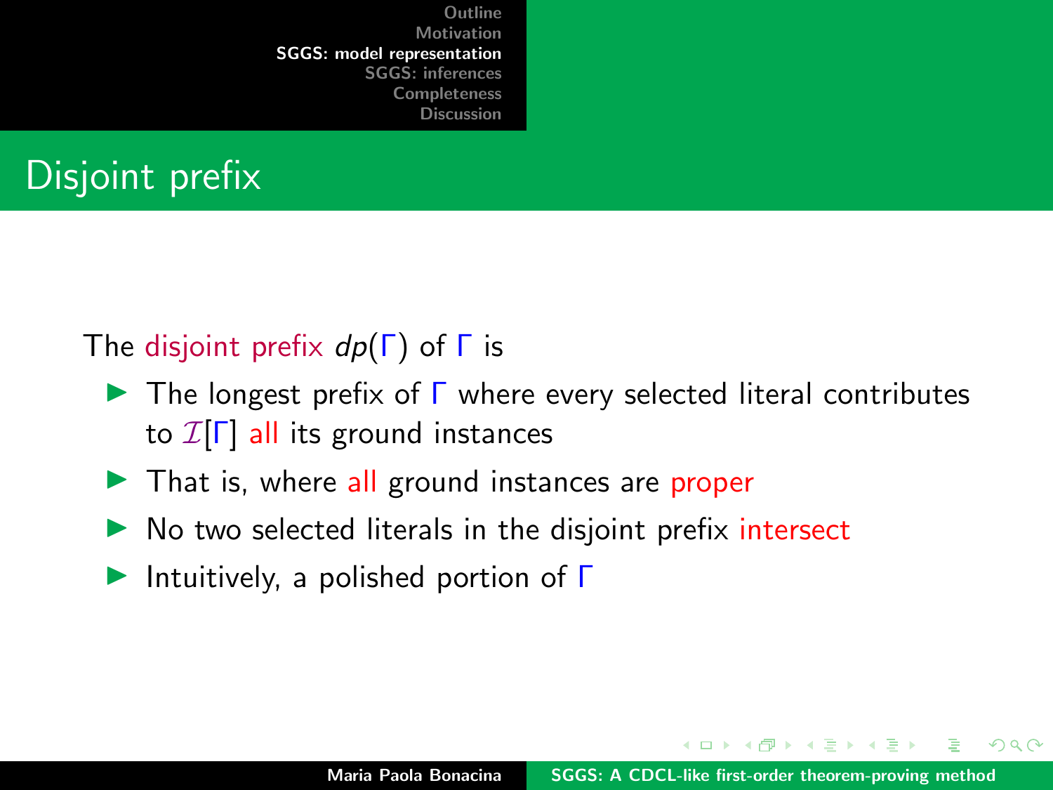# Disjoint prefix

The disjoint prefix $dp(\Gamma)$ of $\Gamma$ is

- The longest prefix of $\Gamma$ where every selected literal contributes to $\mathcal{I}[\Gamma]$ all its ground instances
- That is, where all ground instances are proper
- No two selected literals in the disjoint prefix intersect
- Intuitively, a polished portion of $\Gamma$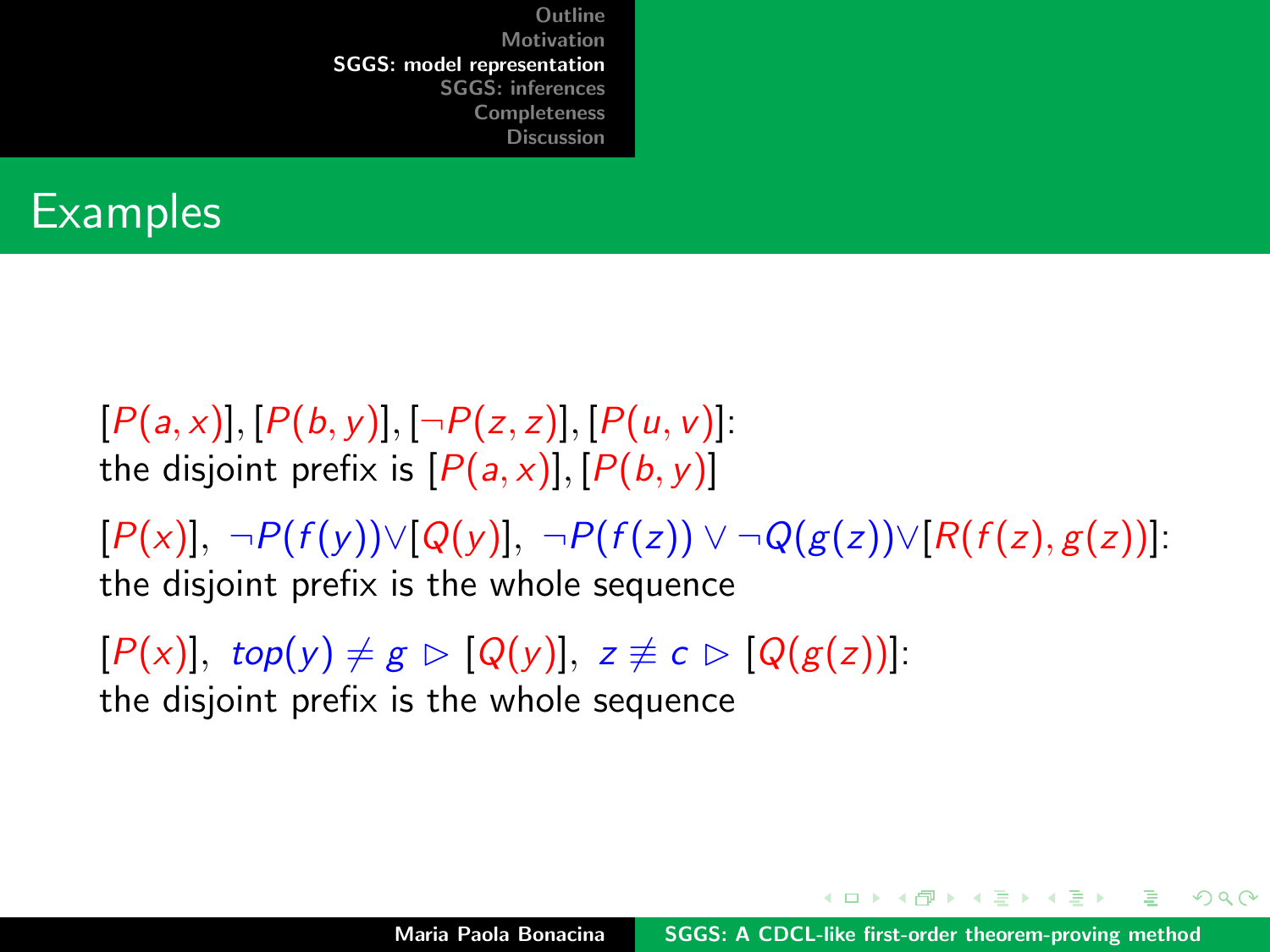# Examples

$[P(a,x)], [P(b,y)], [\neg P(z,z)], [P(u,v)]$:
the disjoint prefix is $[P(a,x)], [P(b,y)]$

$[P(x)],\ \neg P(f(y)) \vee [Q(y)],\ \neg P(f(z)) \vee \neg Q(g(z)) \vee [R(f(z), g(z))]$:
the disjoint prefix is the whole sequence

$[P(x)],\ top(y) \neq g \rhd [Q(y)],\ z \not\equiv c \rhd [Q(g(z))]$:
the disjoint prefix is the whole sequence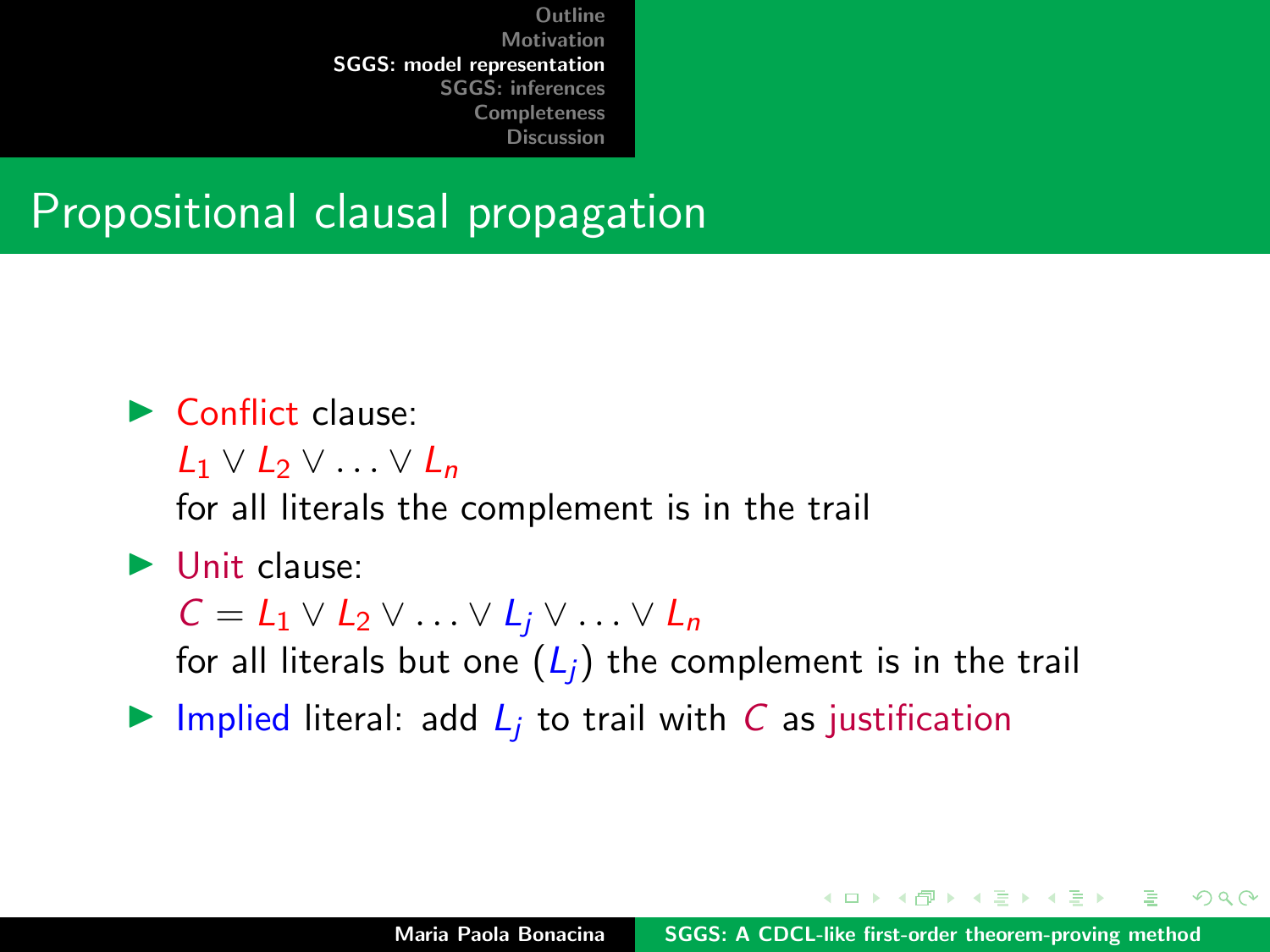# Propositional clausal propagation

- Conflict clause:
  $L_1 \vee L_2 \vee \ldots \vee L_n$
  for all literals the complement is in the trail
- Unit clause:
  $C = L_1 \vee L_2 \vee \ldots \vee L_j \vee \ldots \vee L_n$
  for all literals but one ($L_j$) the complement is in the trail
- Implied literal: add $L_j$ to trail with $C$ as justification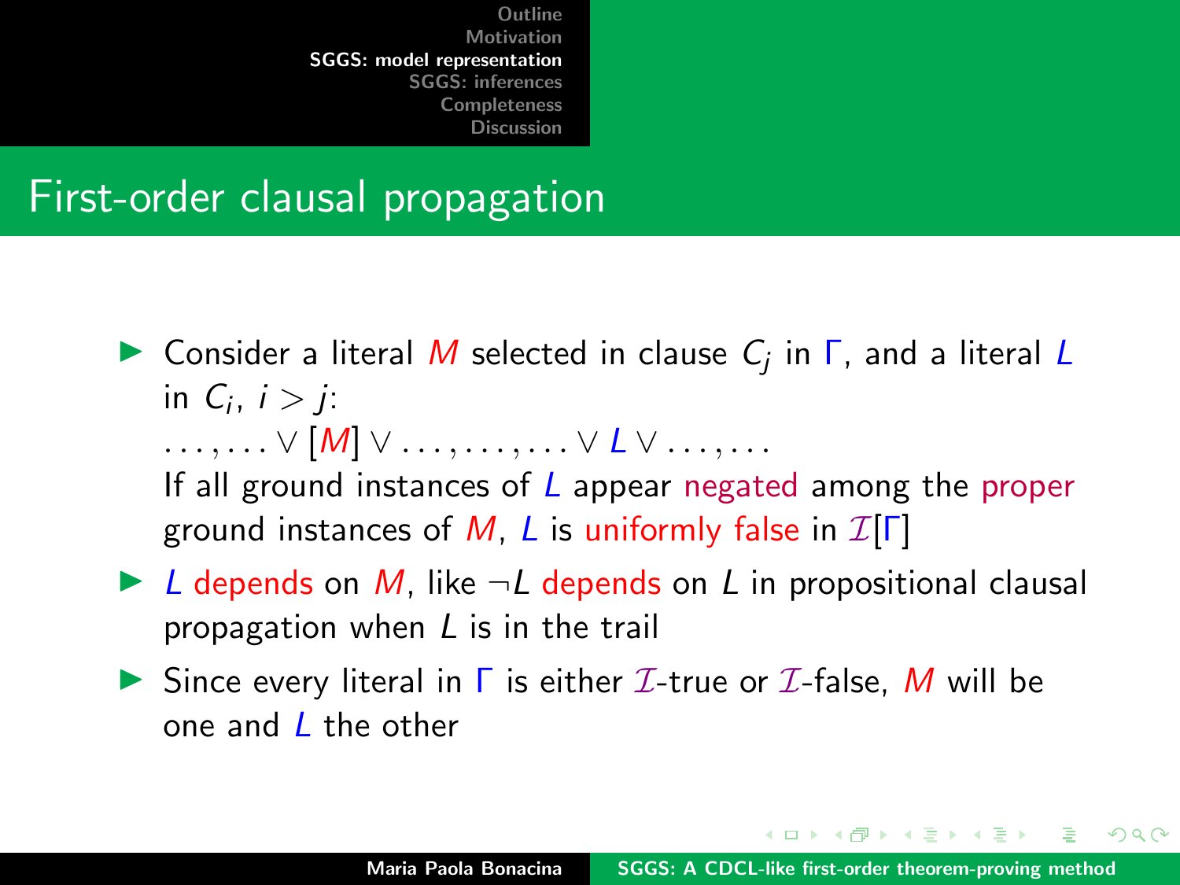# First-order clausal propagation

- Consider a literal $M$ selected in clause $C_j$ in $\Gamma$, and a literal $L$ in $C_i$, $i > j$:
  $\ldots, \ldots \vee [M] \vee \ldots, \ldots, \ldots \vee L \vee \ldots, \ldots$
  If all ground instances of $L$ appear negated among the proper ground instances of $M$, $L$ is uniformly false in $\mathcal{I}[\Gamma]$
- $L$ depends on $M$, like $\neg L$ depends on $L$ in propositional clausal propagation when $L$ is in the trail
- Since every literal in $\Gamma$ is either $\mathcal{I}$-true or $\mathcal{I}$-false, $M$ will be one and $L$ the other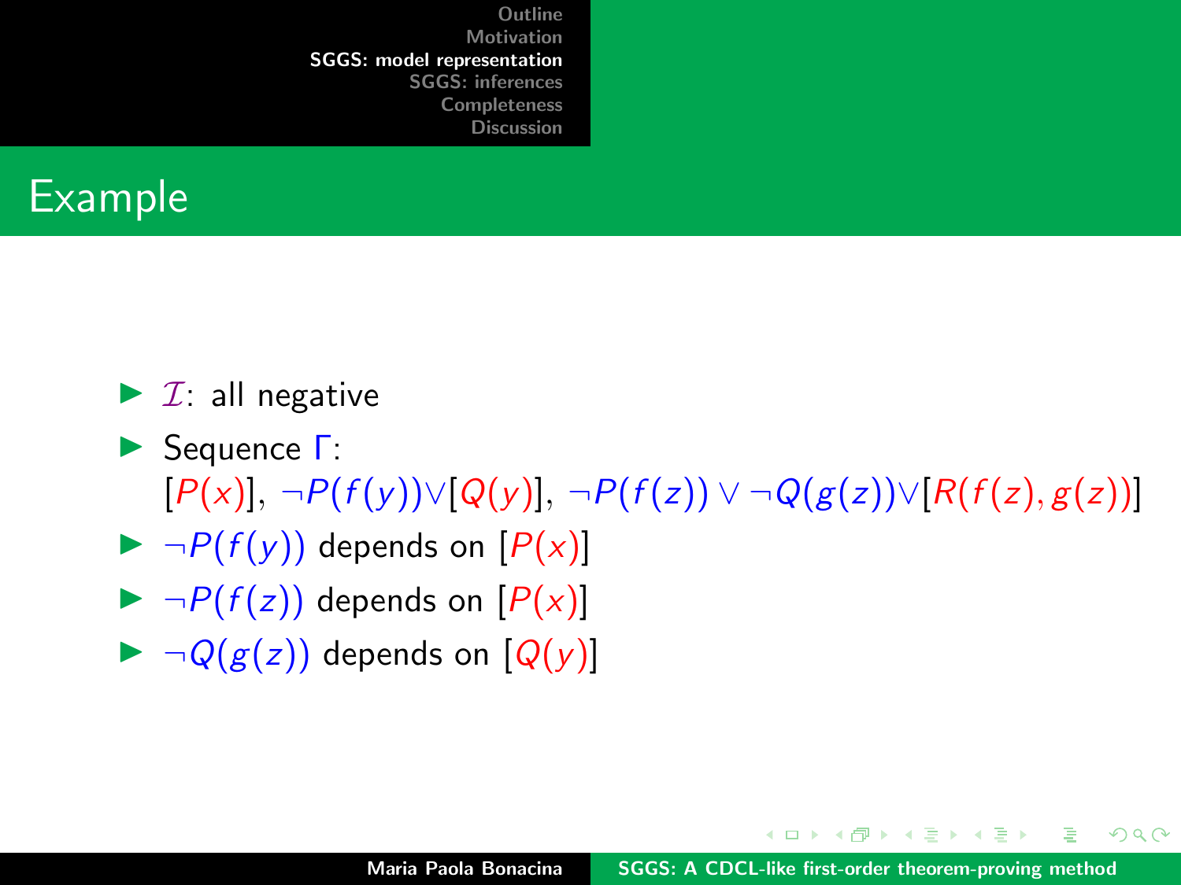# Example

- $\mathcal{I}$: all negative
- Sequence $\Gamma$:
  $[P(x)]$, $\neg P(f(y)) \vee [Q(y)]$, $\neg P(f(z)) \vee \neg Q(g(z)) \vee [R(f(z), g(z))]$
- $\neg P(f(y))$ depends on $[P(x)]$
- $\neg P(f(z))$ depends on $[P(x)]$
- $\neg Q(g(z))$ depends on $[Q(y)]$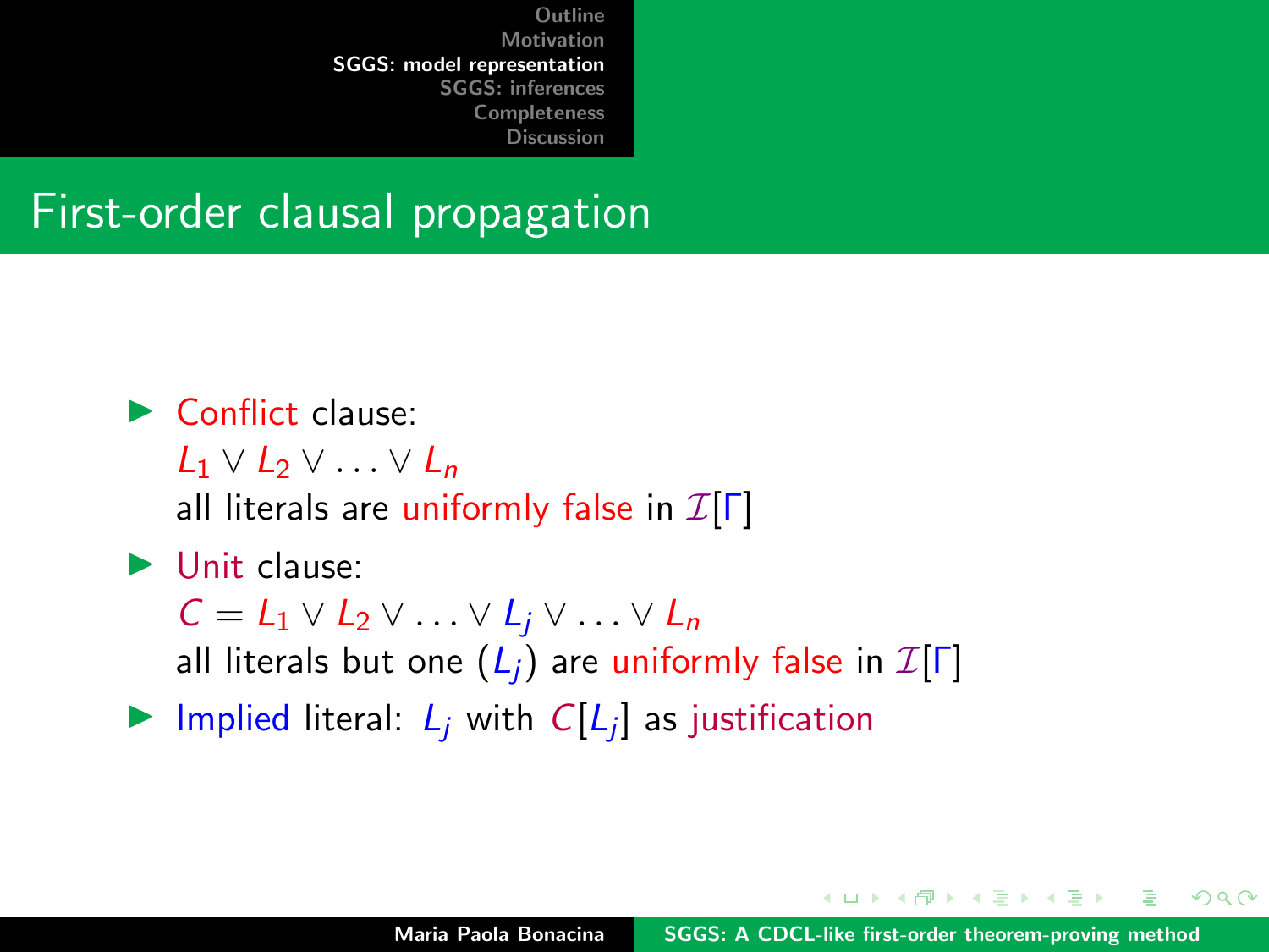## First-order clausal propagation

- Conflict clause:
  $L_1 \vee L_2 \vee \ldots \vee L_n$
  all literals are uniformly false in $\mathcal{I}[\Gamma]$
- Unit clause:
  $C = L_1 \vee L_2 \vee \ldots \vee L_j \vee \ldots \vee L_n$
  all literals but one ($L_j$) are uniformly false in $\mathcal{I}[\Gamma]$
- Implied literal: $L_j$ with $C[L_j]$ as justification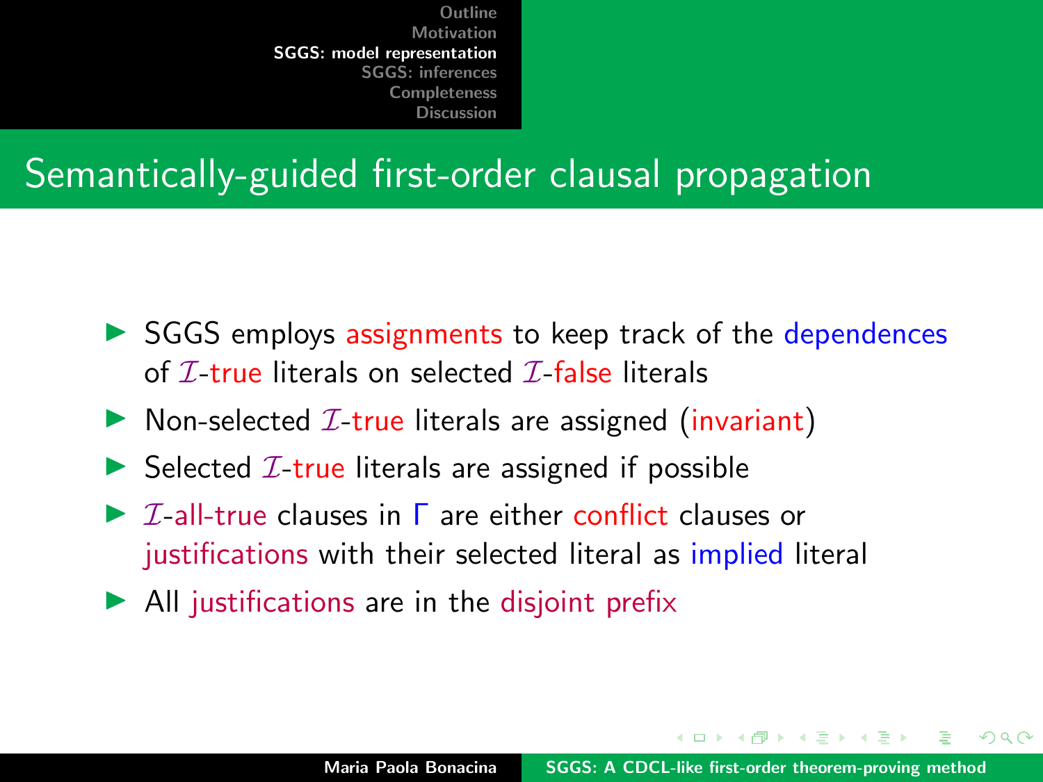# Semantically-guided first-order clausal propagation

- SGGS employs assignments to keep track of the dependences of $\mathcal{I}$-true literals on selected $\mathcal{I}$-false literals
- Non-selected $\mathcal{I}$-true literals are assigned (invariant)
- Selected $\mathcal{I}$-true literals are assigned if possible
- $\mathcal{I}$-all-true clauses in $\Gamma$ are either conflict clauses or justifications with their selected literal as implied literal
- All justifications are in the disjoint prefix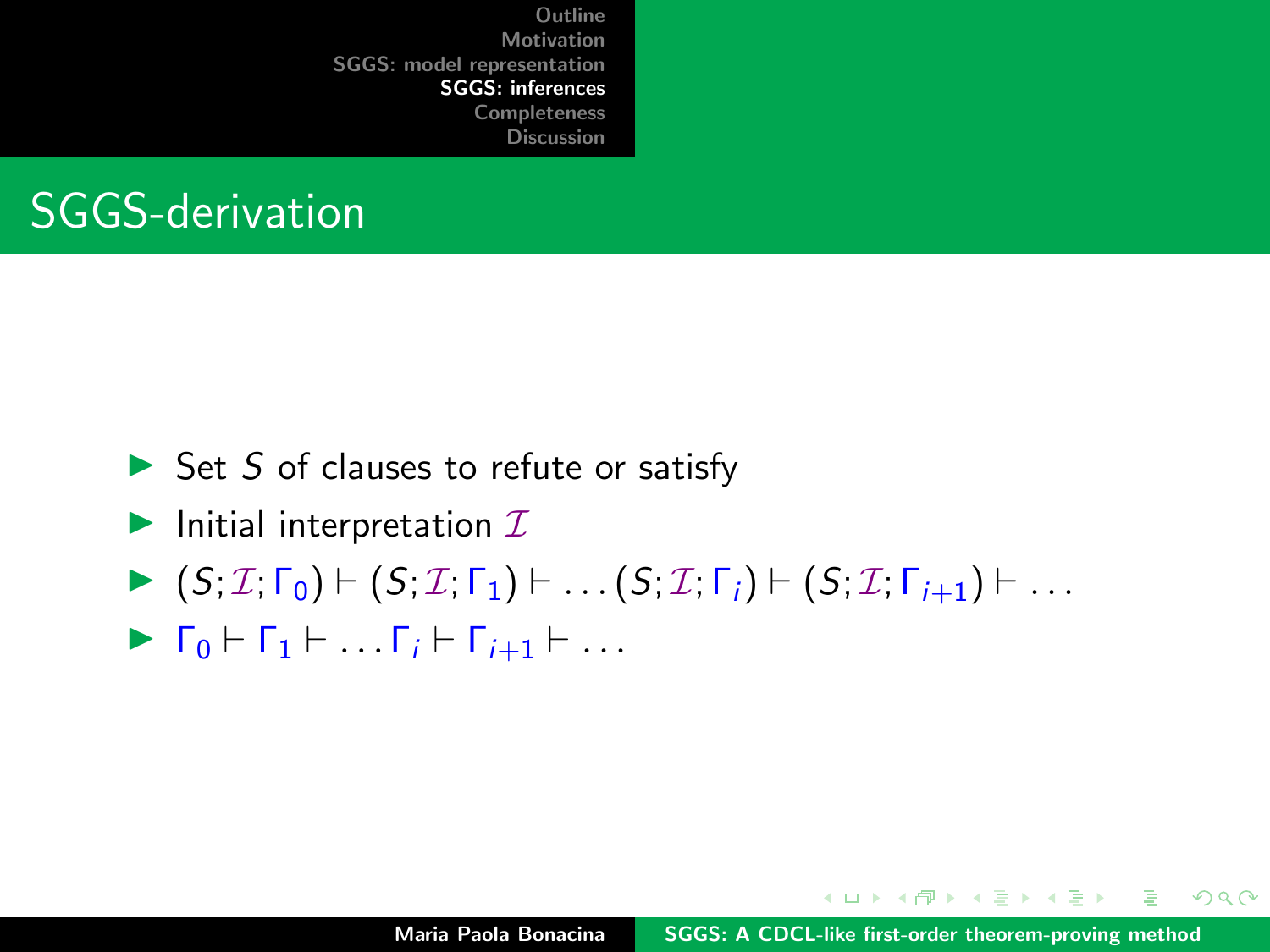# SGGS-derivation

- Set $S$ of clauses to refute or satisfy
- Initial interpretation $\mathcal{I}$
- $(S; \mathcal{I}; \Gamma_0) \vdash (S; \mathcal{I}; \Gamma_1) \vdash \ldots (S; \mathcal{I}; \Gamma_i) \vdash (S; \mathcal{I}; \Gamma_{i+1}) \vdash \ldots$
- $\Gamma_0 \vdash \Gamma_1 \vdash \ldots \Gamma_i \vdash \Gamma_{i+1} \vdash \ldots$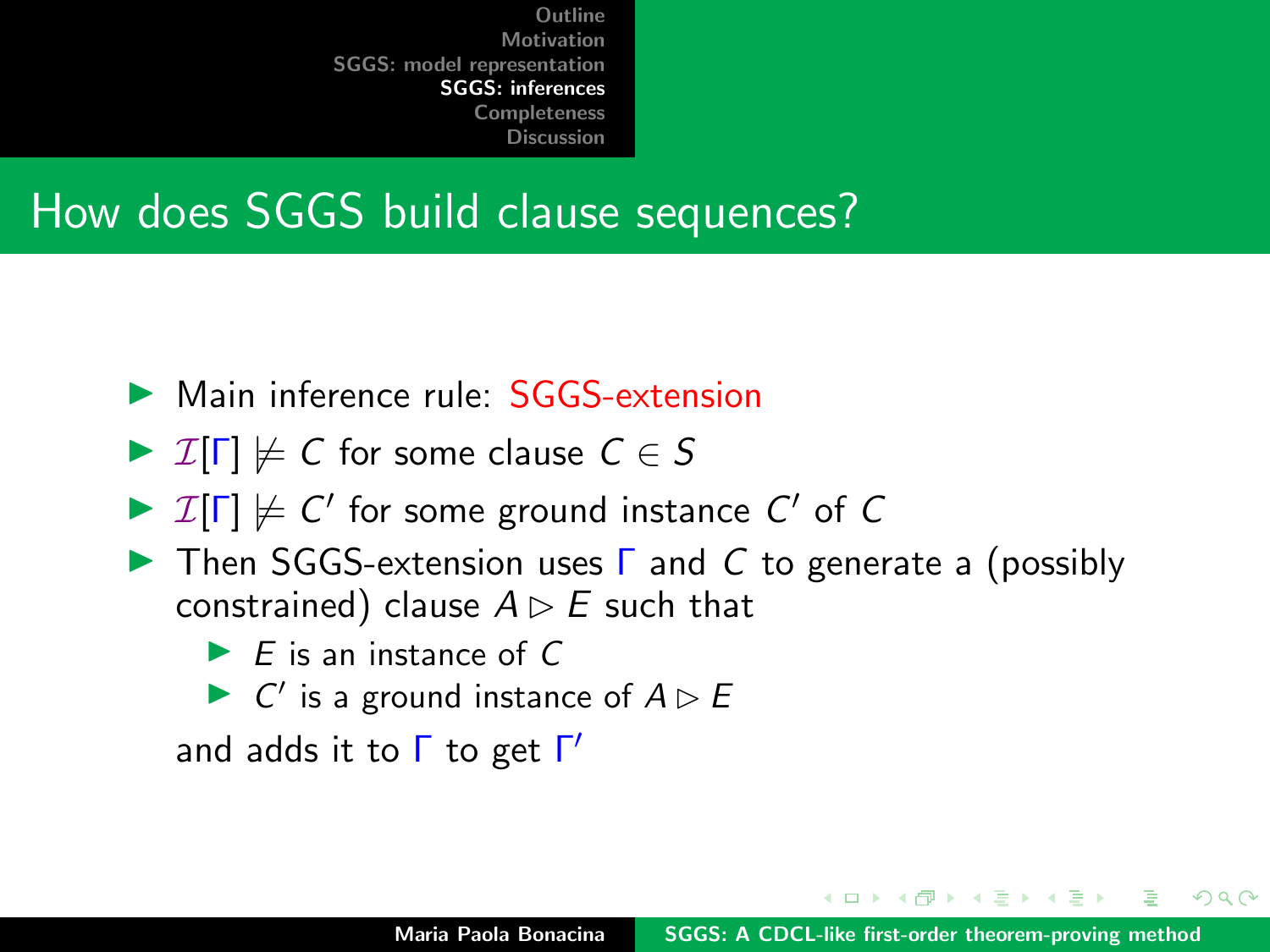## How does SGGS build clause sequences?

- Main inference rule: SGGS-extension
- $\mathcal{I}[\Gamma] \not\models C$ for some clause $C \in S$
- $\mathcal{I}[\Gamma] \not\models C'$ for some ground instance $C'$ of $C$
- Then SGGS-extension uses $\Gamma$ and $C$ to generate a (possibly constrained) clause $A \rhd E$ such that
  - $E$ is an instance of $C$
  - $C'$ is a ground instance of $A \rhd E$

  and adds it to $\Gamma$ to get $\Gamma'$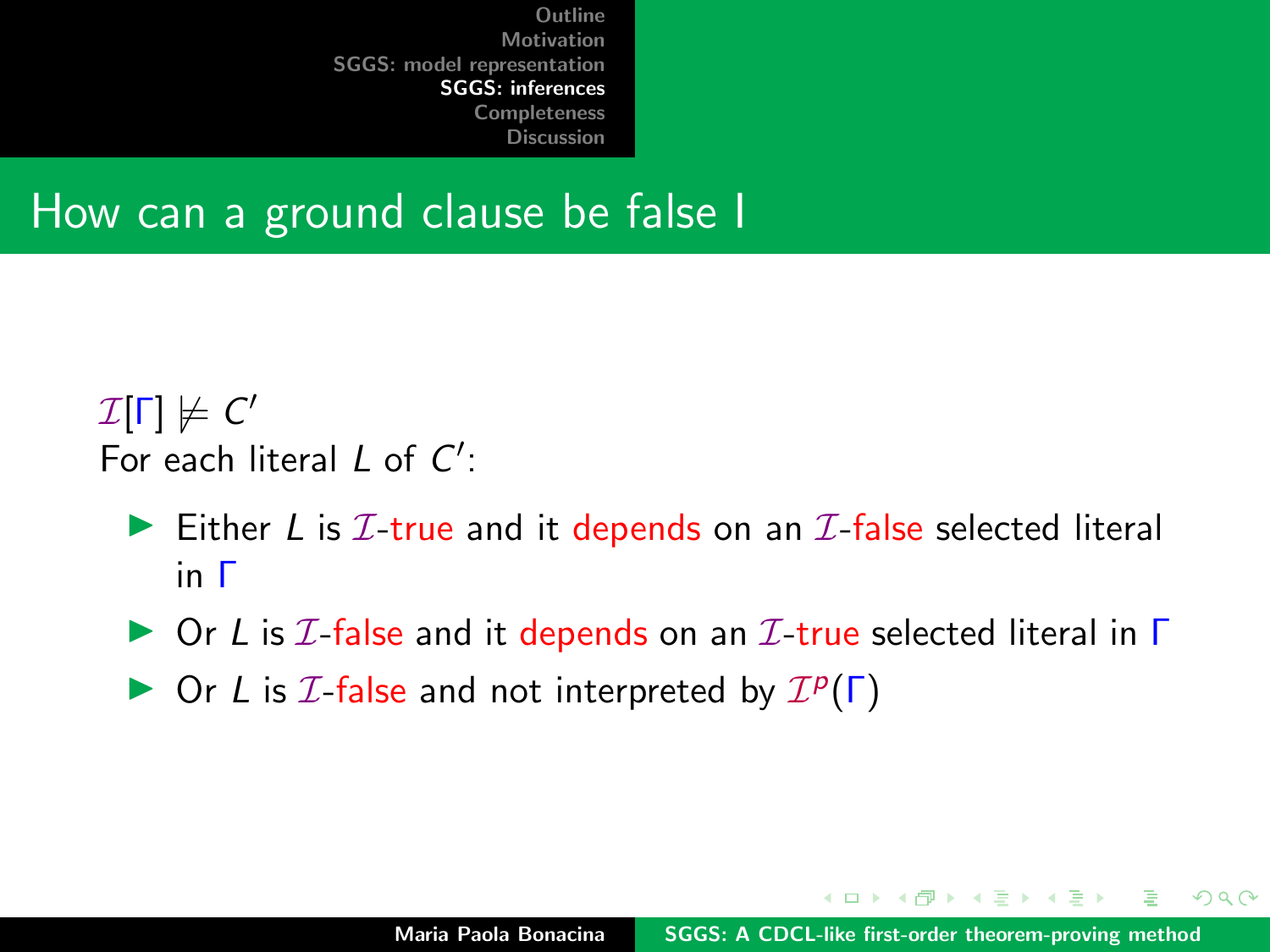# How can a ground clause be false I

$\mathcal{I}[\Gamma] \not\models C'$
For each literal $L$ of $C'$:

- Either $L$ is $\mathcal{I}$-true and it depends on an $\mathcal{I}$-false selected literal in $\Gamma$
- Or $L$ is $\mathcal{I}$-false and it depends on an $\mathcal{I}$-true selected literal in $\Gamma$
- Or $L$ is $\mathcal{I}$-false and not interpreted by $\mathcal{I}^p(\Gamma)$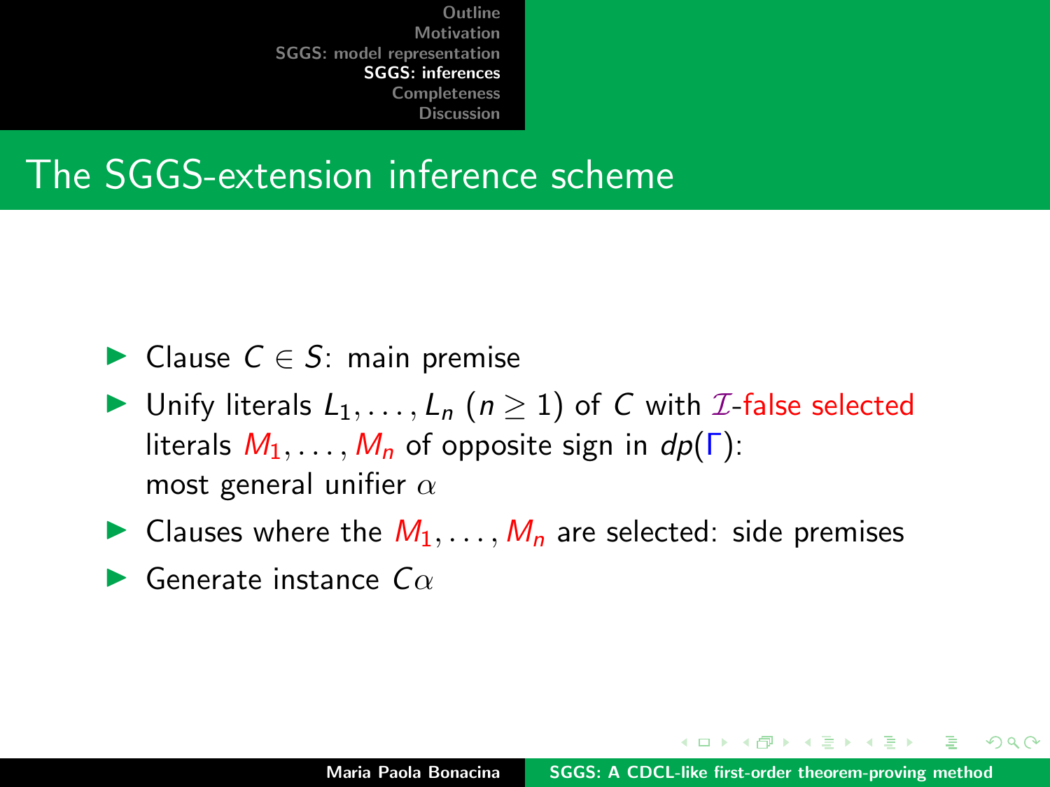## The SGGS-extension inference scheme

- Clause $C \in S$: main premise
- Unify literals $L_1, \ldots, L_n$ ($n \geq 1$) of $C$ with $\mathcal{I}$-false selected literals $M_1, \ldots, M_n$ of opposite sign in $dp(\Gamma)$: most general unifier $\alpha$
- Clauses where the $M_1, \ldots, M_n$ are selected: side premises
- Generate instance $C\alpha$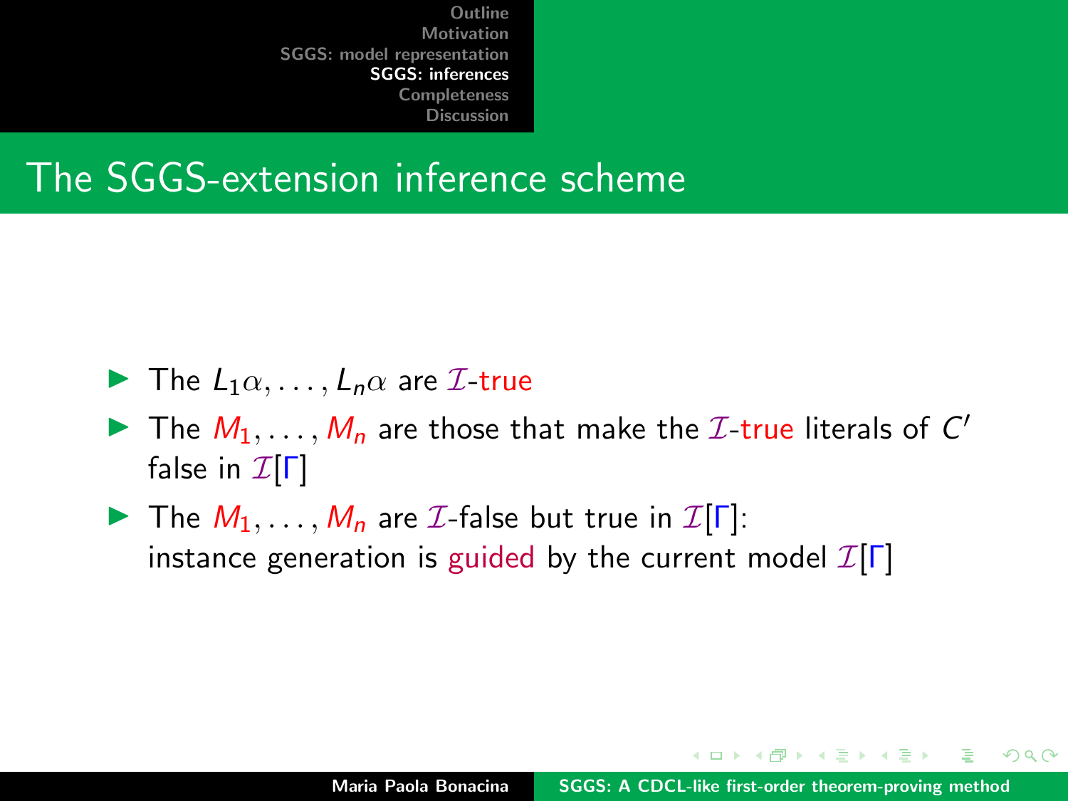## The SGGS-extension inference scheme

- The $L_1\alpha, \ldots, L_n\alpha$ are $\mathcal{I}$-true
- The $M_1, \ldots, M_n$ are those that make the $\mathcal{I}$-true literals of $C'$ false in $\mathcal{I}[\Gamma]$
- The $M_1, \ldots, M_n$ are $\mathcal{I}$-false but true in $\mathcal{I}[\Gamma]$: instance generation is guided by the current model $\mathcal{I}[\Gamma]$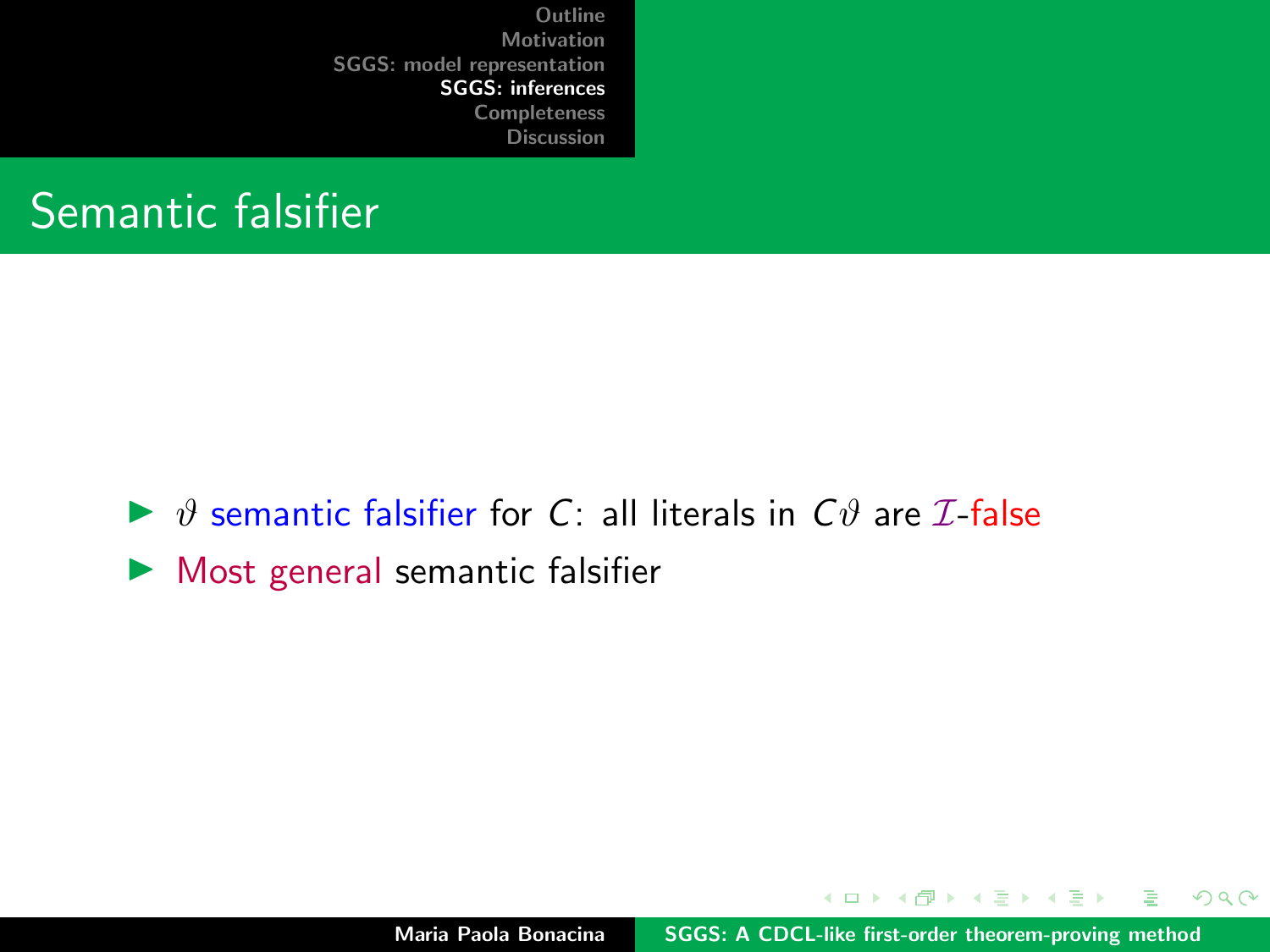# Semantic falsifier

- $\vartheta$ semantic falsifier for $C$: all literals in $C\vartheta$ are $\mathcal{I}$-false
- Most general semantic falsifier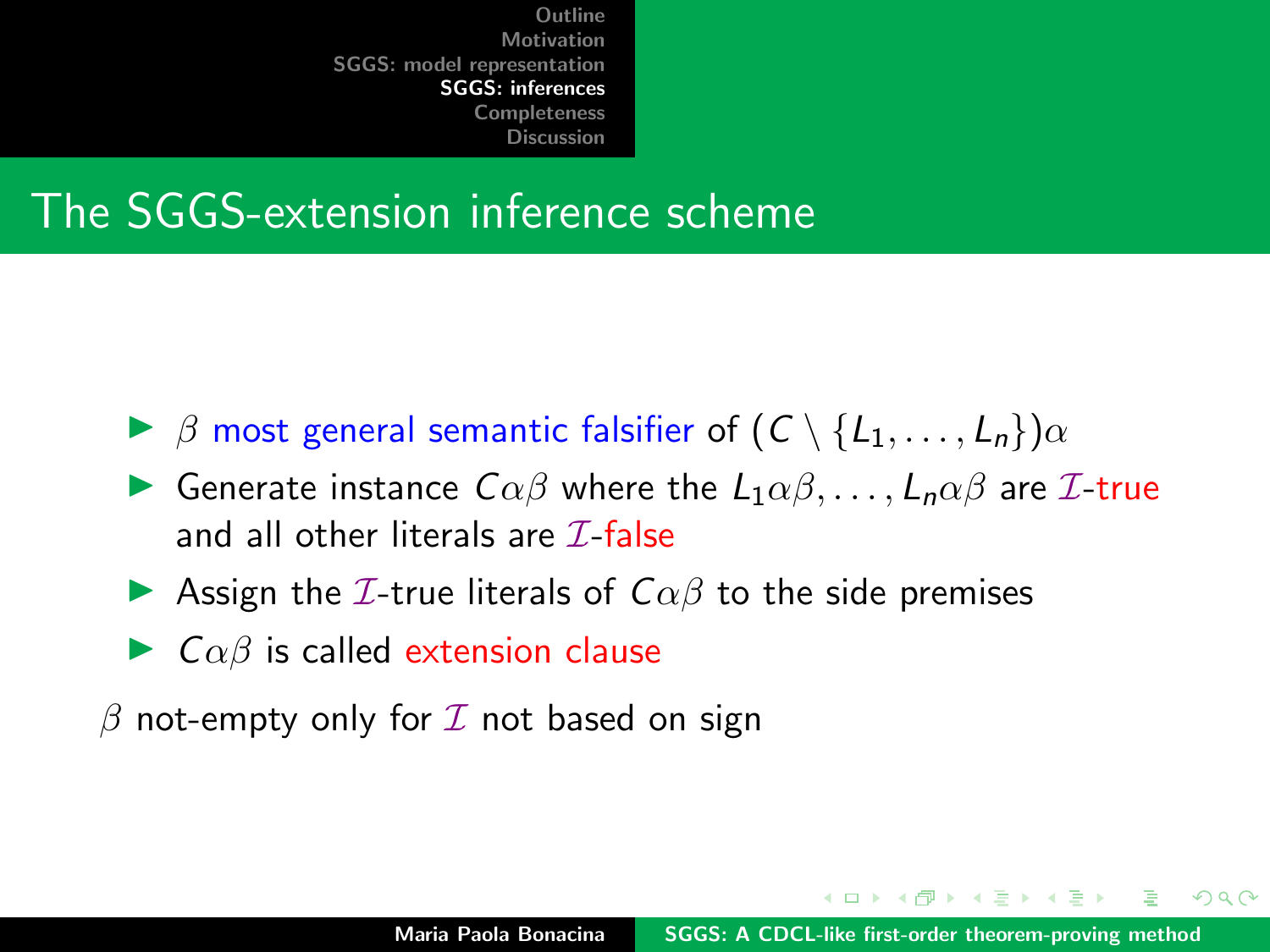# The SGGS-extension inference scheme

- $\beta$ most general semantic falsifier of $(C \setminus \{L_1, \ldots, L_n\})\alpha$
- Generate instance $C\alpha\beta$ where the $L_1\alpha\beta, \ldots, L_n\alpha\beta$ are $\mathcal{I}$-true and all other literals are $\mathcal{I}$-false
- Assign the $\mathcal{I}$-true literals of $C\alpha\beta$ to the side premises
- $C\alpha\beta$ is called extension clause

$\beta$ not-empty only for $\mathcal{I}$ not based on sign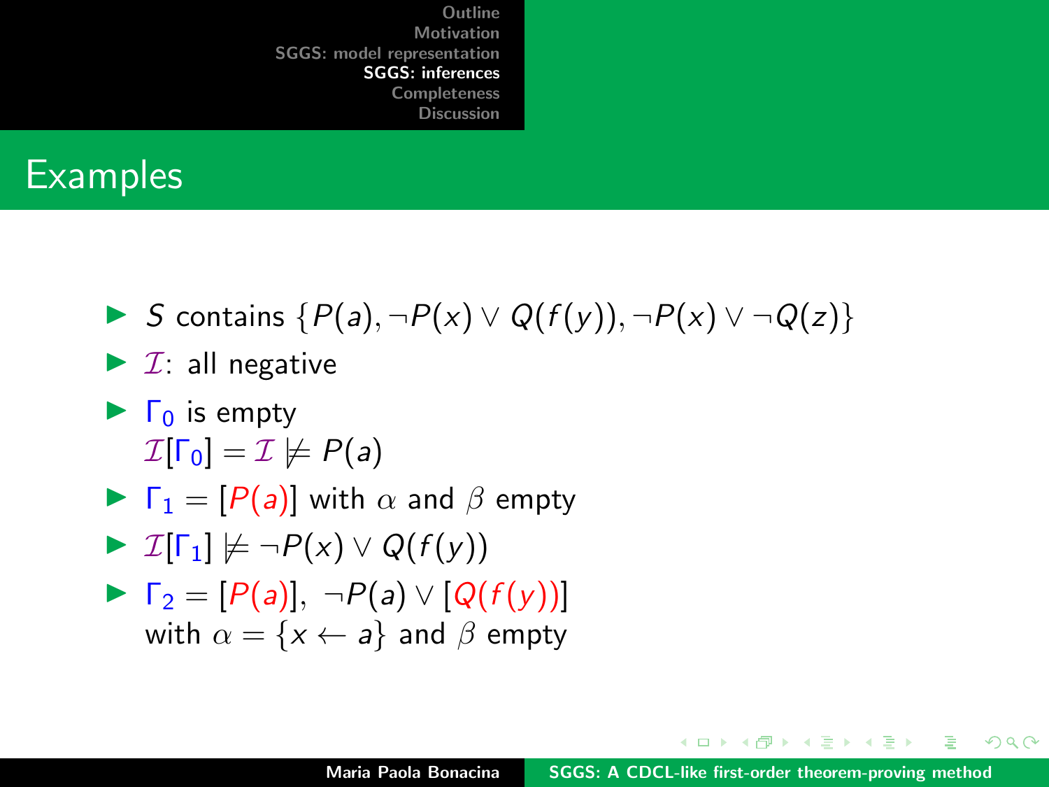## Examples

- $S$ contains $\{P(a), \neg P(x) \vee Q(f(y)), \neg P(x) \vee \neg Q(z)\}$
- $\mathcal{I}$: all negative
- $\Gamma_0$ is empty
  $\mathcal{I}[\Gamma_0] = \mathcal{I} \not\models P(a)$
- $\Gamma_1 = [P(a)]$ with $\alpha$ and $\beta$ empty
- $\mathcal{I}[\Gamma_1] \not\models \neg P(x) \vee Q(f(y))$
- $\Gamma_2 = [P(a)],\ \neg P(a) \vee [Q(f(y))]$
  with $\alpha = \{x \leftarrow a\}$ and $\beta$ empty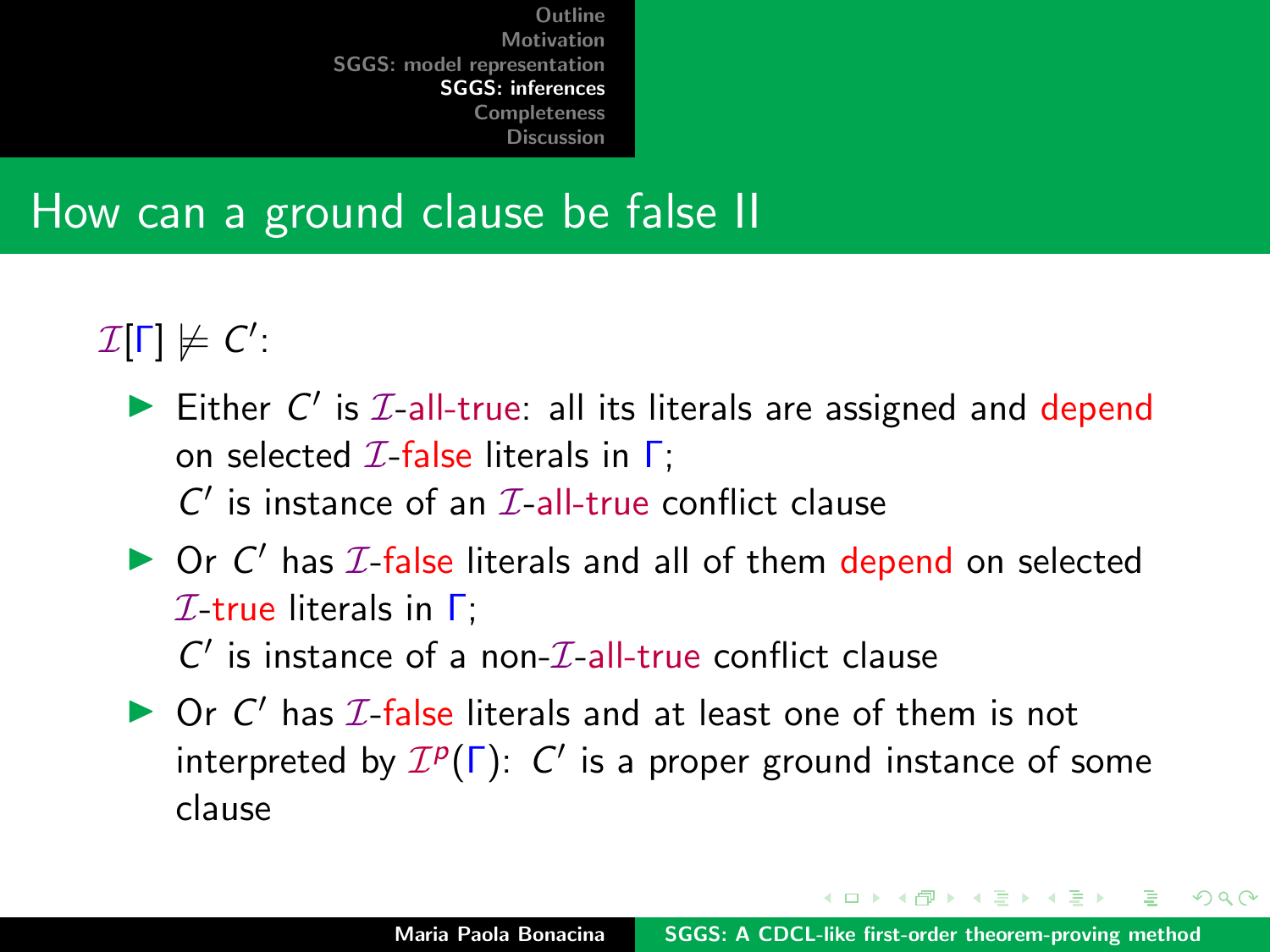## How can a ground clause be false II

$\mathcal{I}[\Gamma] \not\models C'$:

- Either $C'$ is $\mathcal{I}$-all-true: all its literals are assigned and depend on selected $\mathcal{I}$-false literals in $\Gamma$;
  $C'$ is instance of an $\mathcal{I}$-all-true conflict clause
- Or $C'$ has $\mathcal{I}$-false literals and all of them depend on selected $\mathcal{I}$-true literals in $\Gamma$;
  $C'$ is instance of a non-$\mathcal{I}$-all-true conflict clause
- Or $C'$ has $\mathcal{I}$-false literals and at least one of them is not interpreted by $\mathcal{I}^p(\Gamma)$: $C'$ is a proper ground instance of some clause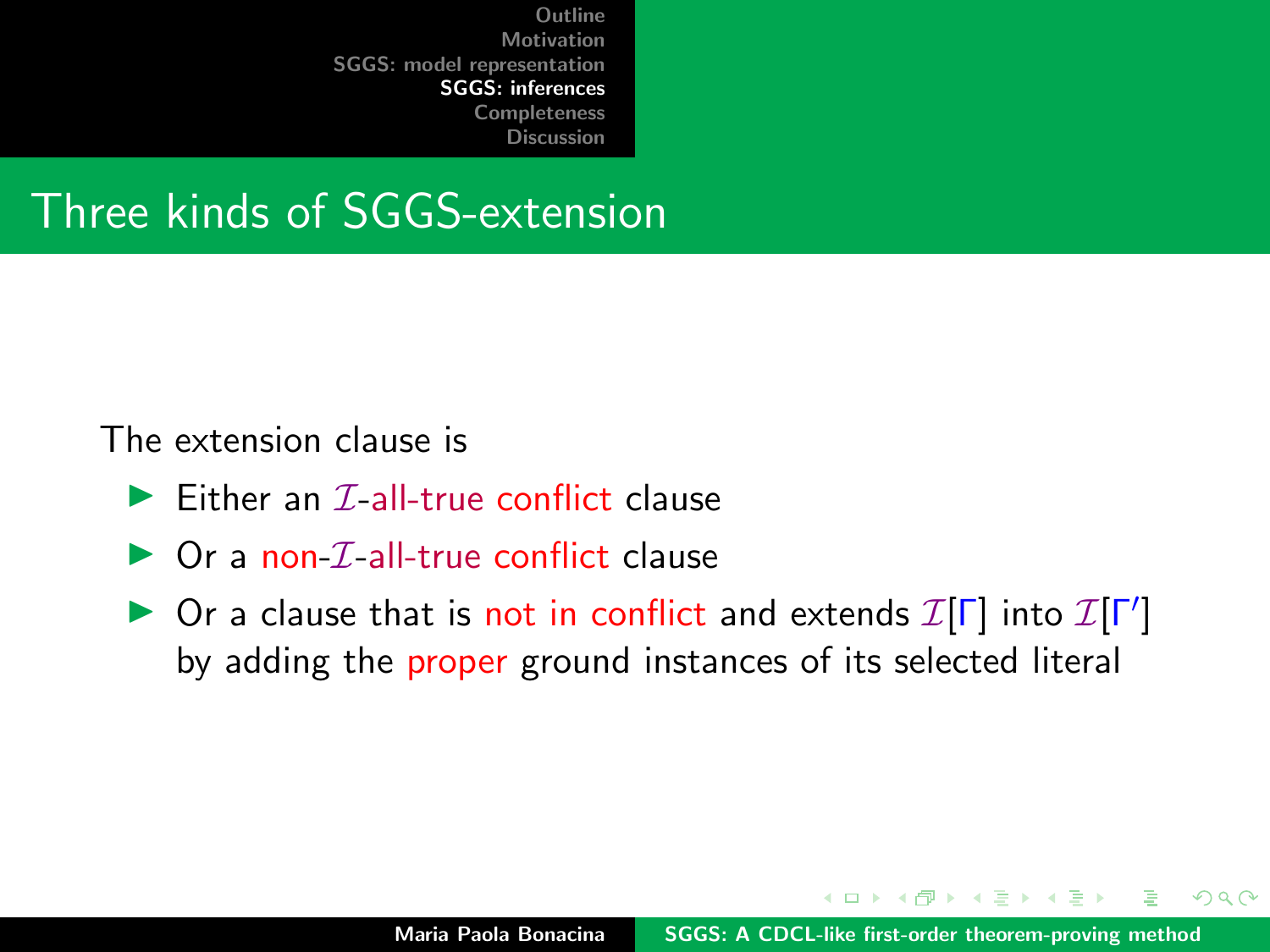# Three kinds of SGGS-extension

The extension clause is

- Either an $\mathcal{I}$-all-true conflict clause
- Or a non-$\mathcal{I}$-all-true conflict clause
- Or a clause that is not in conflict and extends $\mathcal{I}[\Gamma]$ into $\mathcal{I}[\Gamma']$ by adding the proper ground instances of its selected literal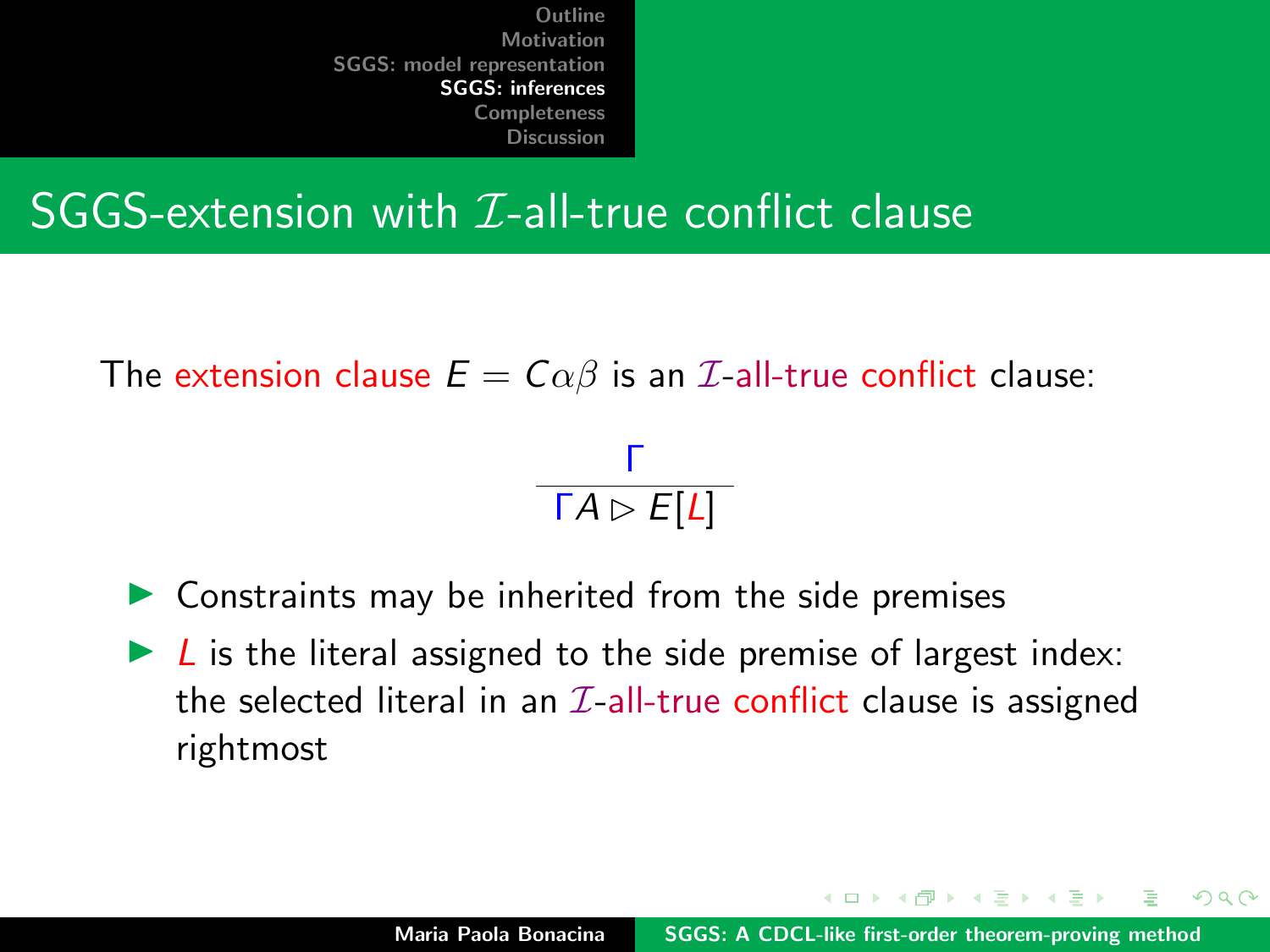# SGGS-extension with $\mathcal{I}$-all-true conflict clause

The extension clause $E = C\alpha\beta$ is an $\mathcal{I}$-all-true conflict clause:

$$\frac{\Gamma}{\Gamma A \triangleright E[L]}$$

- Constraints may be inherited from the side premises
- $L$ is the literal assigned to the side premise of largest index: the selected literal in an $\mathcal{I}$-all-true conflict clause is assigned rightmost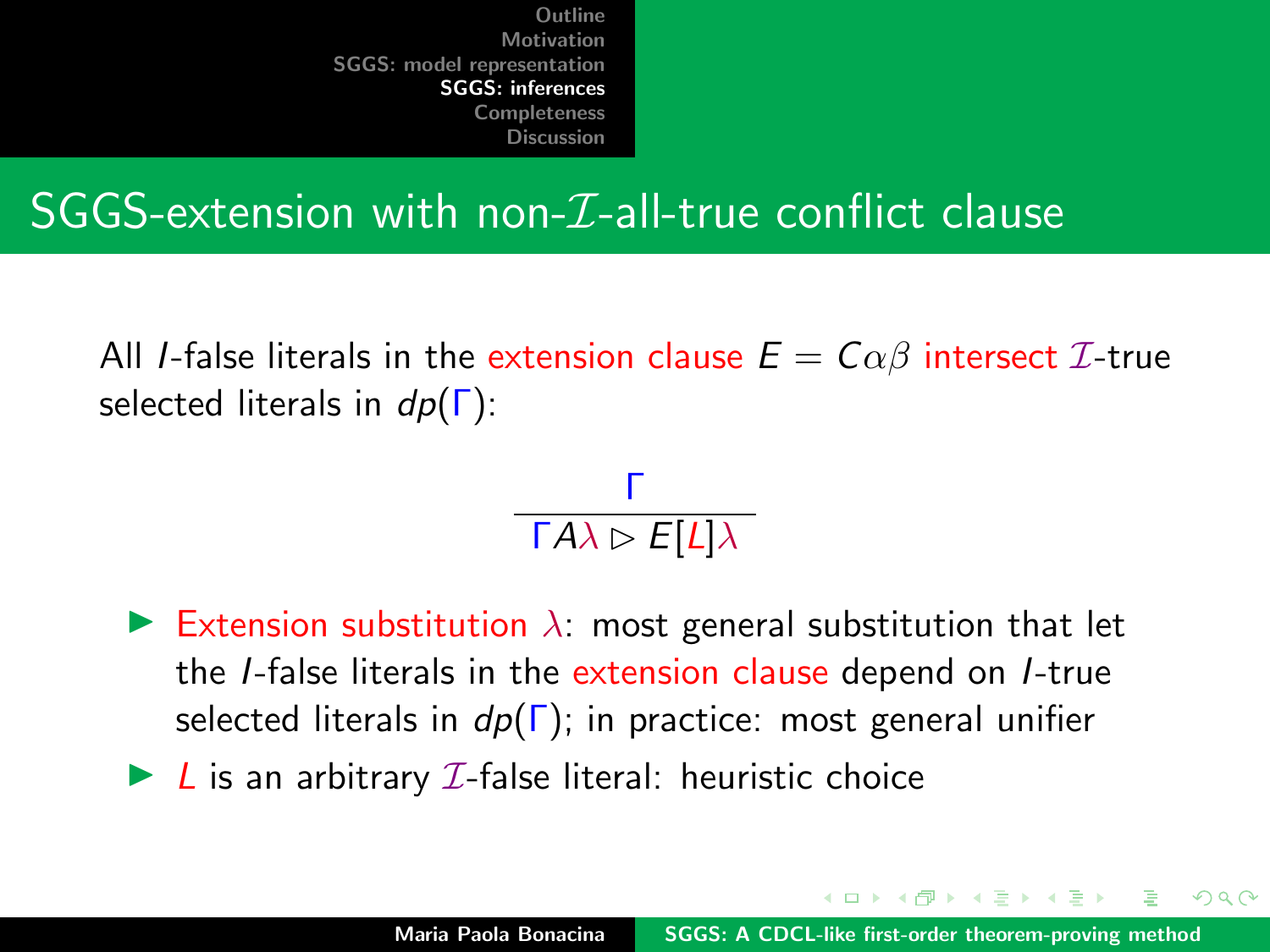## SGGS-extension with non-$\mathcal{I}$-all-true conflict clause

All $I$-false literals in the extension clause $E = C\alpha\beta$ intersect $\mathcal{I}$-true selected literals in $dp(\Gamma)$:

$$\frac{\Gamma}{\Gamma A\lambda \triangleright E[L]\lambda}$$

- Extension substitution $\lambda$: most general substitution that let the $I$-false literals in the extension clause depend on $I$-true selected literals in $dp(\Gamma)$; in practice: most general unifier
- $L$ is an arbitrary $\mathcal{I}$-false literal: heuristic choice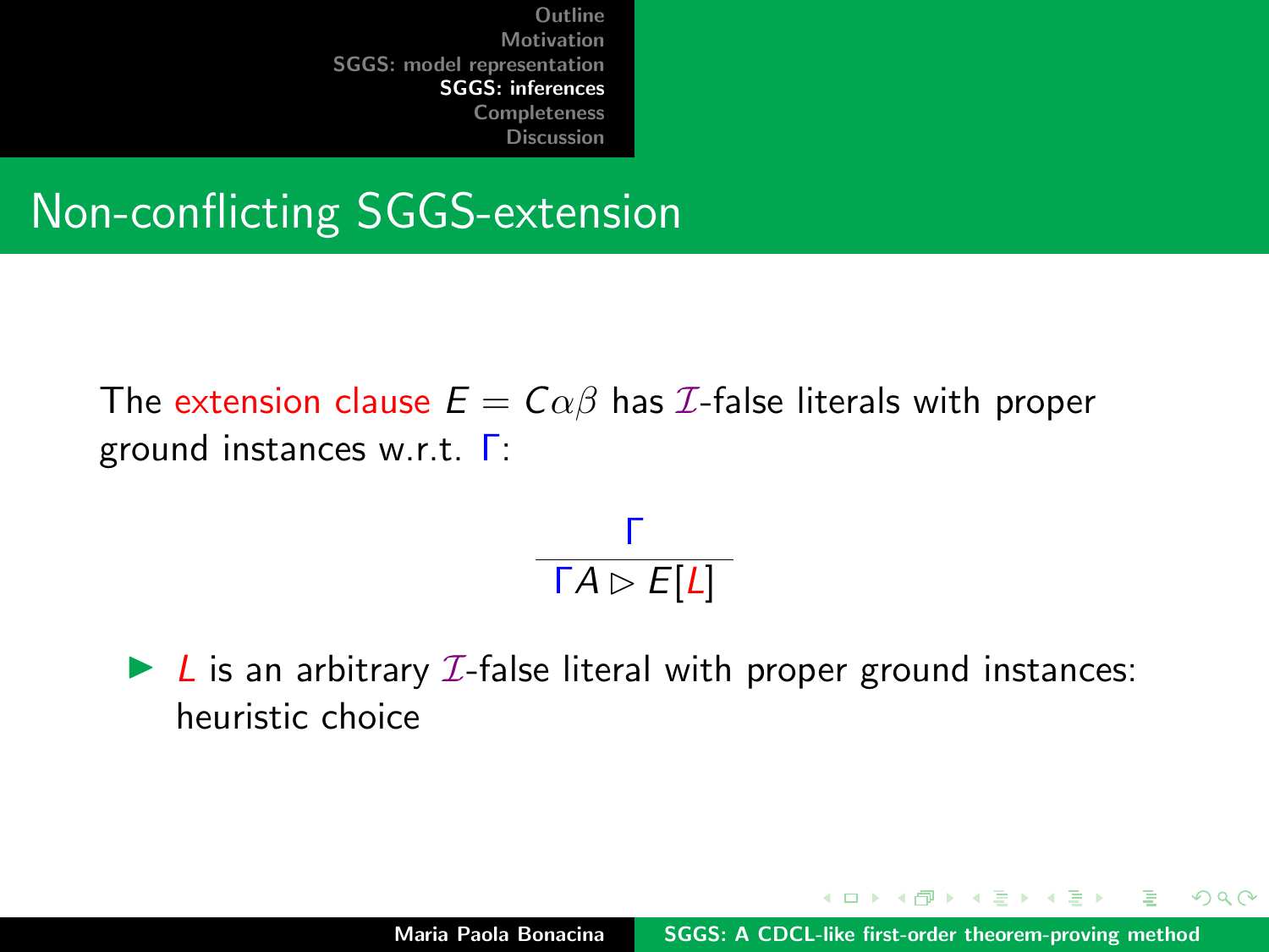# Non-conflicting SGGS-extension

The extension clause $E = C\alpha\beta$ has $\mathcal{I}$-false literals with proper ground instances w.r.t. $\Gamma$:

$$\frac{\Gamma}{\Gamma A \rhd E[L]}$$

- $L$ is an arbitrary $\mathcal{I}$-false literal with proper ground instances: heuristic choice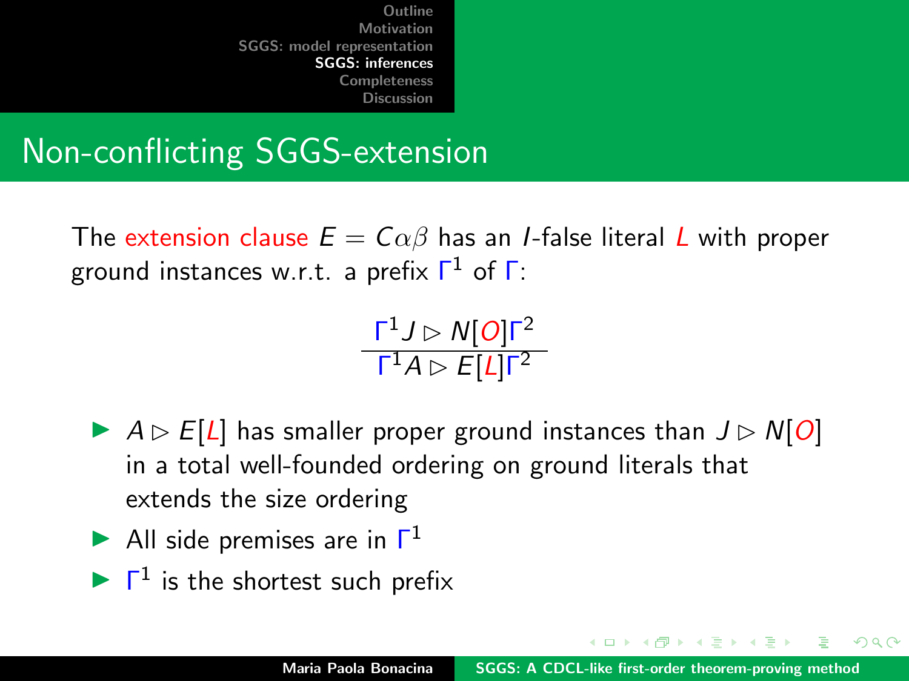## Non-conflicting SGGS-extension

The extension clause $E = C\alpha\beta$ has an $I$-false literal $L$ with proper ground instances w.r.t. a prefix $\Gamma^1$ of $\Gamma$:

$$\frac{\Gamma^1 J \rhd N[O]\Gamma^2}{\Gamma^1 A \rhd E[L]\Gamma^2}$$

- $A \rhd E[L]$ has smaller proper ground instances than $J \rhd N[O]$ in a total well-founded ordering on ground literals that extends the size ordering
- All side premises are in $\Gamma^1$
- $\Gamma^1$ is the shortest such prefix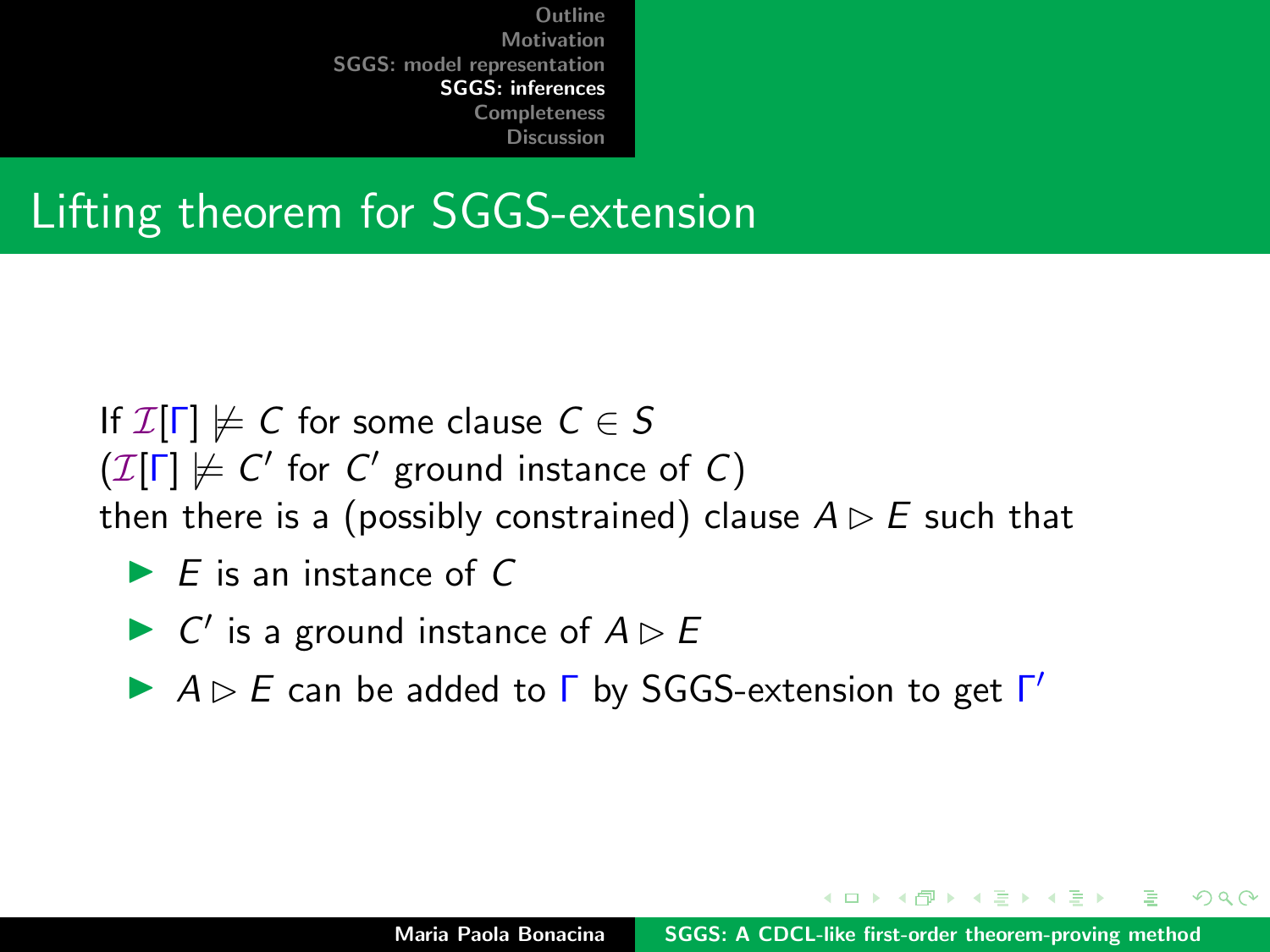# Lifting theorem for SGGS-extension

If $\mathcal{I}[\Gamma] \not\models C$ for some clause $C \in S$
($\mathcal{I}[\Gamma] \not\models C'$ for $C'$ ground instance of $C$)
then there is a (possibly constrained) clause $A \rhd E$ such that

- $E$ is an instance of $C$
- $C'$ is a ground instance of $A \rhd E$
- $A \rhd E$ can be added to $\Gamma$ by SGGS-extension to get $\Gamma'$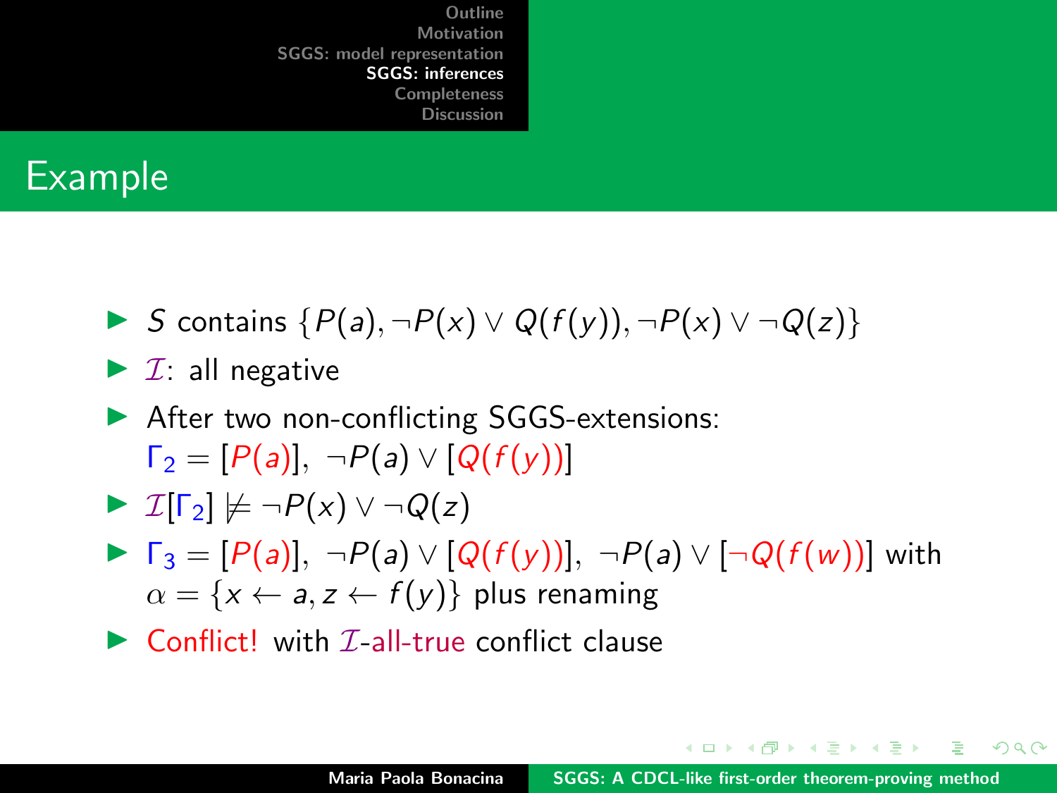## Example

- $S$ contains $\{P(a), \neg P(x) \vee Q(f(y)), \neg P(x) \vee \neg Q(z)\}$
- $\mathcal{I}$: all negative
- After two non-conflicting SGGS-extensions: $\Gamma_2 = [P(a)],\ \neg P(a) \vee [Q(f(y))]$
- $\mathcal{I}[\Gamma_2] \not\models \neg P(x) \vee \neg Q(z)$
- $\Gamma_3 = [P(a)],\ \neg P(a) \vee [Q(f(y))],\ \neg P(a) \vee [\neg Q(f(w))]$ with $\alpha = \{x \leftarrow a, z \leftarrow f(y)\}$ plus renaming
- Conflict! with $\mathcal{I}$-all-true conflict clause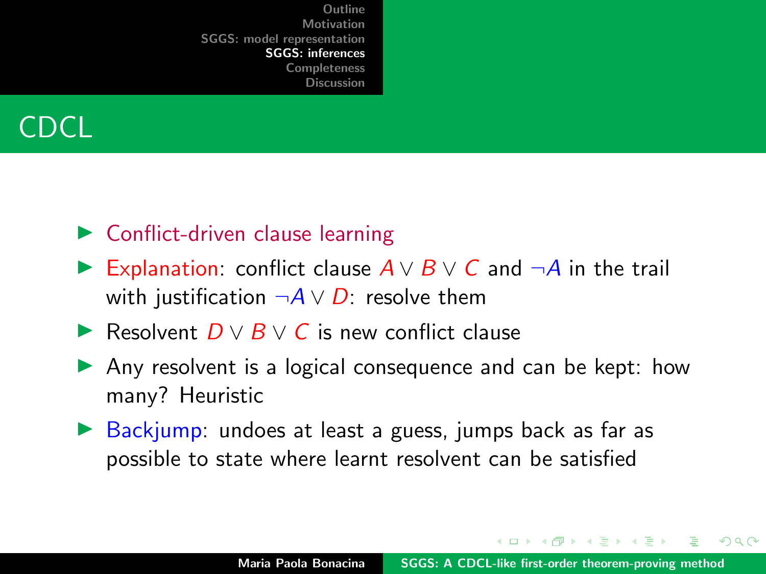# CDCL

- Conflict-driven clause learning
- Explanation: conflict clause $A \lor B \lor C$ and $\neg A$ in the trail with justification $\neg A \lor D$: resolve them
- Resolvent $D \lor B \lor C$ is new conflict clause
- Any resolvent is a logical consequence and can be kept: how many? Heuristic
- Backjump: undoes at least a guess, jumps back as far as possible to state where learnt resolvent can be satisfied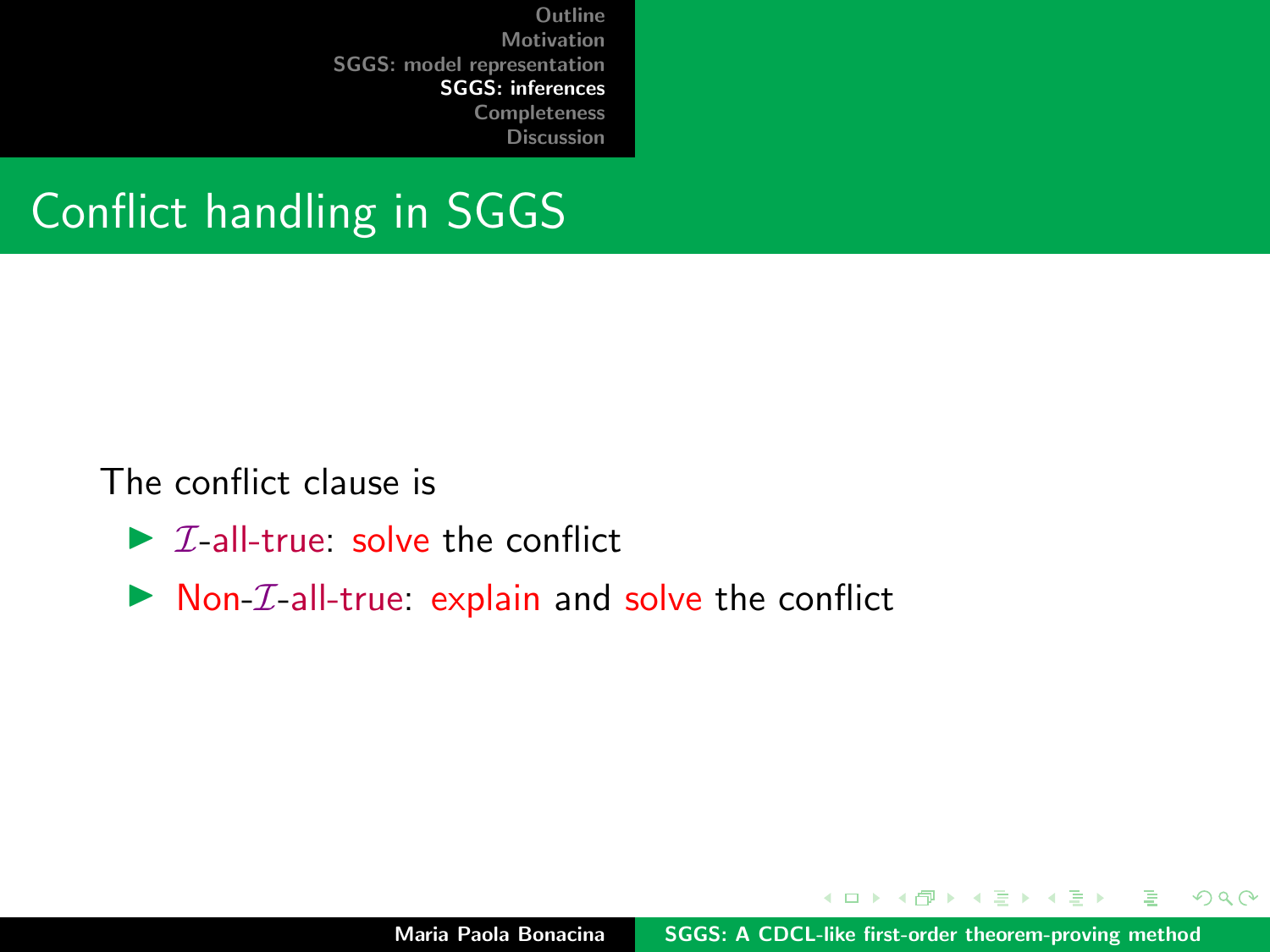## Conflict handling in SGGS

The conflict clause is

- $\mathcal{I}$-all-true: solve the conflict
- Non-$\mathcal{I}$-all-true: explain and solve the conflict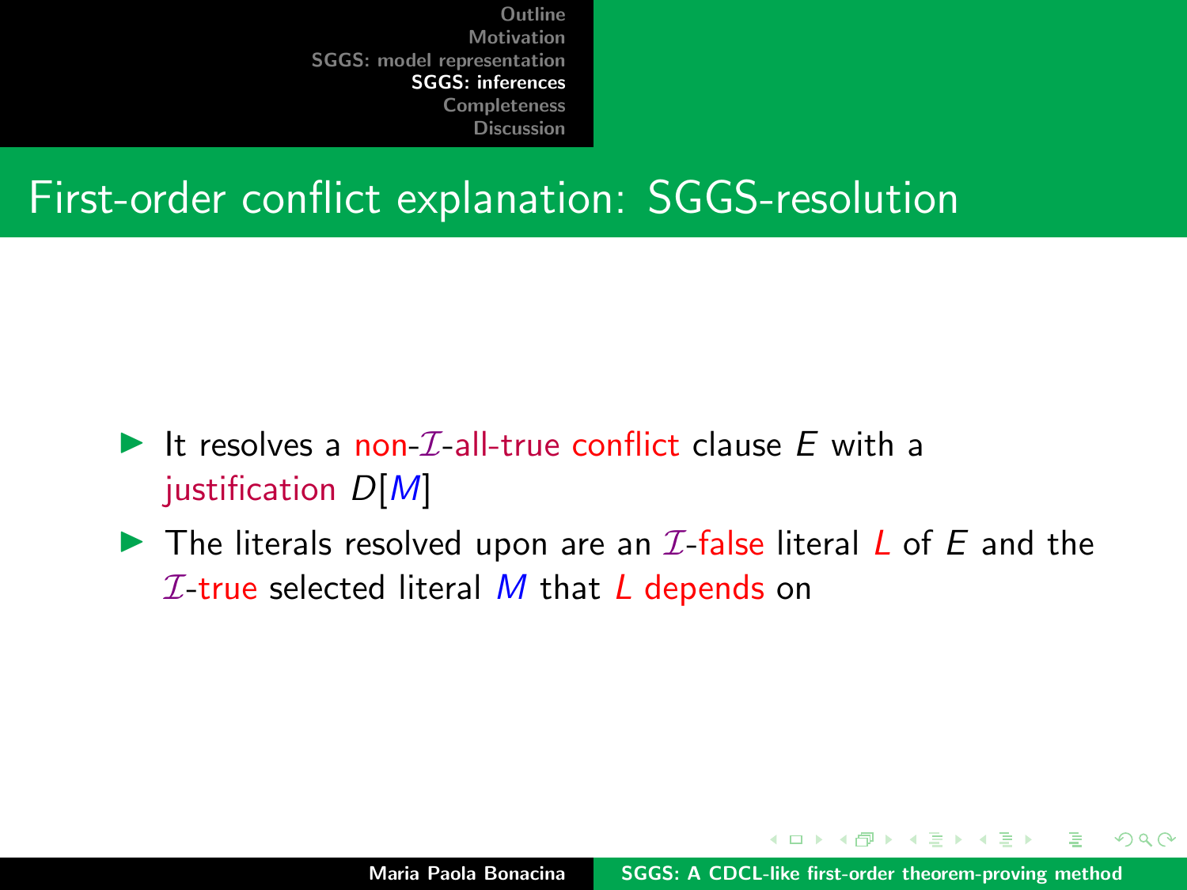## First-order conflict explanation: SGGS-resolution

- It resolves a non-$\mathcal{I}$-all-true conflict clause $E$ with a justification $D[M]$
- The literals resolved upon are an $\mathcal{I}$-false literal $L$ of $E$ and the $\mathcal{I}$-true selected literal $M$ that $L$ depends on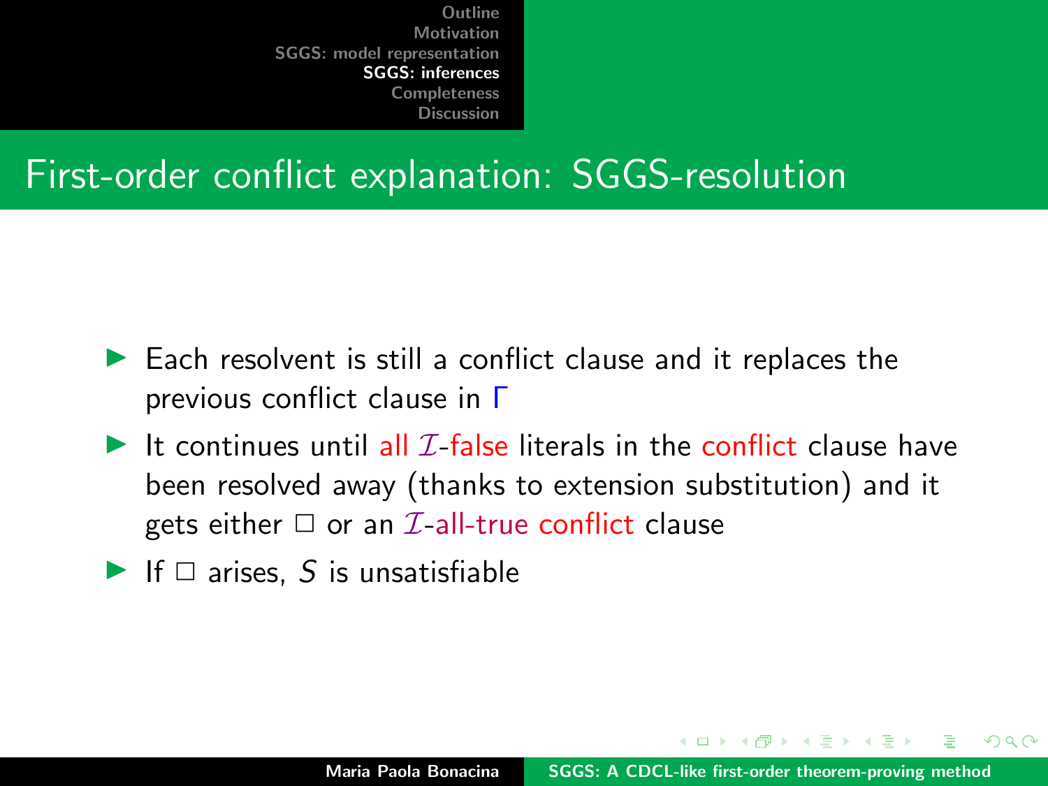## First-order conflict explanation: SGGS-resolution

- Each resolvent is still a conflict clause and it replaces the previous conflict clause in $\Gamma$
- It continues until all $\mathcal{I}$-false literals in the conflict clause have been resolved away (thanks to extension substitution) and it gets either $\Box$ or an $\mathcal{I}$-all-true conflict clause
- If $\Box$ arises, $S$ is unsatisfiable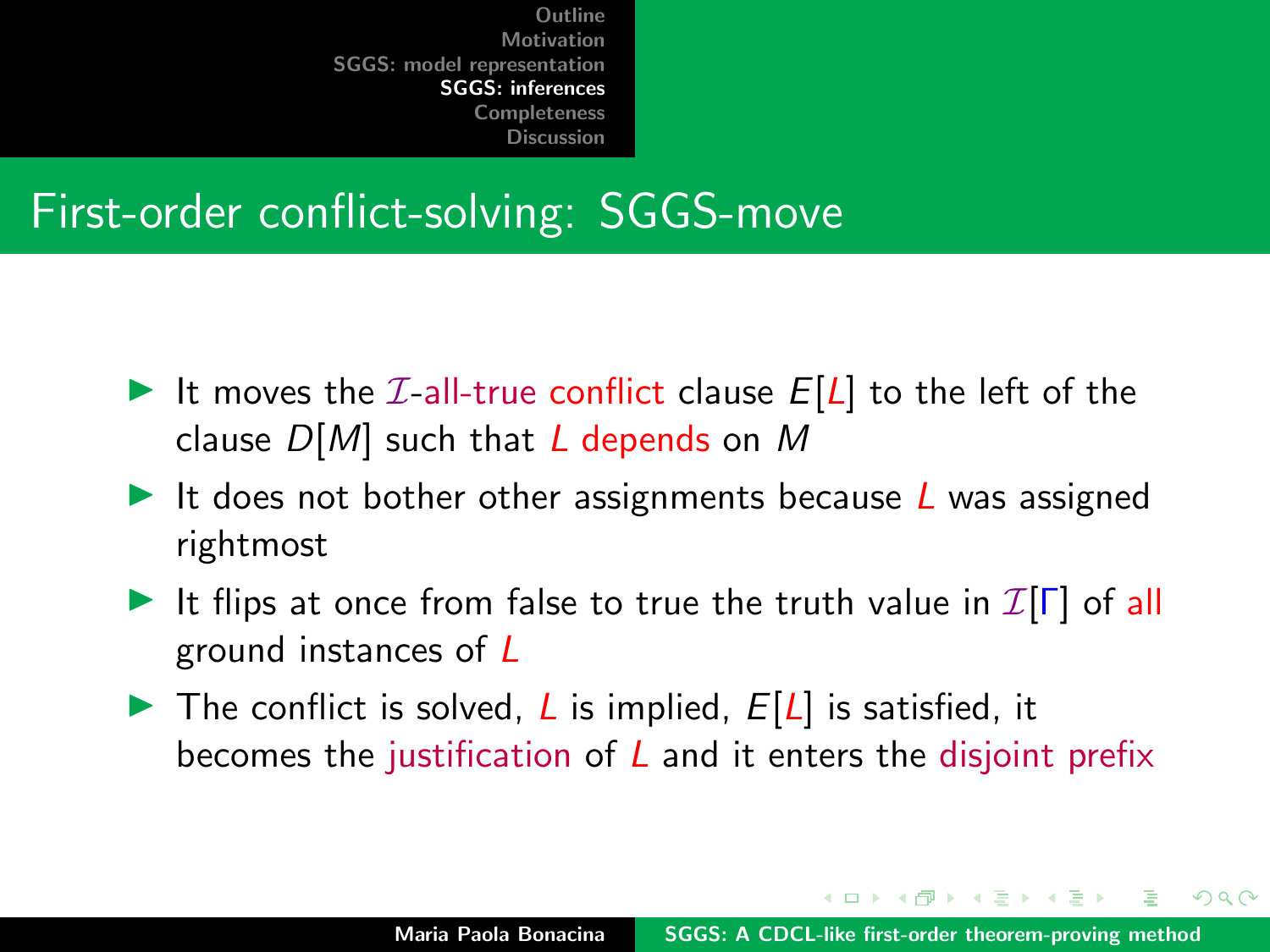# First-order conflict-solving: SGGS-move

- It moves the $\mathcal{I}$-all-true conflict clause $E[L]$ to the left of the clause $D[M]$ such that $L$ depends on $M$
- It does not bother other assignments because $L$ was assigned rightmost
- It flips at once from false to true the truth value in $\mathcal{I}[\Gamma]$ of all ground instances of $L$
- The conflict is solved, $L$ is implied, $E[L]$ is satisfied, it becomes the justification of $L$ and it enters the disjoint prefix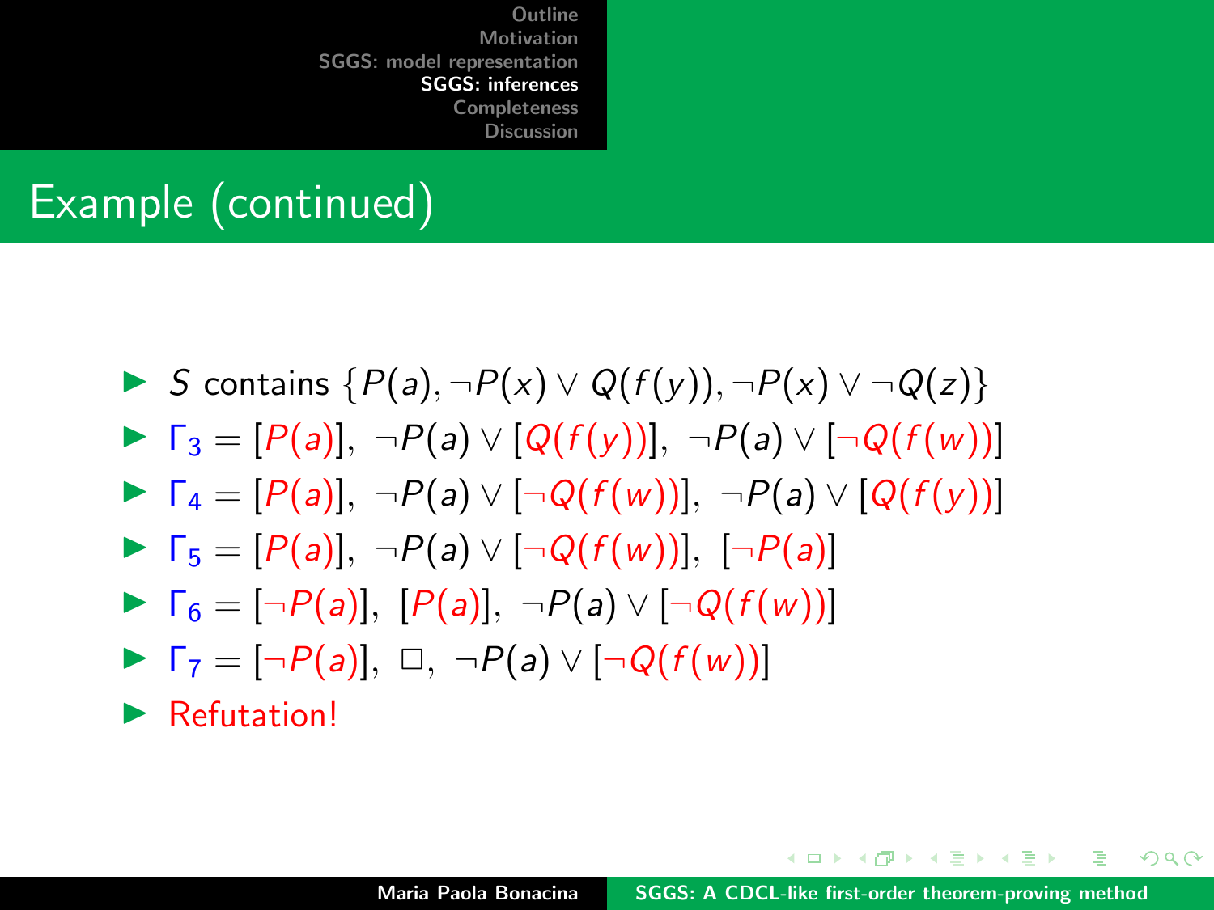## Example (continued)

- $S$ contains $\{P(a), \neg P(x) \vee Q(f(y)), \neg P(x) \vee \neg Q(z)\}$
- $\Gamma_3 = [P(a)],\ \neg P(a) \vee [Q(f(y))],\ \neg P(a) \vee [\neg Q(f(w))]$
- $\Gamma_4 = [P(a)],\ \neg P(a) \vee [\neg Q(f(w))],\ \neg P(a) \vee [Q(f(y))]$
- $\Gamma_5 = [P(a)],\ \neg P(a) \vee [\neg Q(f(w))],\ [\neg P(a)]$
- $\Gamma_6 = [\neg P(a)],\ [P(a)],\ \neg P(a) \vee [\neg Q(f(w))]$
- $\Gamma_7 = [\neg P(a)],\ \Box,\ \neg P(a) \vee [\neg Q(f(w))]$
- Refutation!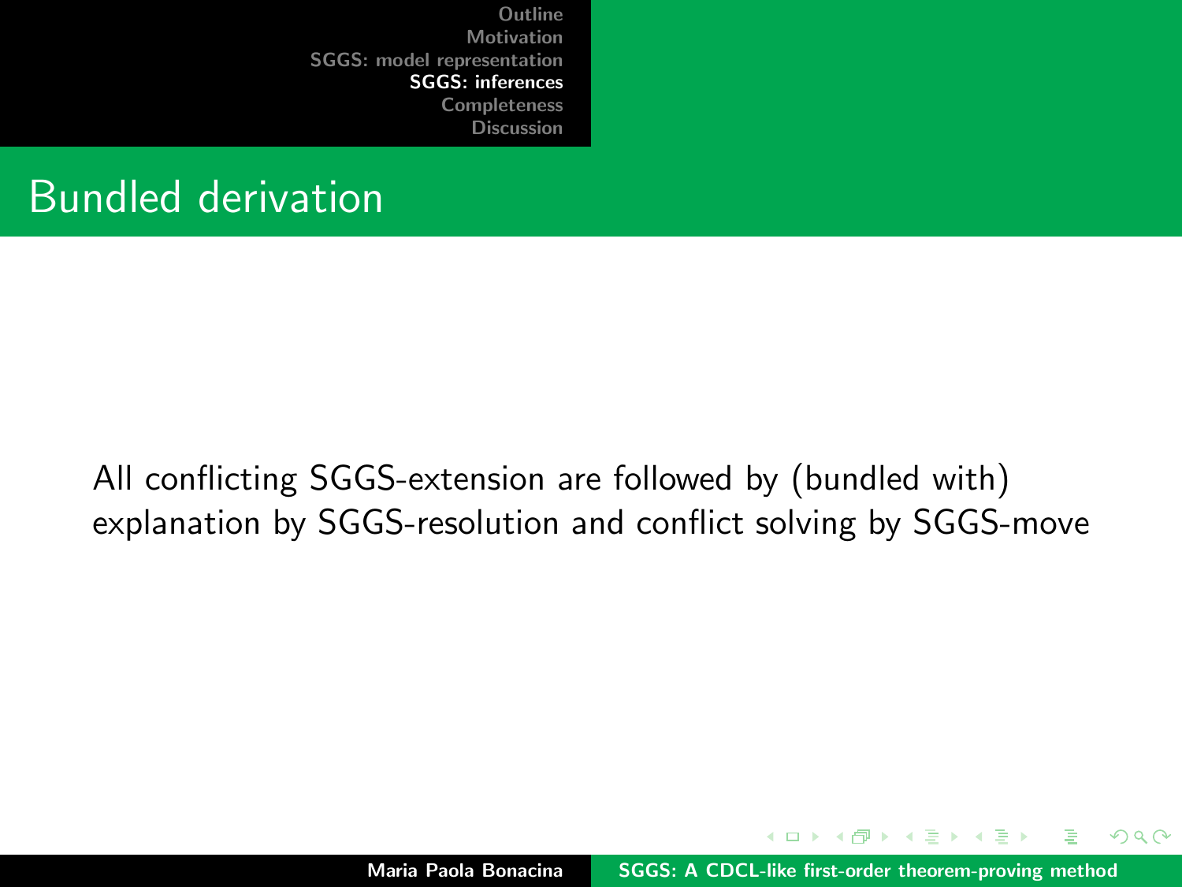# Bundled derivation

All conflicting SGGS-extension are followed by (bundled with) explanation by SGGS-resolution and conflict solving by SGGS-move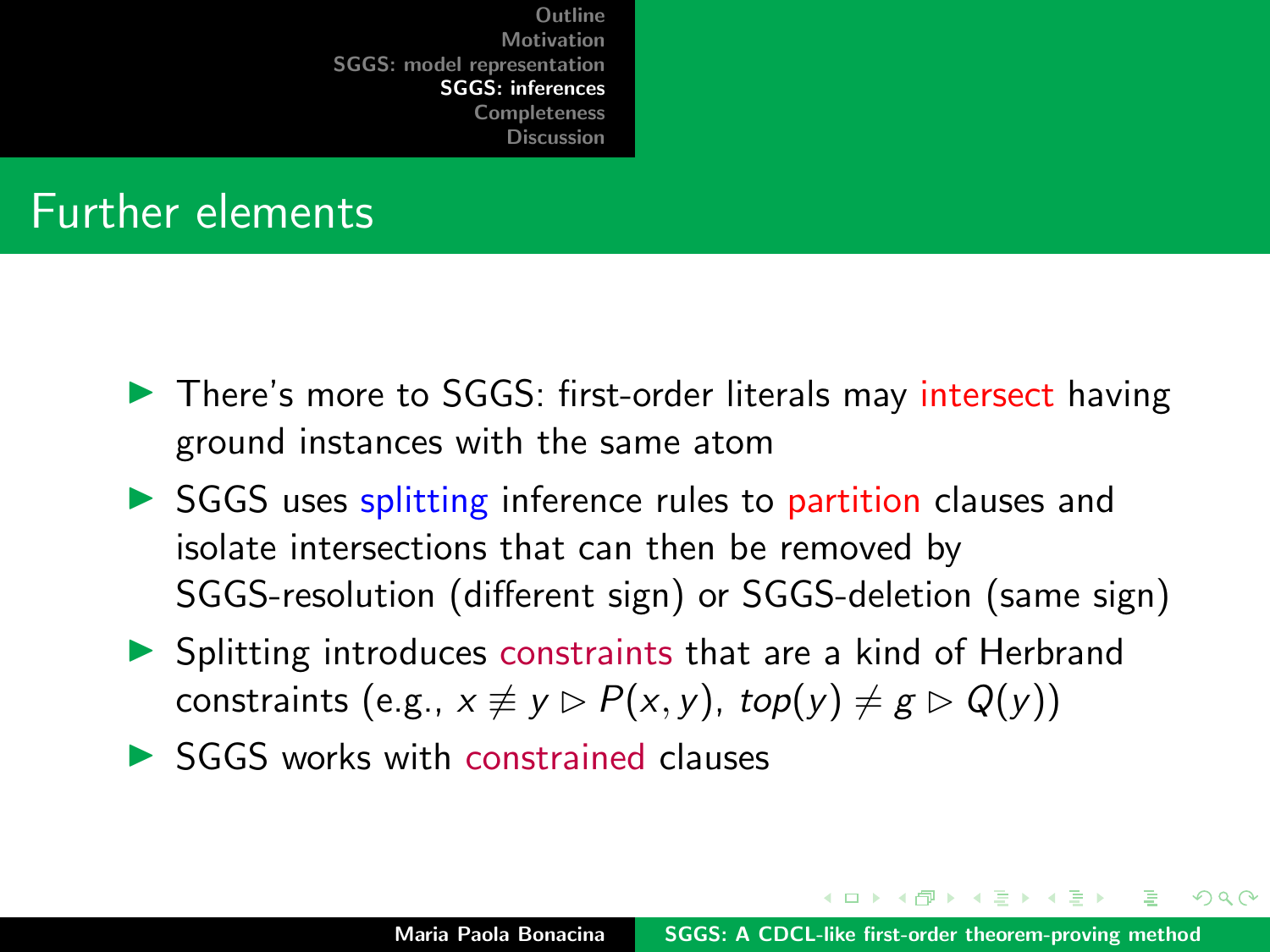## Further elements

- There's more to SGGS: first-order literals may intersect having ground instances with the same atom
- SGGS uses splitting inference rules to partition clauses and isolate intersections that can then be removed by SGGS-resolution (different sign) or SGGS-deletion (same sign)
- Splitting introduces constraints that are a kind of Herbrand constraints (e.g., $x \not\equiv y \rhd P(x, y)$, $top(y) \neq g \rhd Q(y)$)
- SGGS works with constrained clauses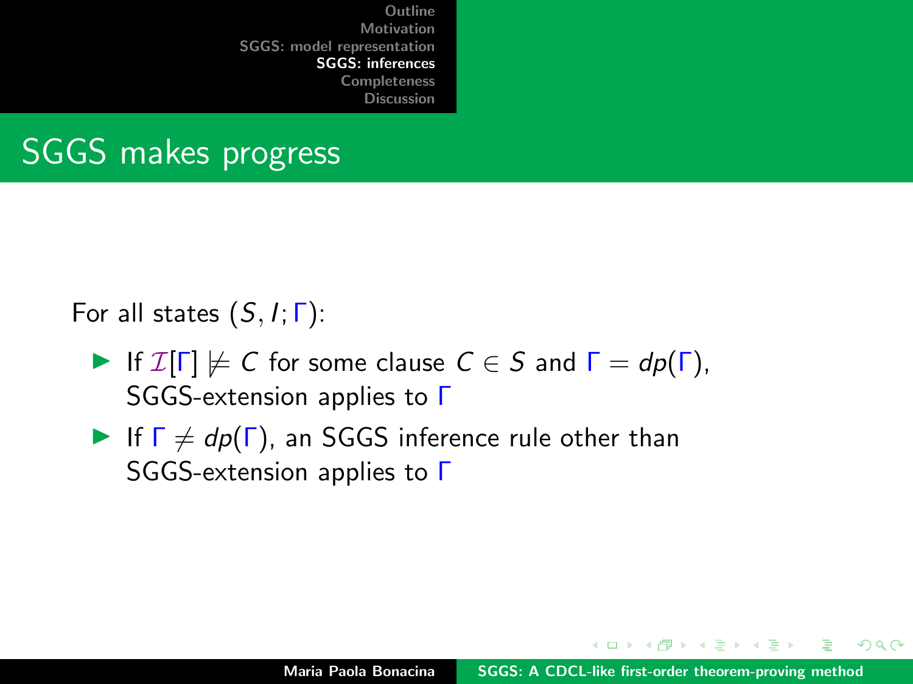## SGGS makes progress

For all states $(S, I; \Gamma)$:

- If $\mathcal{I}[\Gamma] \not\models C$ for some clause $C \in S$ and $\Gamma = dp(\Gamma)$, SGGS-extension applies to $\Gamma$
- If $\Gamma \neq dp(\Gamma)$, an SGGS inference rule other than SGGS-extension applies to $\Gamma$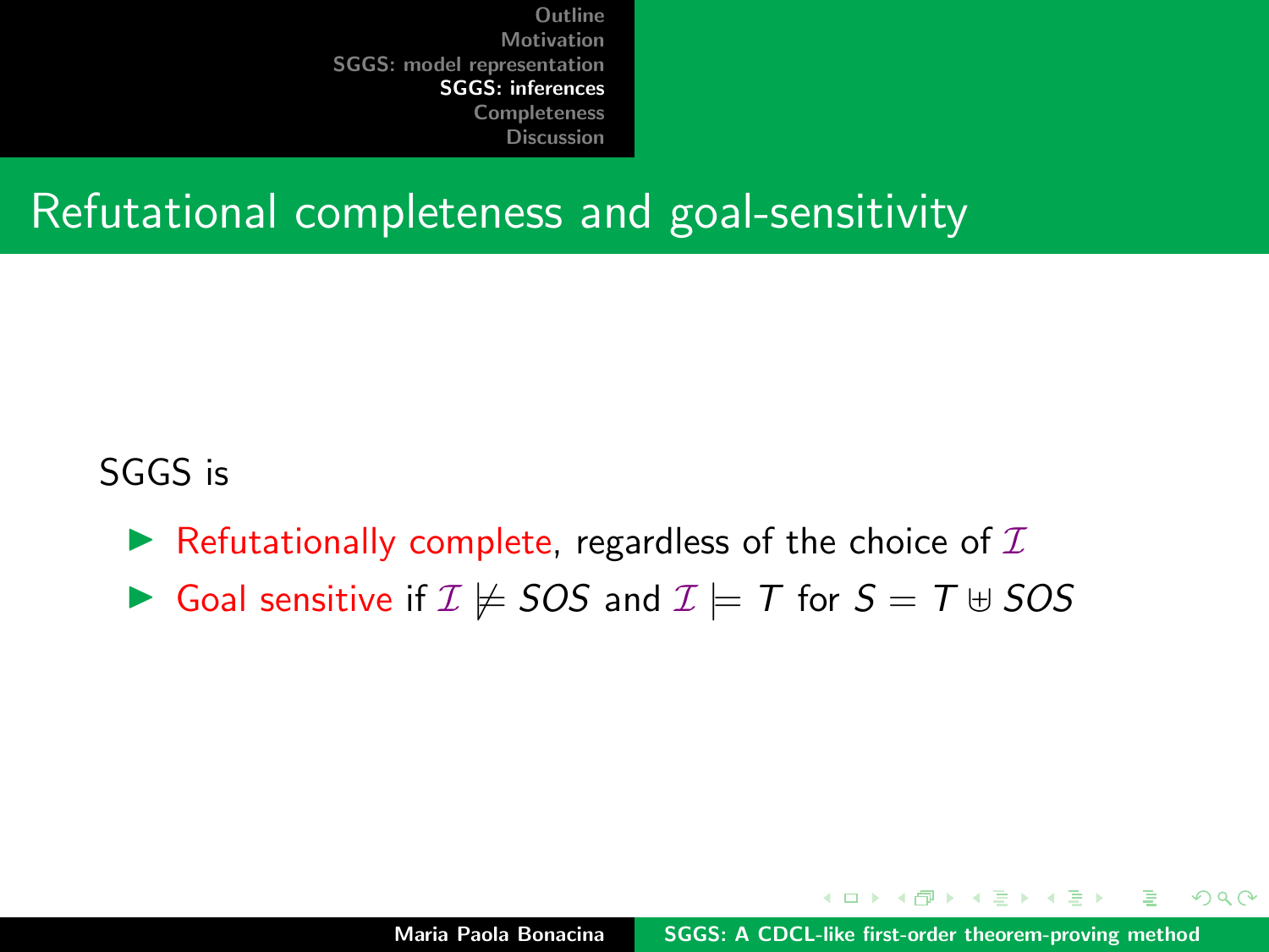## Refutational completeness and goal-sensitivity

SGGS is

- Refutationally complete, regardless of the choice of $\mathcal{I}$
- Goal sensitive if $\mathcal{I} \not\models SOS$ and $\mathcal{I} \models T$ for $S = T \uplus SOS$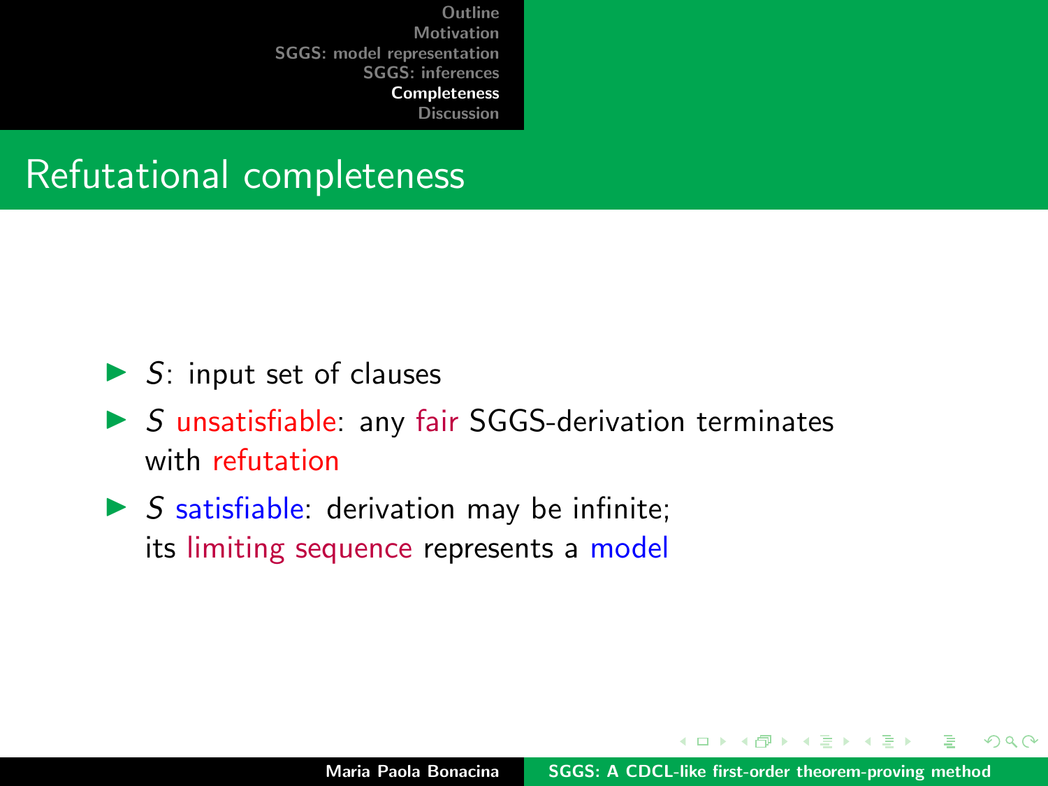# Refutational completeness

- $S$: input set of clauses
- $S$ unsatisfiable: any fair SGGS-derivation terminates with refutation
- $S$ satisfiable: derivation may be infinite; its limiting sequence represents a model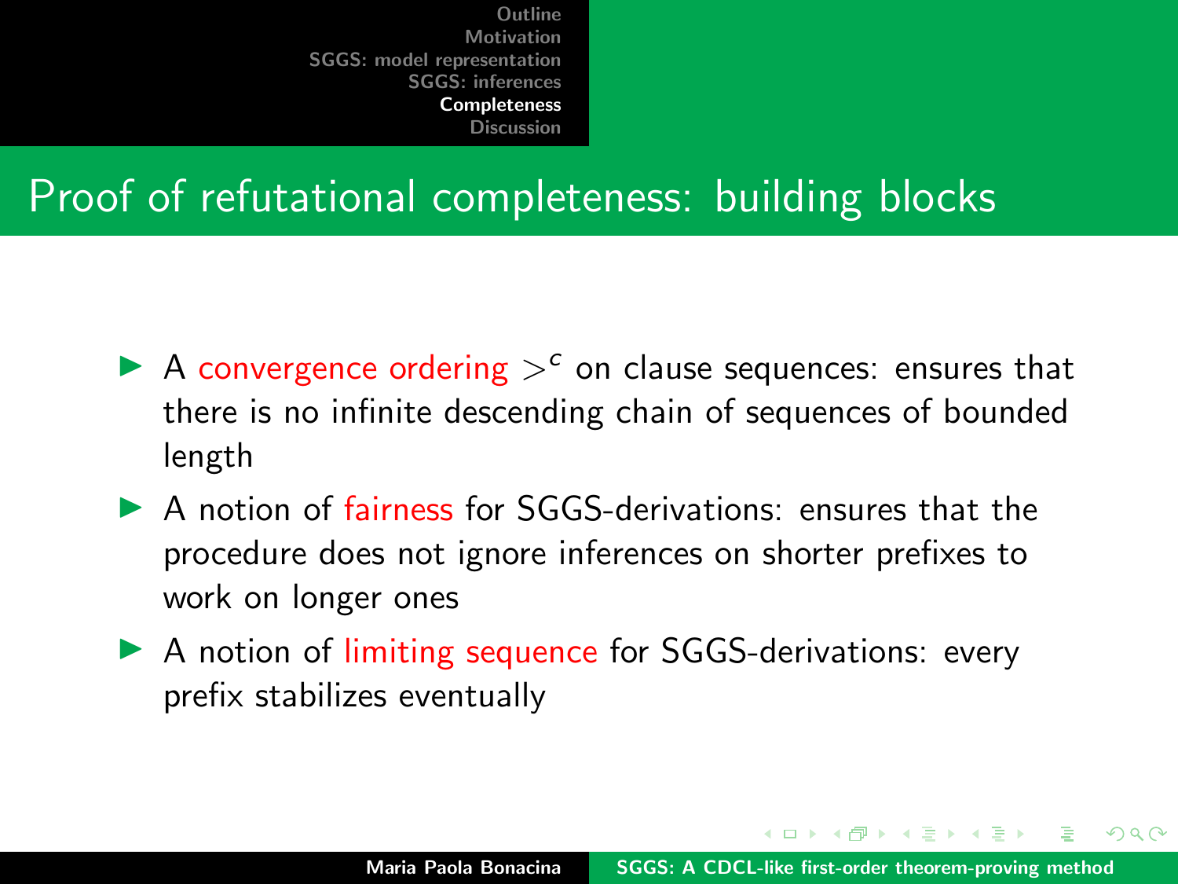## Proof of refutational completeness: building blocks

- A convergence ordering $>^c$ on clause sequences: ensures that there is no infinite descending chain of sequences of bounded length
- A notion of fairness for SGGS-derivations: ensures that the procedure does not ignore inferences on shorter prefixes to work on longer ones
- A notion of limiting sequence for SGGS-derivations: every prefix stabilizes eventually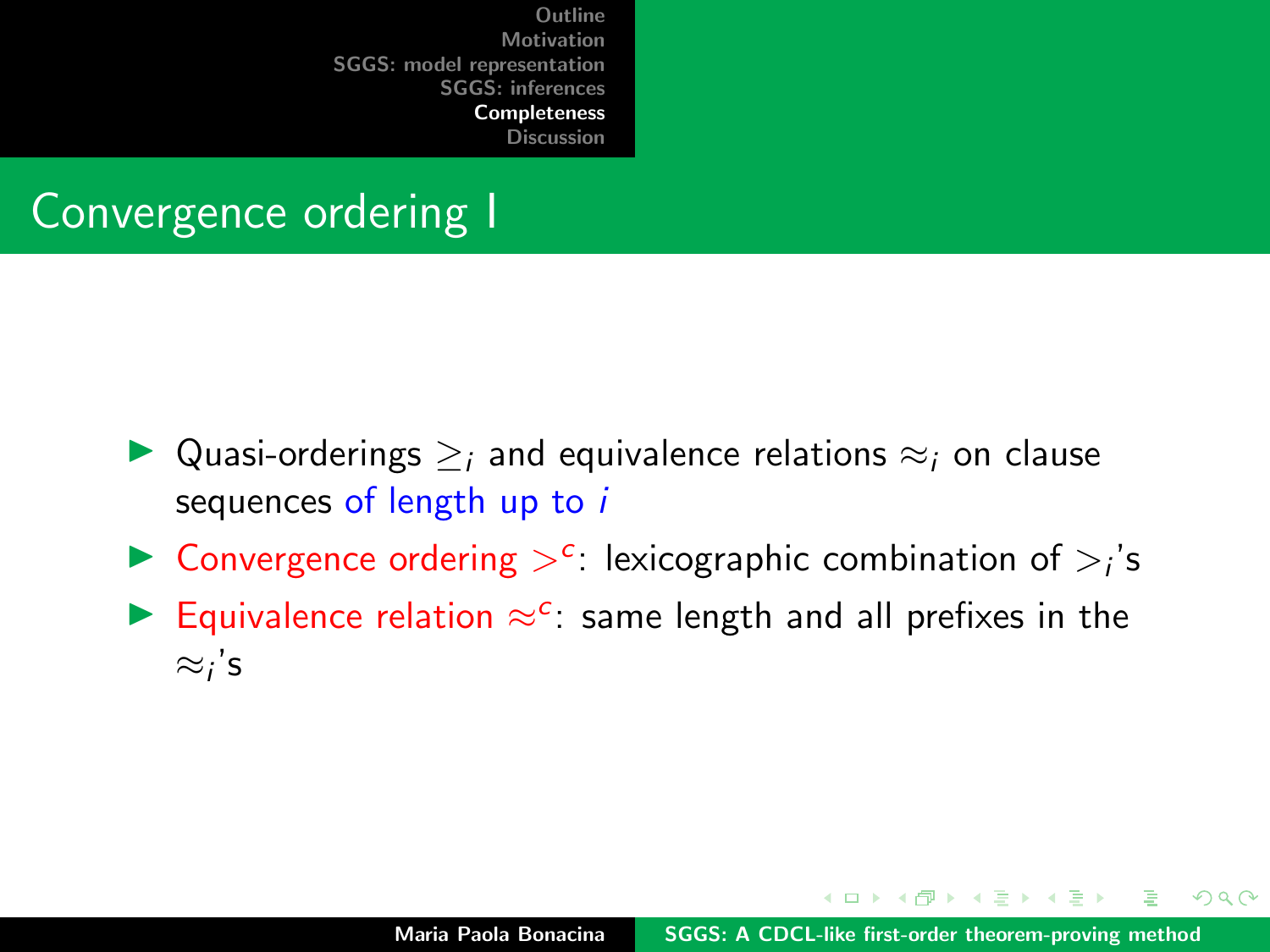## Convergence ordering I

- Quasi-orderings $\geq_i$ and equivalence relations $\approx_i$ on clause sequences of length up to $i$
- Convergence ordering $>^c$: lexicographic combination of $>_i$'s
- Equivalence relation $\approx^c$: same length and all prefixes in the $\approx_i$'s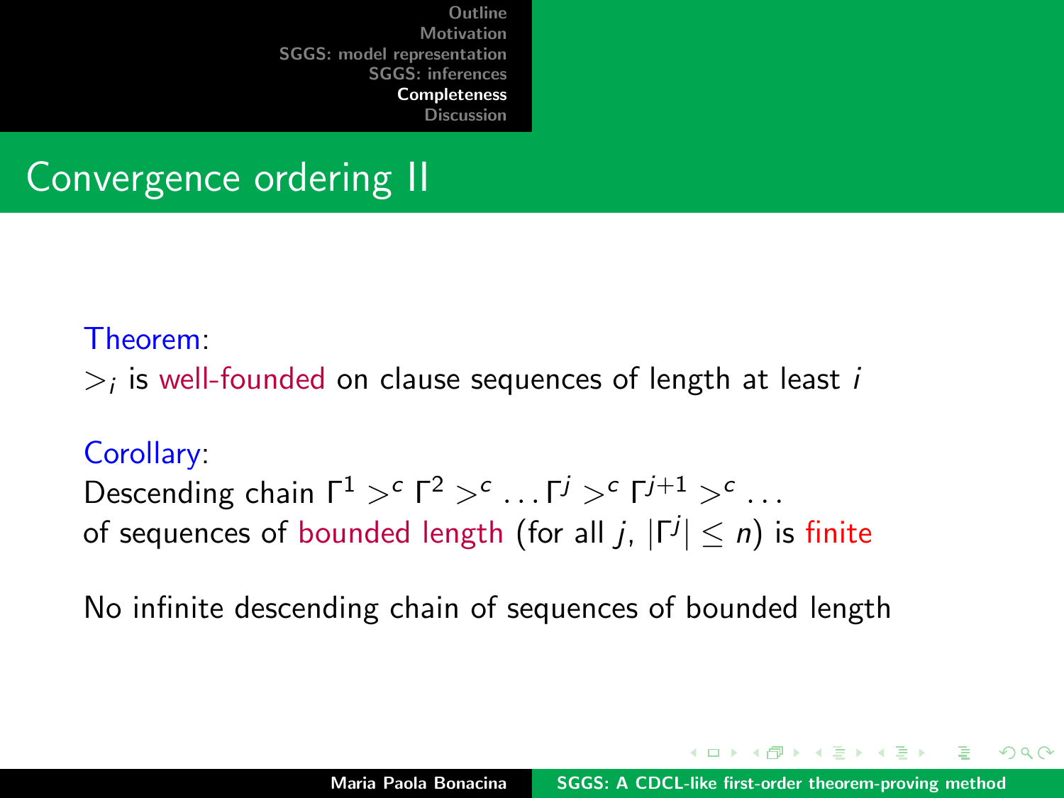# Convergence ordering II

Theorem:
$>_i$ is well-founded on clause sequences of length at least $i$

Corollary:
Descending chain $\Gamma^1 >^c \Gamma^2 >^c \dots \Gamma^j >^c \Gamma^{j+1} >^c \dots$
of sequences of bounded length (for all $j$, $|\Gamma^j| \leq n$) is finite

No infinite descending chain of sequences of bounded length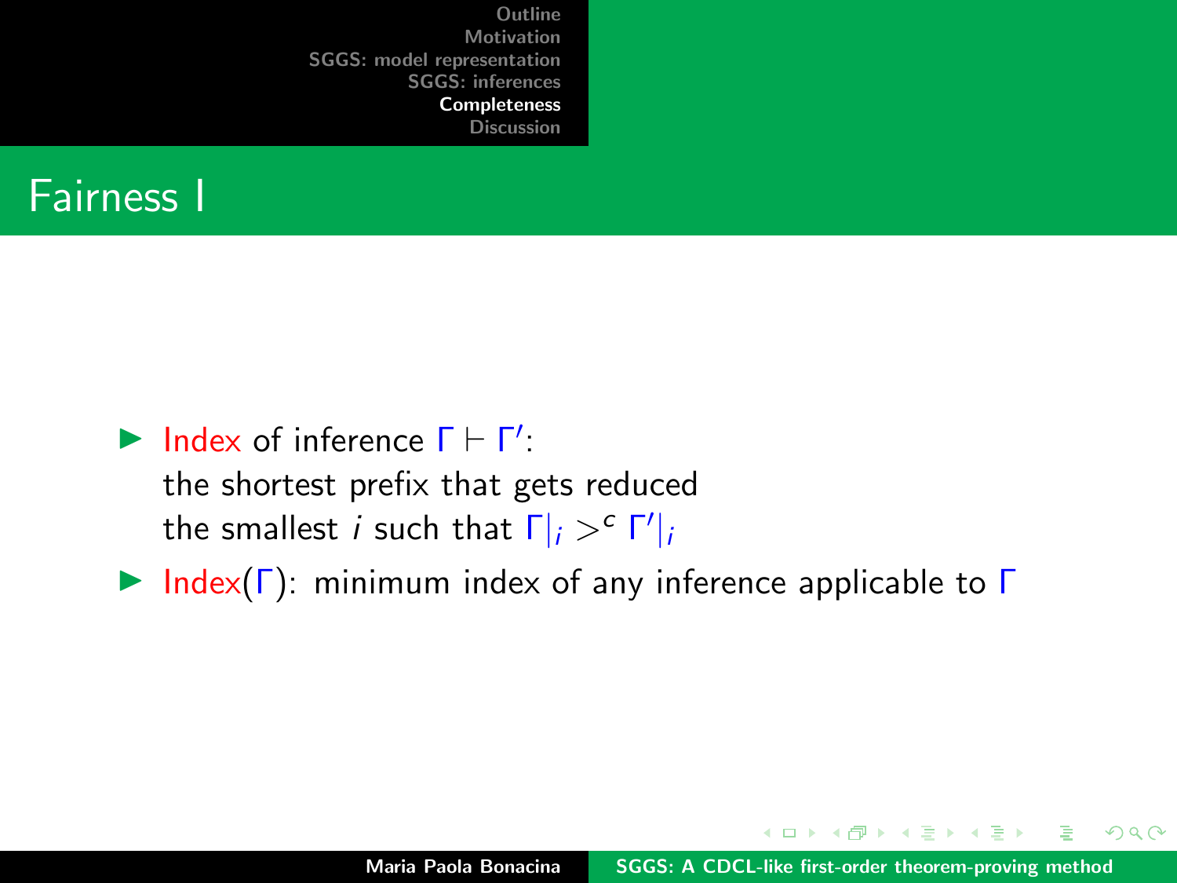# Fairness I

- Index of inference $\Gamma \vdash \Gamma'$:
  the shortest prefix that gets reduced
  the smallest $i$ such that $\Gamma|_i >^c \Gamma'|_i$
- Index($\Gamma$): minimum index of any inference applicable to $\Gamma$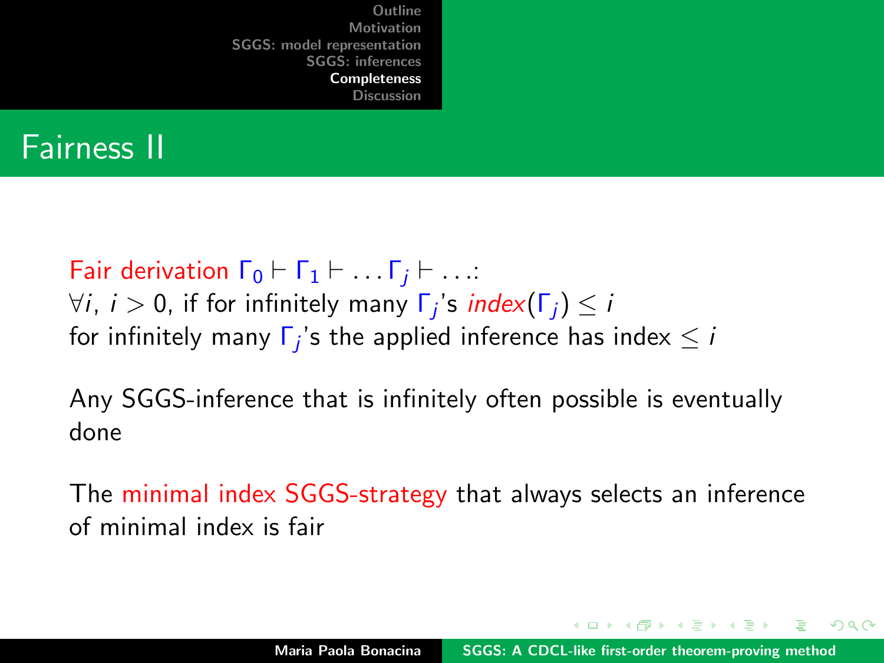# Fairness II

Fair derivation $\Gamma_0 \vdash \Gamma_1 \vdash \ldots \Gamma_j \vdash \ldots$:
$\forall i,\ i > 0$, if for infinitely many $\Gamma_j$'s *index*$(\Gamma_j) \leq i$
for infinitely many $\Gamma_j$'s the applied inference has index $\leq i$

Any SGGS-inference that is infinitely often possible is eventually done

The minimal index SGGS-strategy that always selects an inference of minimal index is fair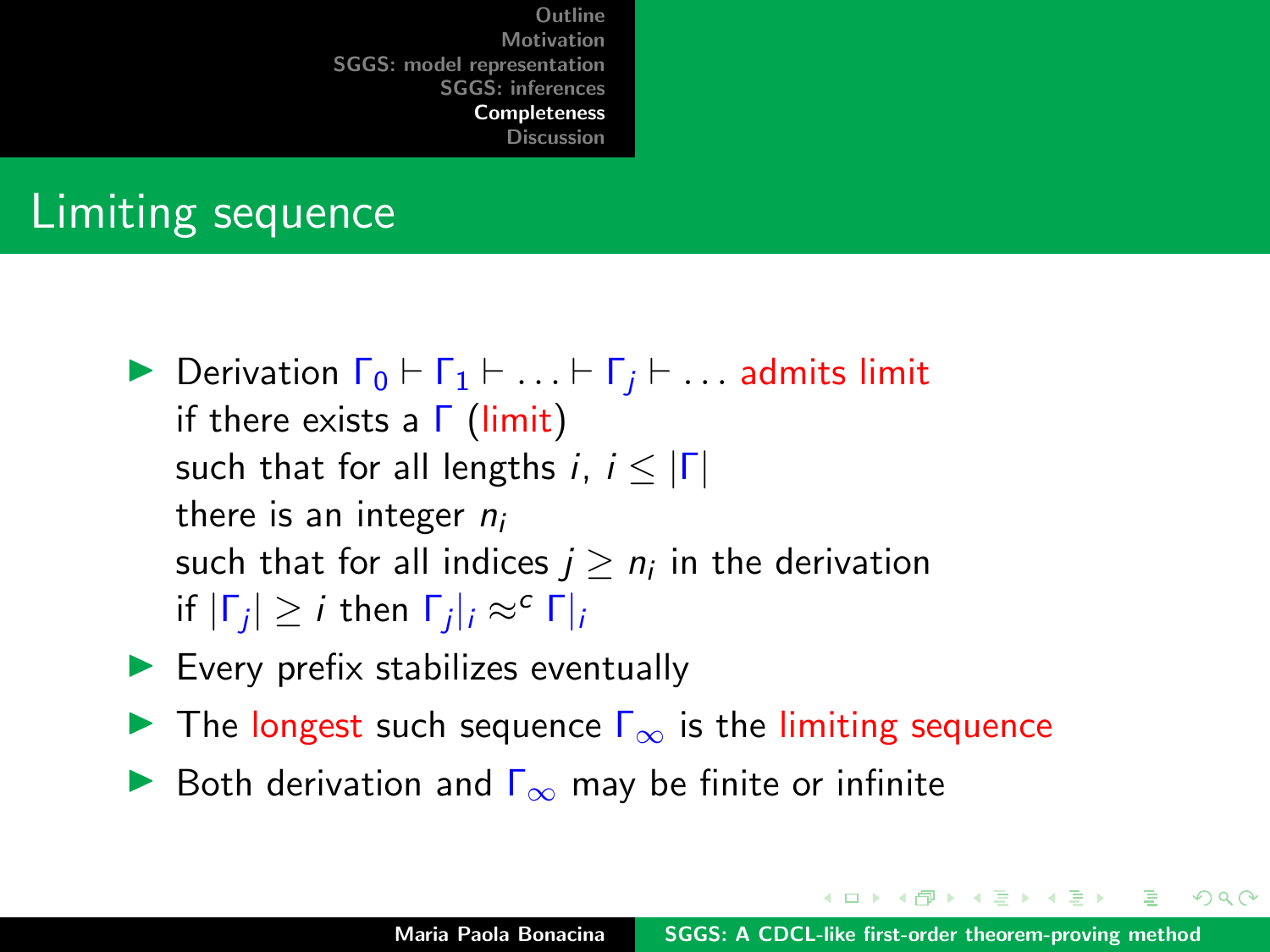## Limiting sequence

- Derivation $\Gamma_0 \vdash \Gamma_1 \vdash \ldots \vdash \Gamma_j \vdash \ldots$ admits limit
  if there exists a $\Gamma$ (limit)
  such that for all lengths $i$, $i \leq |\Gamma|$
  there is an integer $n_i$
  such that for all indices $j \geq n_i$ in the derivation
  if $|\Gamma_j| \geq i$ then $\Gamma_j|_i \approx^c \Gamma|_i$
- Every prefix stabilizes eventually
- The longest such sequence $\Gamma_\infty$ is the limiting sequence
- Both derivation and $\Gamma_\infty$ may be finite or infinite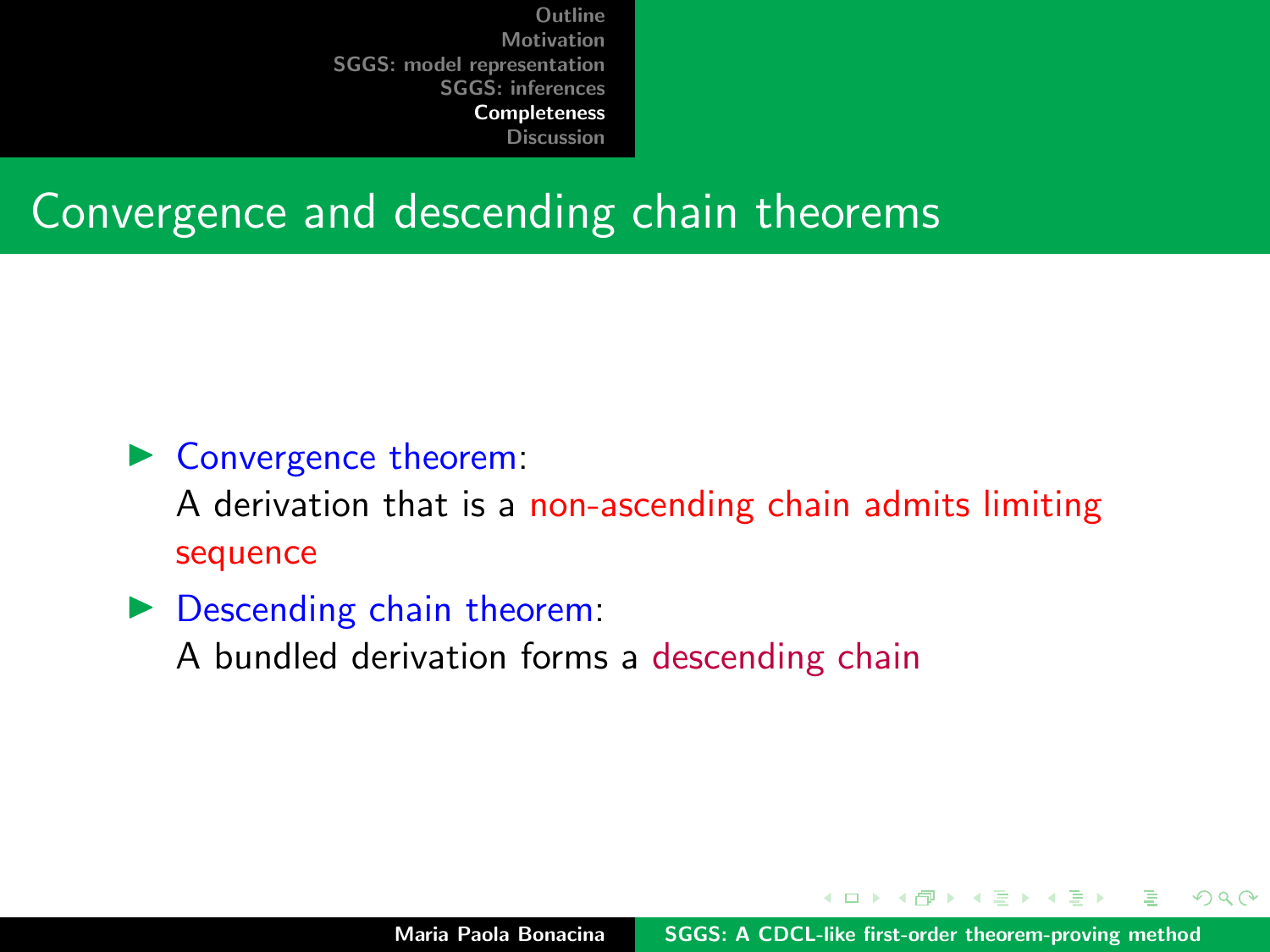# Convergence and descending chain theorems

- Convergence theorem:
  A derivation that is a non-ascending chain admits limiting sequence
- Descending chain theorem:
  A bundled derivation forms a descending chain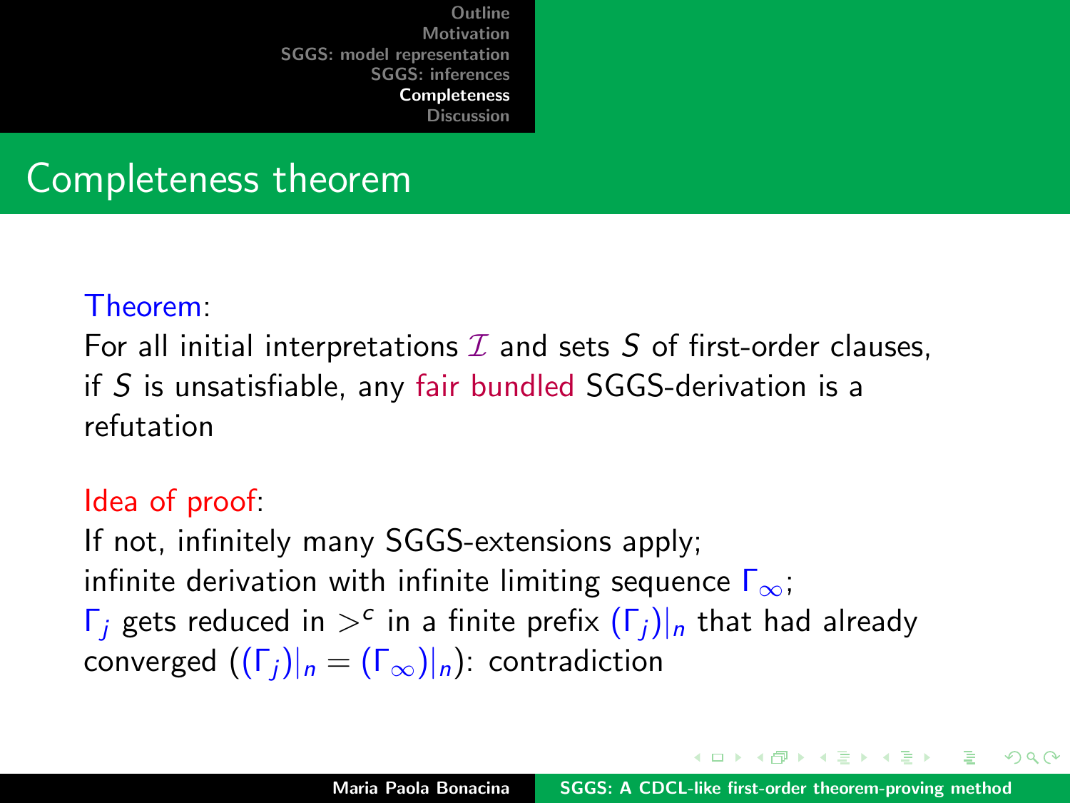# Completeness theorem

Theorem:

For all initial interpretations $\mathcal{I}$ and sets $S$ of first-order clauses, if $S$ is unsatisfiable, any fair bundled SGGS-derivation is a refutation

Idea of proof:

If not, infinitely many SGGS-extensions apply;
infinite derivation with infinite limiting sequence $\Gamma_\infty$;
$\Gamma_j$ gets reduced in $>^c$ in a finite prefix $(\Gamma_j)|_n$ that had already converged $((\Gamma_j)|_n = (\Gamma_\infty)|_n)$: contradiction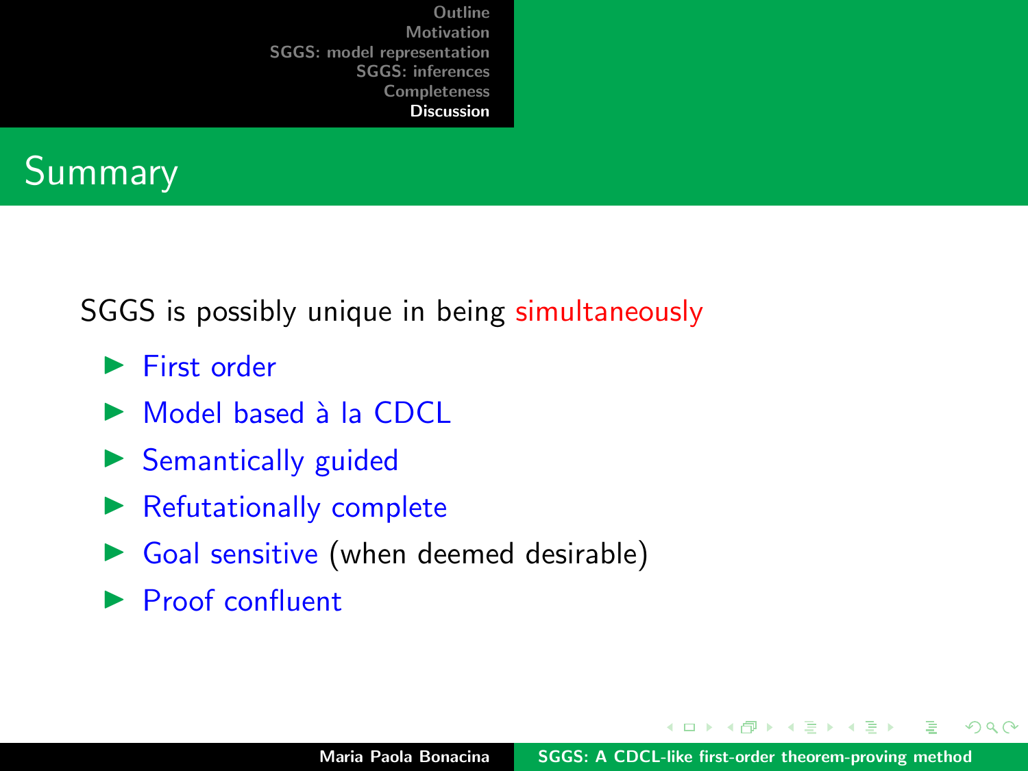## Summary

SGGS is possibly unique in being simultaneously

- First order
- Model based à la CDCL
- Semantically guided
- Refutationally complete
- Goal sensitive (when deemed desirable)
- Proof confluent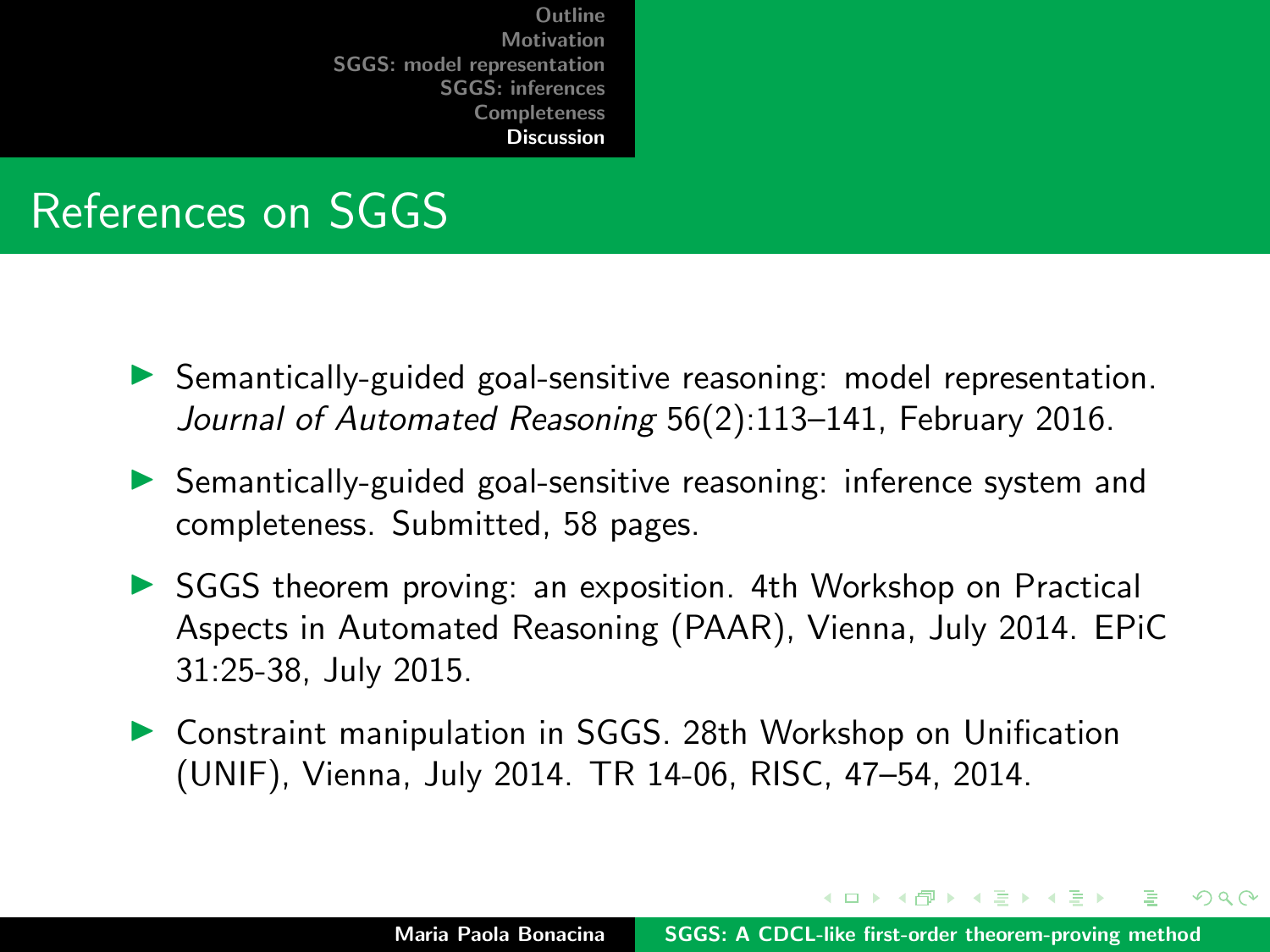## References on SGGS

- Semantically-guided goal-sensitive reasoning: model representation. *Journal of Automated Reasoning* 56(2):113–141, February 2016.
- Semantically-guided goal-sensitive reasoning: inference system and completeness. Submitted, 58 pages.
- SGGS theorem proving: an exposition. 4th Workshop on Practical Aspects in Automated Reasoning (PAAR), Vienna, July 2014. EPiC 31:25-38, July 2015.
- Constraint manipulation in SGGS. 28th Workshop on Unification (UNIF), Vienna, July 2014. TR 14-06, RISC, 47–54, 2014.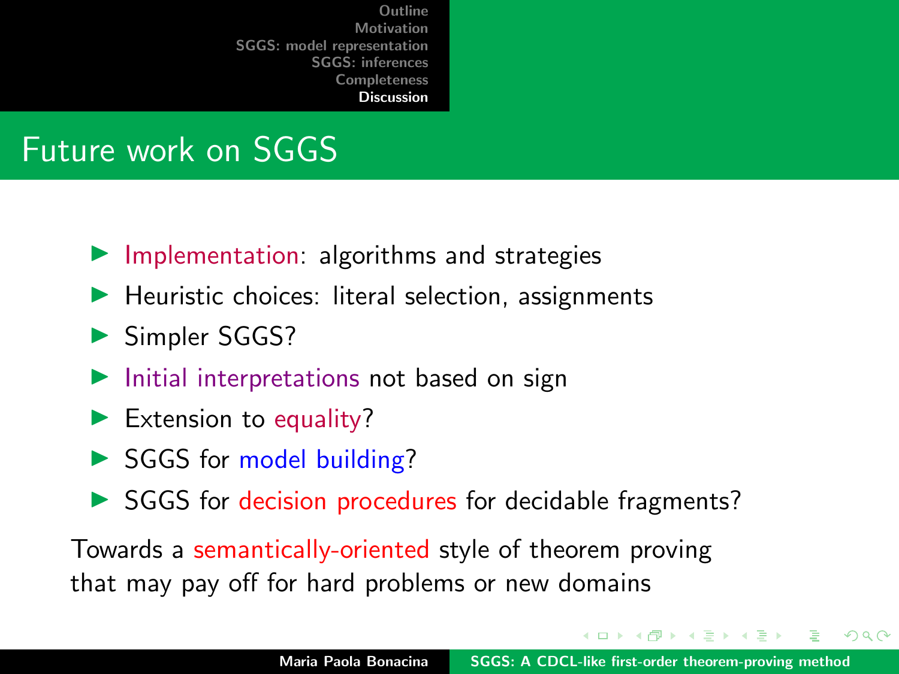## Future work on SGGS

- Implementation: algorithms and strategies
- Heuristic choices: literal selection, assignments
- Simpler SGGS?
- Initial interpretations not based on sign
- Extension to equality?
- SGGS for model building?
- SGGS for decision procedures for decidable fragments?

Towards a semantically-oriented style of theorem proving that may pay off for hard problems or new domains